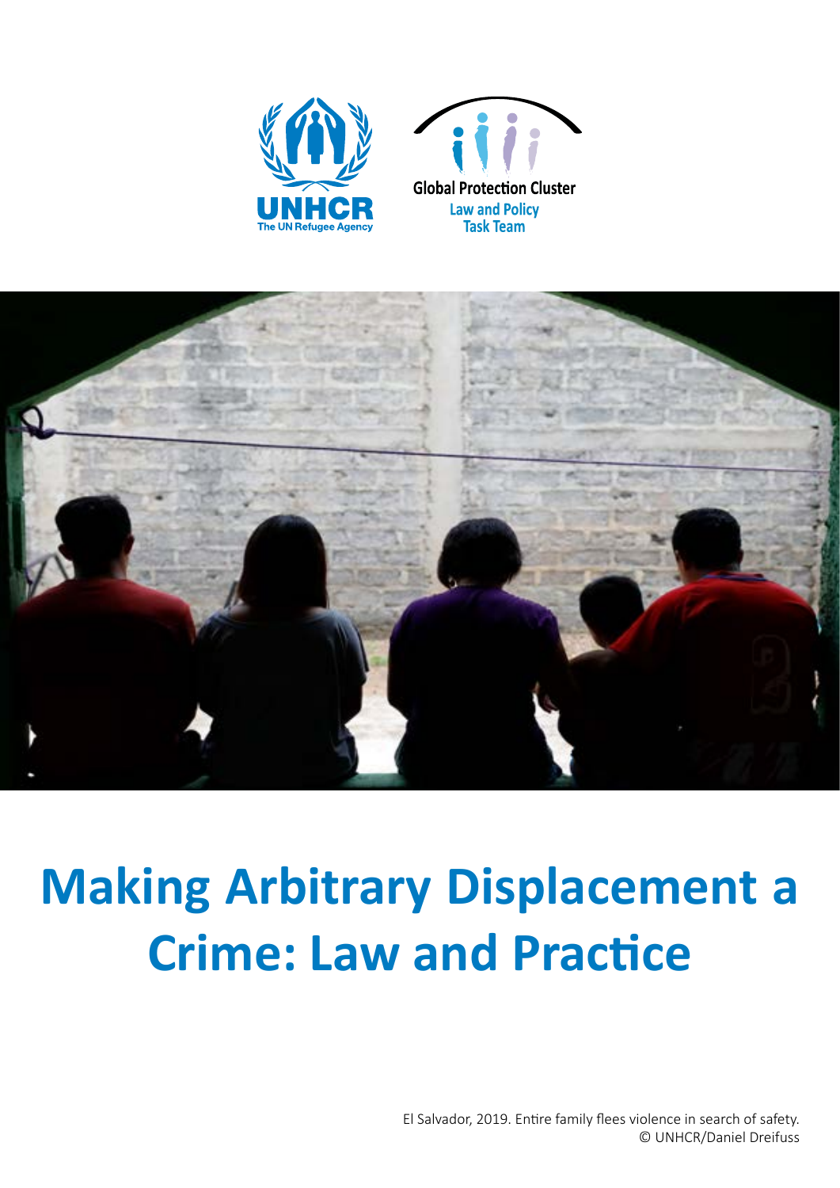UNHCR
The UN Refugee Agency

Global Protection Cluster
Law and Policy
Task Team

# Making Arbitrary Displacement a Crime: Law and Practice

El Salvador, 2019. Entire family flees violence in search of safety.
© UNHCR/Daniel Dreifuss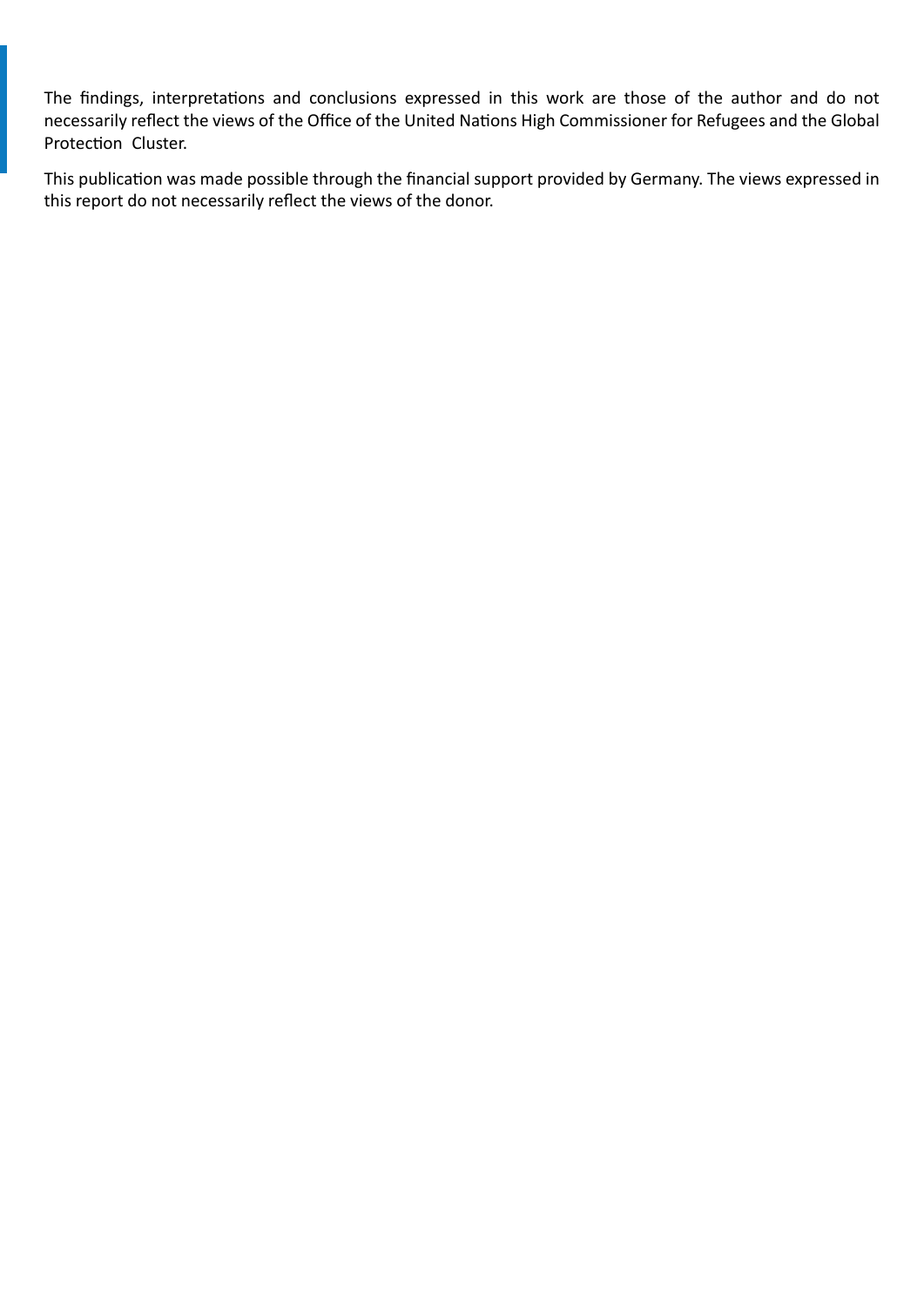The findings, interpretations and conclusions expressed in this work are those of the author and do not necessarily reflect the views of the Office of the United Nations High Commissioner for Refugees and the Global Protection Cluster.

This publication was made possible through the financial support provided by Germany. The views expressed in this report do not necessarily reflect the views of the donor.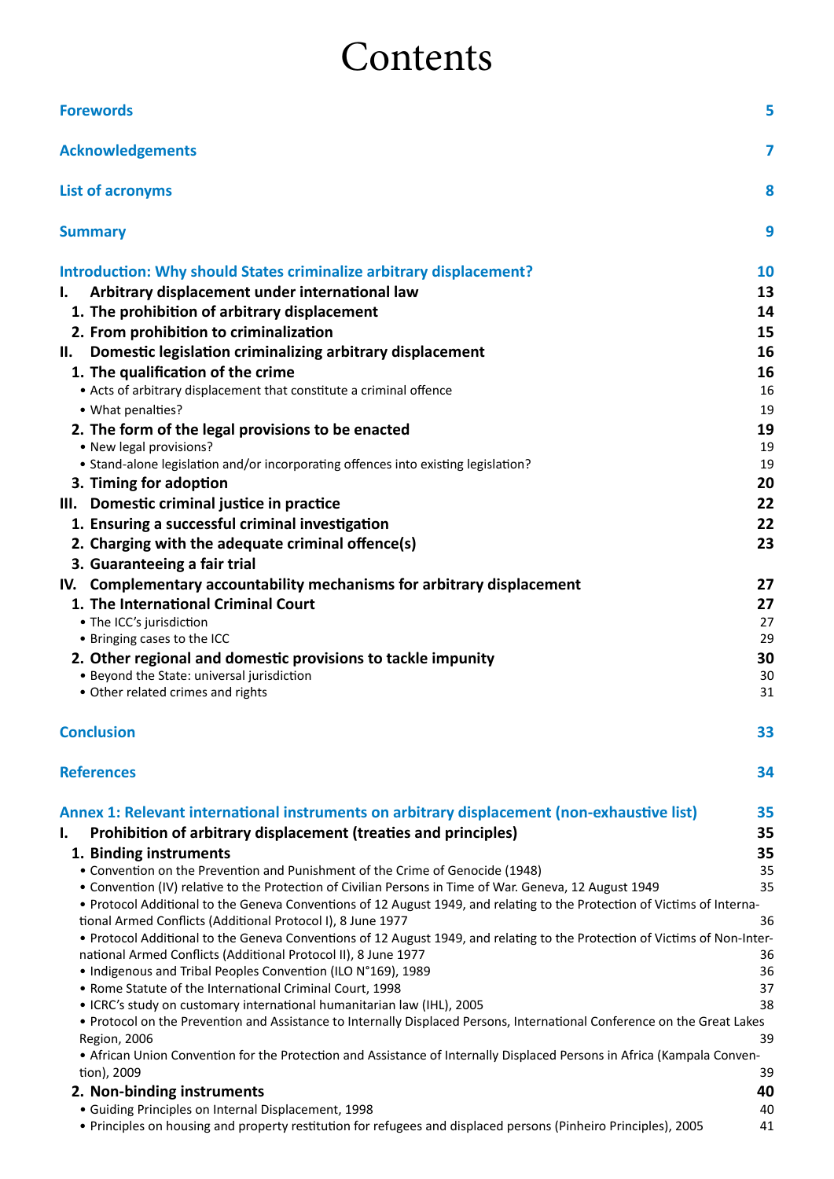# Contents

| | |
|---|---|
| **Forewords** | **5** |
| **Acknowledgements** | **7** |
| **List of acronyms** | **8** |
| **Summary** | **9** |
| **Introduction: Why should States criminalize arbitrary displacement?** | **10** |
| **I. Arbitrary displacement under international law** | **13** |
| **1. The prohibition of arbitrary displacement** | **14** |
| **2. From prohibition to criminalization** | **15** |
| **II. Domestic legislation criminalizing arbitrary displacement** | **16** |
| **1. The qualification of the crime** | **16** |
| • Acts of arbitrary displacement that constitute a criminal offence | 16 |
| • What penalties? | 19 |
| **2. The form of the legal provisions to be enacted** | **19** |
| • New legal provisions? | 19 |
| • Stand-alone legislation and/or incorporating offences into existing legislation? | 19 |
| **3. Timing for adoption** | **20** |
| **III. Domestic criminal justice in practice** | **22** |
| **1. Ensuring a successful criminal investigation** | **22** |
| **2. Charging with the adequate criminal offence(s)** | **23** |
| **3. Guaranteeing a fair trial** | |
| **IV. Complementary accountability mechanisms for arbitrary displacement** | **27** |
| **1. The International Criminal Court** | **27** |
| • The ICC's jurisdiction | 27 |
| • Bringing cases to the ICC | 29 |
| **2. Other regional and domestic provisions to tackle impunity** | **30** |
| • Beyond the State: universal jurisdiction | 30 |
| • Other related crimes and rights | 31 |
| **Conclusion** | **33** |
| **References** | **34** |
| **Annex 1: Relevant international instruments on arbitrary displacement (non-exhaustive list)** | **35** |
| **I. Prohibition of arbitrary displacement (treaties and principles)** | **35** |
| **1. Binding instruments** | **35** |
| • Convention on the Prevention and Punishment of the Crime of Genocide (1948) | 35 |
| • Convention (IV) relative to the Protection of Civilian Persons in Time of War. Geneva, 12 August 1949 | 35 |
| • Protocol Additional to the Geneva Conventions of 12 August 1949, and relating to the Protection of Victims of International Armed Conflicts (Additional Protocol I), 8 June 1977 | 36 |
| • Protocol Additional to the Geneva Conventions of 12 August 1949, and relating to the Protection of Victims of Non-International Armed Conflicts (Additional Protocol II), 8 June 1977 | 36 |
| • Indigenous and Tribal Peoples Convention (ILO N°169), 1989 | 36 |
| • Rome Statute of the International Criminal Court, 1998 | 37 |
| • ICRC's study on customary international humanitarian law (IHL), 2005 | 38 |
| • Protocol on the Prevention and Assistance to Internally Displaced Persons, International Conference on the Great Lakes Region, 2006 | 39 |
| • African Union Convention for the Protection and Assistance of Internally Displaced Persons in Africa (Kampala Convention), 2009 | 39 |
| **2. Non-binding instruments** | **40** |
| • Guiding Principles on Internal Displacement, 1998 | 40 |
| • Principles on housing and property restitution for refugees and displaced persons (Pinheiro Principles), 2005 | 41 |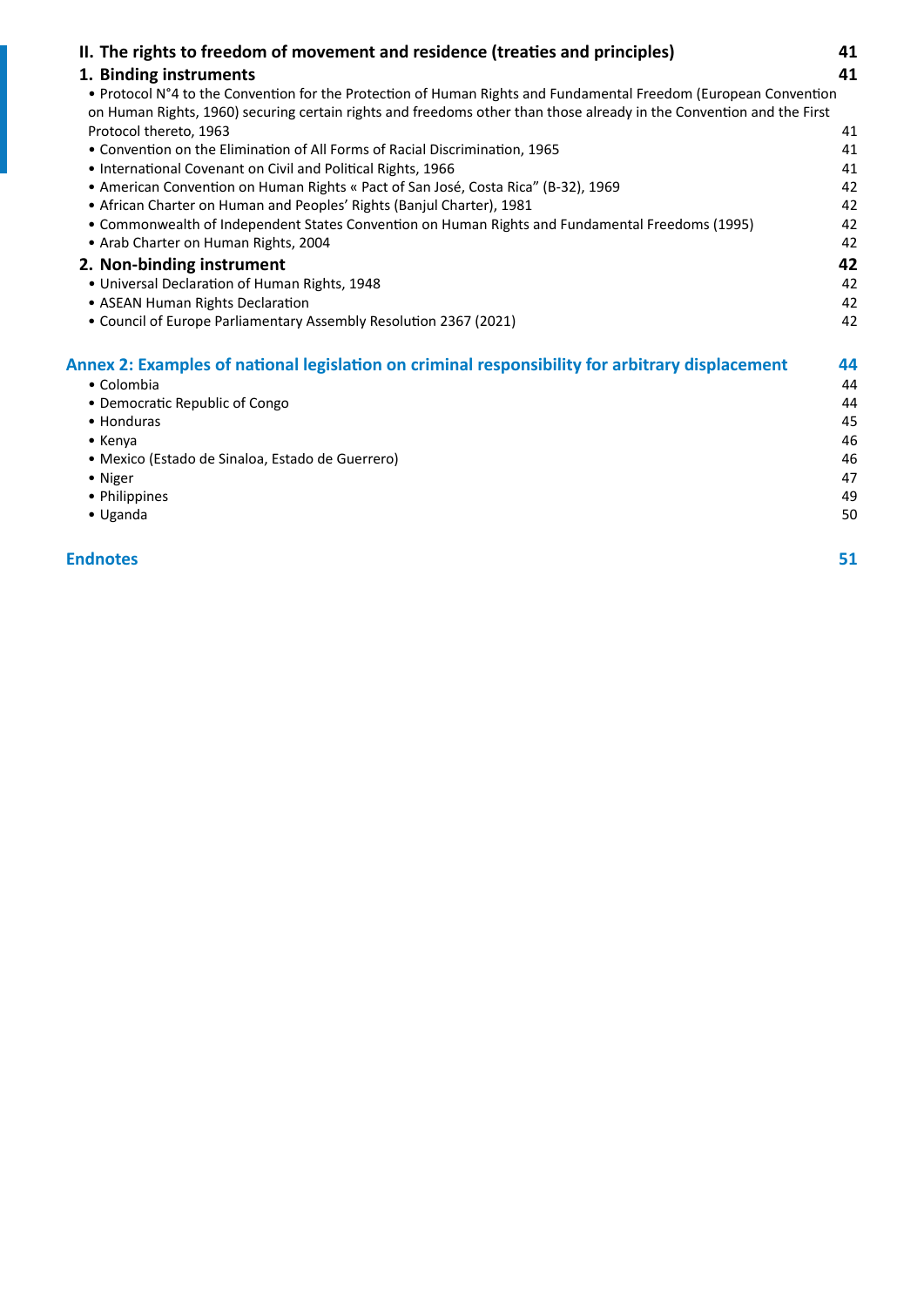**II. The rights to freedom of movement and residence (treaties and principles)** **41**

**1. Binding instruments** **41**

- Protocol N°4 to the Convention for the Protection of Human Rights and Fundamental Freedom (European Convention on Human Rights, 1960) securing certain rights and freedoms other than those already in the Convention and the First Protocol thereto, 1963 41
- Convention on the Elimination of All Forms of Racial Discrimination, 1965 41
- International Covenant on Civil and Political Rights, 1966 41
- American Convention on Human Rights « Pact of San José, Costa Rica" (B-32), 1969 42
- African Charter on Human and Peoples' Rights (Banjul Charter), 1981 42
- Commonwealth of Independent States Convention on Human Rights and Fundamental Freedoms (1995) 42
- Arab Charter on Human Rights, 2004 42

**2. Non-binding instrument** **42**

- Universal Declaration of Human Rights, 1948 42
- ASEAN Human Rights Declaration 42
- Council of Europe Parliamentary Assembly Resolution 2367 (2021) 42

**Annex 2: Examples of national legislation on criminal responsibility for arbitrary displacement** **44**

- Colombia 44
- Democratic Republic of Congo 44
- Honduras 45
- Kenya 46
- Mexico (Estado de Sinaloa, Estado de Guerrero) 46
- Niger 47
- Philippines 49
- Uganda 50

**Endnotes** **51**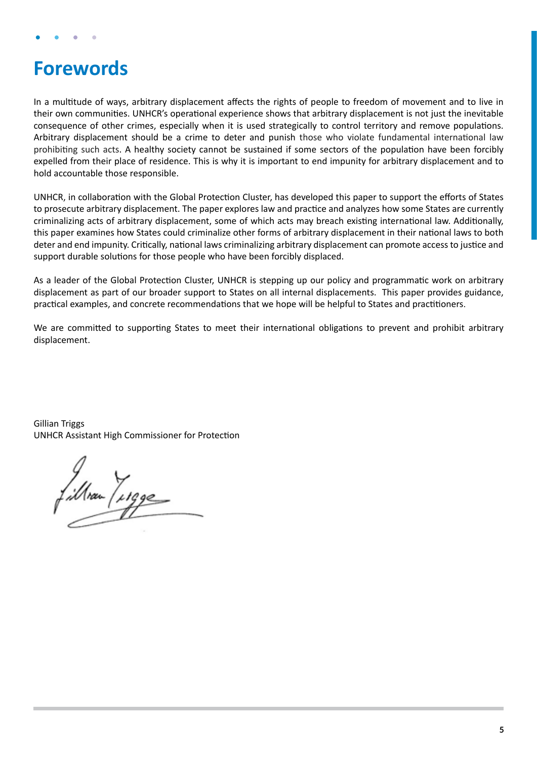# Forewords

In a multitude of ways, arbitrary displacement affects the rights of people to freedom of movement and to live in their own communities. UNHCR's operational experience shows that arbitrary displacement is not just the inevitable consequence of other crimes, especially when it is used strategically to control territory and remove populations. Arbitrary displacement should be a crime to deter and punish those who violate fundamental international law prohibiting such acts. A healthy society cannot be sustained if some sectors of the population have been forcibly expelled from their place of residence. This is why it is important to end impunity for arbitrary displacement and to hold accountable those responsible.

UNHCR, in collaboration with the Global Protection Cluster, has developed this paper to support the efforts of States to prosecute arbitrary displacement. The paper explores law and practice and analyzes how some States are currently criminalizing acts of arbitrary displacement, some of which acts may breach existing international law. Additionally, this paper examines how States could criminalize other forms of arbitrary displacement in their national laws to both deter and end impunity. Critically, national laws criminalizing arbitrary displacement can promote access to justice and support durable solutions for those people who have been forcibly displaced.

As a leader of the Global Protection Cluster, UNHCR is stepping up our policy and programmatic work on arbitrary displacement as part of our broader support to States on all internal displacements. This paper provides guidance, practical examples, and concrete recommendations that we hope will be helpful to States and practitioners.

We are committed to supporting States to meet their international obligations to prevent and prohibit arbitrary displacement.

Gillian Triggs
UNHCR Assistant High Commissioner for Protection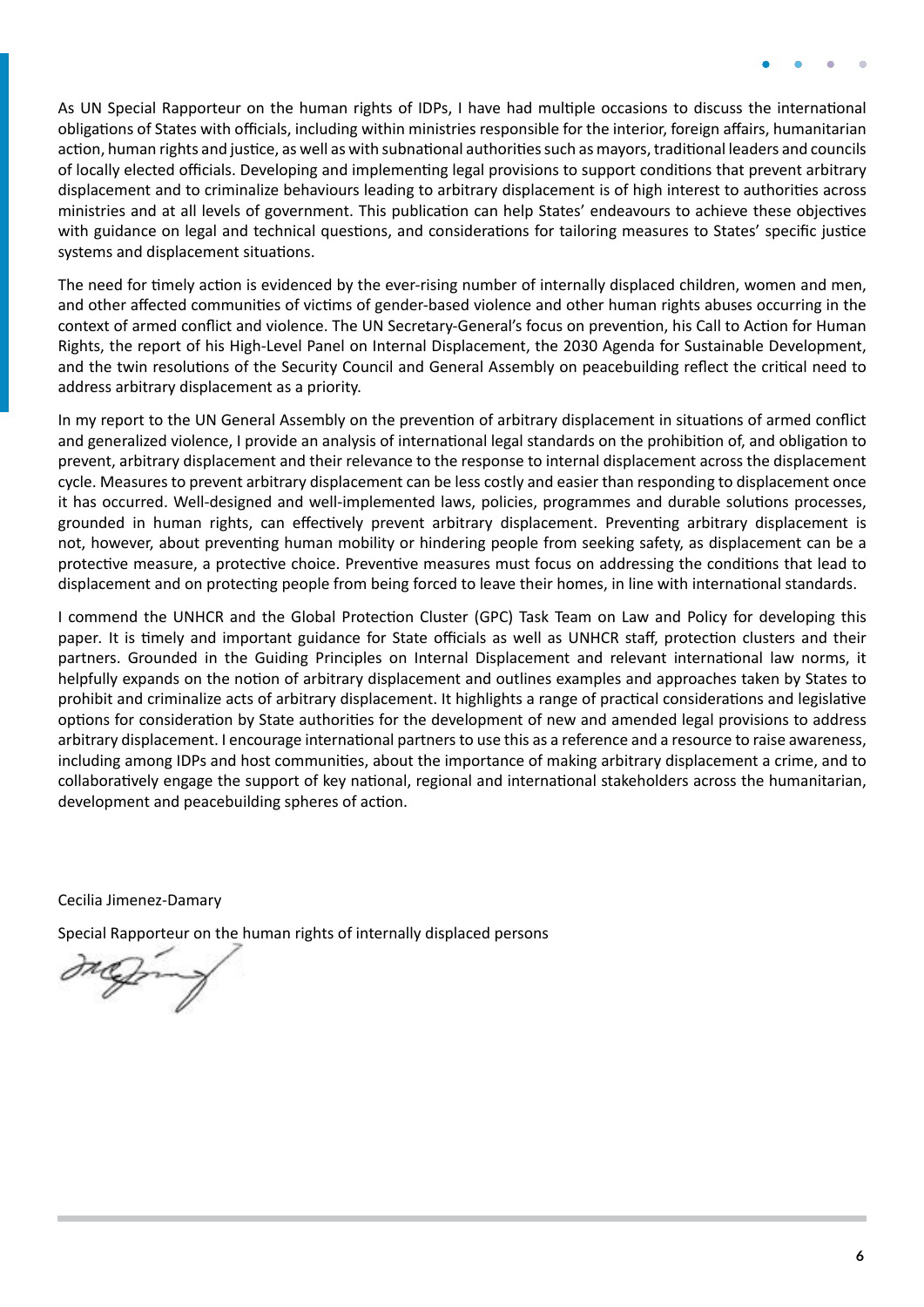As UN Special Rapporteur on the human rights of IDPs, I have had multiple occasions to discuss the international obligations of States with officials, including within ministries responsible for the interior, foreign affairs, humanitarian action, human rights and justice, as well as with subnational authorities such as mayors, traditional leaders and councils of locally elected officials. Developing and implementing legal provisions to support conditions that prevent arbitrary displacement and to criminalize behaviours leading to arbitrary displacement is of high interest to authorities across ministries and at all levels of government. This publication can help States' endeavours to achieve these objectives with guidance on legal and technical questions, and considerations for tailoring measures to States' specific justice systems and displacement situations.

The need for timely action is evidenced by the ever-rising number of internally displaced children, women and men, and other affected communities of victims of gender-based violence and other human rights abuses occurring in the context of armed conflict and violence. The UN Secretary-General's focus on prevention, his Call to Action for Human Rights, the report of his High-Level Panel on Internal Displacement, the 2030 Agenda for Sustainable Development, and the twin resolutions of the Security Council and General Assembly on peacebuilding reflect the critical need to address arbitrary displacement as a priority.

In my report to the UN General Assembly on the prevention of arbitrary displacement in situations of armed conflict and generalized violence, I provide an analysis of international legal standards on the prohibition of, and obligation to prevent, arbitrary displacement and their relevance to the response to internal displacement across the displacement cycle. Measures to prevent arbitrary displacement can be less costly and easier than responding to displacement once it has occurred. Well-designed and well-implemented laws, policies, programmes and durable solutions processes, grounded in human rights, can effectively prevent arbitrary displacement. Preventing arbitrary displacement is not, however, about preventing human mobility or hindering people from seeking safety, as displacement can be a protective measure, a protective choice. Preventive measures must focus on addressing the conditions that lead to displacement and on protecting people from being forced to leave their homes, in line with international standards.

I commend the UNHCR and the Global Protection Cluster (GPC) Task Team on Law and Policy for developing this paper. It is timely and important guidance for State officials as well as UNHCR staff, protection clusters and their partners. Grounded in the Guiding Principles on Internal Displacement and relevant international law norms, it helpfully expands on the notion of arbitrary displacement and outlines examples and approaches taken by States to prohibit and criminalize acts of arbitrary displacement. It highlights a range of practical considerations and legislative options for consideration by State authorities for the development of new and amended legal provisions to address arbitrary displacement. I encourage international partners to use this as a reference and a resource to raise awareness, including among IDPs and host communities, about the importance of making arbitrary displacement a crime, and to collaboratively engage the support of key national, regional and international stakeholders across the humanitarian, development and peacebuilding spheres of action.

Cecilia Jimenez-Damary

Special Rapporteur on the human rights of internally displaced persons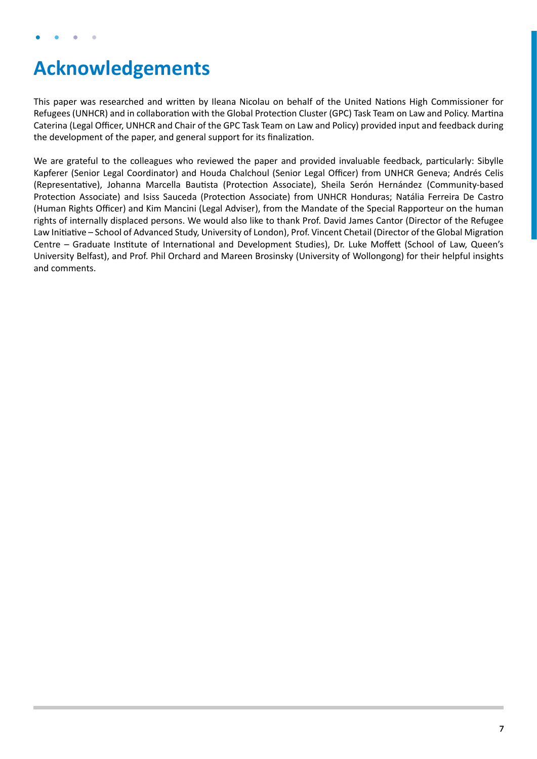# Acknowledgements

This paper was researched and written by Ileana Nicolau on behalf of the United Nations High Commissioner for Refugees (UNHCR) and in collaboration with the Global Protection Cluster (GPC) Task Team on Law and Policy. Martina Caterina (Legal Officer, UNHCR and Chair of the GPC Task Team on Law and Policy) provided input and feedback during the development of the paper, and general support for its finalization.

We are grateful to the colleagues who reviewed the paper and provided invaluable feedback, particularly: Sibylle Kapferer (Senior Legal Coordinator) and Houda Chalchoul (Senior Legal Officer) from UNHCR Geneva; Andrés Celis (Representative), Johanna Marcella Bautista (Protection Associate), Sheila Serón Hernández (Community-based Protection Associate) and Isiss Sauceda (Protection Associate) from UNHCR Honduras; Natália Ferreira De Castro (Human Rights Officer) and Kim Mancini (Legal Adviser), from the Mandate of the Special Rapporteur on the human rights of internally displaced persons. We would also like to thank Prof. David James Cantor (Director of the Refugee Law Initiative – School of Advanced Study, University of London), Prof. Vincent Chetail (Director of the Global Migration Centre – Graduate Institute of International and Development Studies), Dr. Luke Moffett (School of Law, Queen's University Belfast), and Prof. Phil Orchard and Mareen Brosinsky (University of Wollongong) for their helpful insights and comments.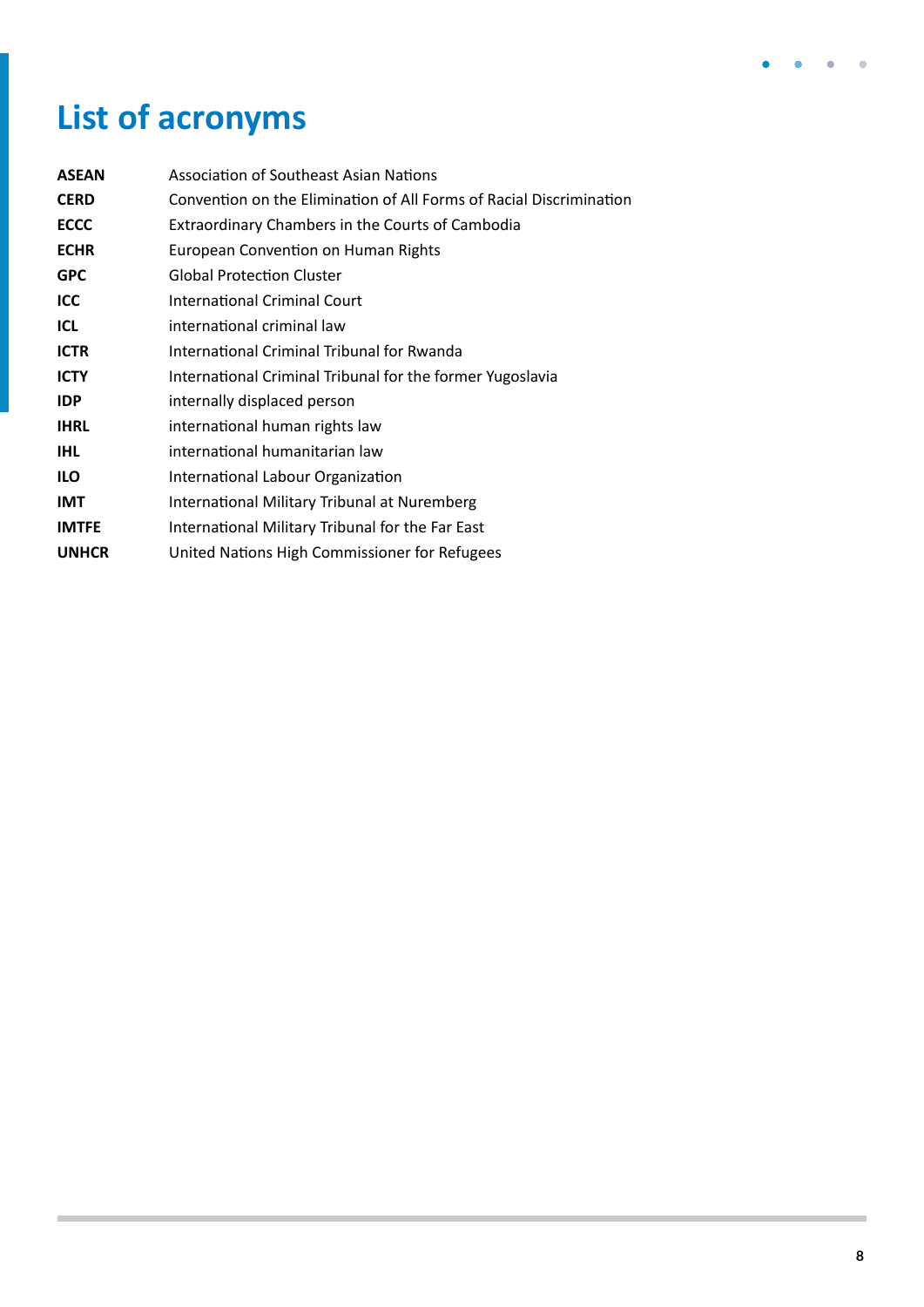# List of acronyms

| | |
|---|---|
| **ASEAN** | Association of Southeast Asian Nations |
| **CERD** | Convention on the Elimination of All Forms of Racial Discrimination |
| **ECCC** | Extraordinary Chambers in the Courts of Cambodia |
| **ECHR** | European Convention on Human Rights |
| **GPC** | Global Protection Cluster |
| **ICC** | International Criminal Court |
| **ICL** | international criminal law |
| **ICTR** | International Criminal Tribunal for Rwanda |
| **ICTY** | International Criminal Tribunal for the former Yugoslavia |
| **IDP** | internally displaced person |
| **IHRL** | international human rights law |
| **IHL** | international humanitarian law |
| **ILO** | International Labour Organization |
| **IMT** | International Military Tribunal at Nuremberg |
| **IMTFE** | International Military Tribunal for the Far East |
| **UNHCR** | United Nations High Commissioner for Refugees |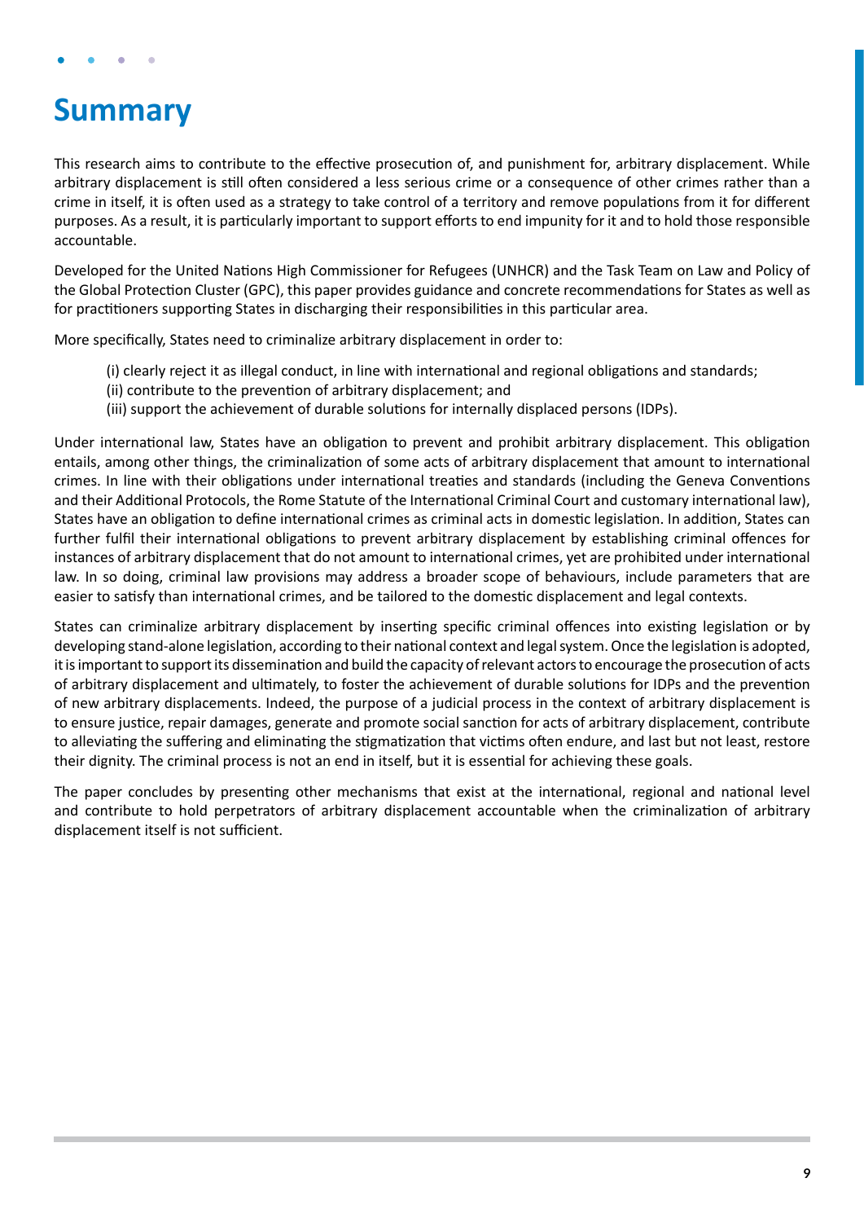# Summary

This research aims to contribute to the effective prosecution of, and punishment for, arbitrary displacement. While arbitrary displacement is still often considered a less serious crime or a consequence of other crimes rather than a crime in itself, it is often used as a strategy to take control of a territory and remove populations from it for different purposes. As a result, it is particularly important to support efforts to end impunity for it and to hold those responsible accountable.

Developed for the United Nations High Commissioner for Refugees (UNHCR) and the Task Team on Law and Policy of the Global Protection Cluster (GPC), this paper provides guidance and concrete recommendations for States as well as for practitioners supporting States in discharging their responsibilities in this particular area.

More specifically, States need to criminalize arbitrary displacement in order to:

(i) clearly reject it as illegal conduct, in line with international and regional obligations and standards;
(ii) contribute to the prevention of arbitrary displacement; and
(iii) support the achievement of durable solutions for internally displaced persons (IDPs).

Under international law, States have an obligation to prevent and prohibit arbitrary displacement. This obligation entails, among other things, the criminalization of some acts of arbitrary displacement that amount to international crimes. In line with their obligations under international treaties and standards (including the Geneva Conventions and their Additional Protocols, the Rome Statute of the International Criminal Court and customary international law), States have an obligation to define international crimes as criminal acts in domestic legislation. In addition, States can further fulfil their international obligations to prevent arbitrary displacement by establishing criminal offences for instances of arbitrary displacement that do not amount to international crimes, yet are prohibited under international law. In so doing, criminal law provisions may address a broader scope of behaviours, include parameters that are easier to satisfy than international crimes, and be tailored to the domestic displacement and legal contexts.

States can criminalize arbitrary displacement by inserting specific criminal offences into existing legislation or by developing stand-alone legislation, according to their national context and legal system. Once the legislation is adopted, it is important to support its dissemination and build the capacity of relevant actors to encourage the prosecution of acts of arbitrary displacement and ultimately, to foster the achievement of durable solutions for IDPs and the prevention of new arbitrary displacements. Indeed, the purpose of a judicial process in the context of arbitrary displacement is to ensure justice, repair damages, generate and promote social sanction for acts of arbitrary displacement, contribute to alleviating the suffering and eliminating the stigmatization that victims often endure, and last but not least, restore their dignity. The criminal process is not an end in itself, but it is essential for achieving these goals.

The paper concludes by presenting other mechanisms that exist at the international, regional and national level and contribute to hold perpetrators of arbitrary displacement accountable when the criminalization of arbitrary displacement itself is not sufficient.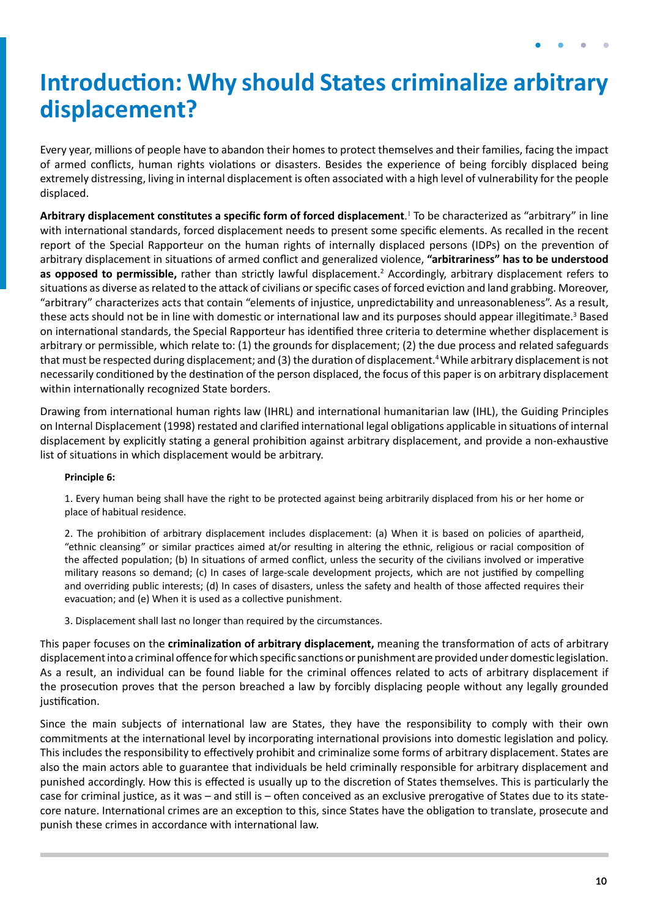# Introduction: Why should States criminalize arbitrary displacement?

Every year, millions of people have to abandon their homes to protect themselves and their families, facing the impact of armed conflicts, human rights violations or disasters. Besides the experience of being forcibly displaced being extremely distressing, living in internal displacement is often associated with a high level of vulnerability for the people displaced.

**Arbitrary displacement constitutes a specific form of forced displacement**.[1] To be characterized as "arbitrary" in line with international standards, forced displacement needs to present some specific elements. As recalled in the recent report of the Special Rapporteur on the human rights of internally displaced persons (IDPs) on the prevention of arbitrary displacement in situations of armed conflict and generalized violence, **"arbitrariness" has to be understood as opposed to permissible,** rather than strictly lawful displacement.[2] Accordingly, arbitrary displacement refers to situations as diverse as related to the attack of civilians or specific cases of forced eviction and land grabbing. Moreover, "arbitrary" characterizes acts that contain "elements of injustice, unpredictability and unreasonableness". As a result, these acts should not be in line with domestic or international law and its purposes should appear illegitimate.[3] Based on international standards, the Special Rapporteur has identified three criteria to determine whether displacement is arbitrary or permissible, which relate to: (1) the grounds for displacement; (2) the due process and related safeguards that must be respected during displacement; and (3) the duration of displacement.[4] While arbitrary displacement is not necessarily conditioned by the destination of the person displaced, the focus of this paper is on arbitrary displacement within internationally recognized State borders.

Drawing from international human rights law (IHRL) and international humanitarian law (IHL), the Guiding Principles on Internal Displacement (1998) restated and clarified international legal obligations applicable in situations of internal displacement by explicitly stating a general prohibition against arbitrary displacement, and provide a non-exhaustive list of situations in which displacement would be arbitrary.

> **Principle 6:**
>
> 1. Every human being shall have the right to be protected against being arbitrarily displaced from his or her home or place of habitual residence.
>
> 2. The prohibition of arbitrary displacement includes displacement: (a) When it is based on policies of apartheid, "ethnic cleansing" or similar practices aimed at/or resulting in altering the ethnic, religious or racial composition of the affected population; (b) In situations of armed conflict, unless the security of the civilians involved or imperative military reasons so demand; (c) In cases of large-scale development projects, which are not justified by compelling and overriding public interests; (d) In cases of disasters, unless the safety and health of those affected requires their evacuation; and (e) When it is used as a collective punishment.
>
> 3. Displacement shall last no longer than required by the circumstances.

This paper focuses on the **criminalization of arbitrary displacement,** meaning the transformation of acts of arbitrary displacement into a criminal offence for which specific sanctions or punishment are provided under domestic legislation. As a result, an individual can be found liable for the criminal offences related to acts of arbitrary displacement if the prosecution proves that the person breached a law by forcibly displacing people without any legally grounded justification.

Since the main subjects of international law are States, they have the responsibility to comply with their own commitments at the international level by incorporating international provisions into domestic legislation and policy. This includes the responsibility to effectively prohibit and criminalize some forms of arbitrary displacement. States are also the main actors able to guarantee that individuals be held criminally responsible for arbitrary displacement and punished accordingly. How this is effected is usually up to the discretion of States themselves. This is particularly the case for criminal justice, as it was – and still is – often conceived as an exclusive prerogative of States due to its state-core nature. International crimes are an exception to this, since States have the obligation to translate, prosecute and punish these crimes in accordance with international law.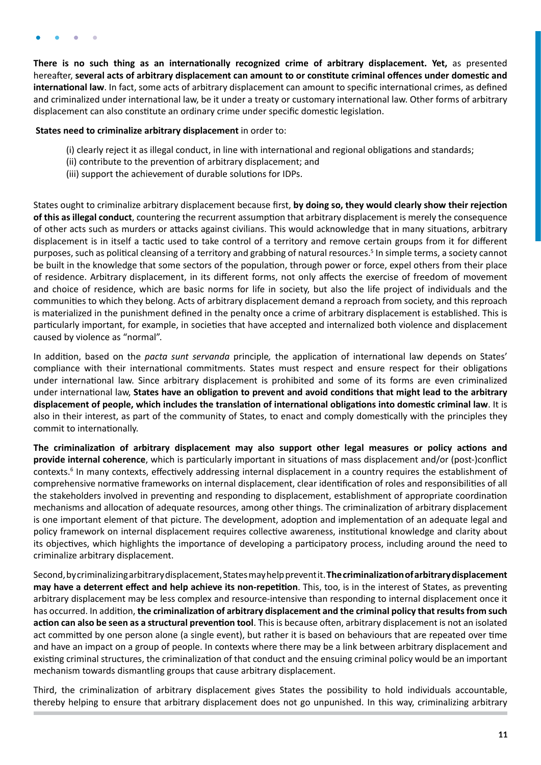**There is no such thing as an internationally recognized crime of arbitrary displacement. Yet,** as presented hereafter, **several acts of arbitrary displacement can amount to or constitute criminal offences under domestic and international law**. In fact, some acts of arbitrary displacement can amount to specific international crimes, as defined and criminalized under international law, be it under a treaty or customary international law. Other forms of arbitrary displacement can also constitute an ordinary crime under specific domestic legislation.

**States need to criminalize arbitrary displacement** in order to:

(i) clearly reject it as illegal conduct, in line with international and regional obligations and standards;
(ii) contribute to the prevention of arbitrary displacement; and
(iii) support the achievement of durable solutions for IDPs.

States ought to criminalize arbitrary displacement because first, **by doing so, they would clearly show their rejection of this as illegal conduct**, countering the recurrent assumption that arbitrary displacement is merely the consequence of other acts such as murders or attacks against civilians. This would acknowledge that in many situations, arbitrary displacement is in itself a tactic used to take control of a territory and remove certain groups from it for different purposes, such as political cleansing of a territory and grabbing of natural resources.[5] In simple terms, a society cannot be built in the knowledge that some sectors of the population, through power or force, expel others from their place of residence. Arbitrary displacement, in its different forms, not only affects the exercise of freedom of movement and choice of residence, which are basic norms for life in society, but also the life project of individuals and the communities to which they belong. Acts of arbitrary displacement demand a reproach from society, and this reproach is materialized in the punishment defined in the penalty once a crime of arbitrary displacement is established. This is particularly important, for example, in societies that have accepted and internalized both violence and displacement caused by violence as "normal".

In addition, based on the *pacta sunt servanda* principle, the application of international law depends on States' compliance with their international commitments. States must respect and ensure respect for their obligations under international law. Since arbitrary displacement is prohibited and some of its forms are even criminalized under international law, **States have an obligation to prevent and avoid conditions that might lead to the arbitrary displacement of people, which includes the translation of international obligations into domestic criminal law**. It is also in their interest, as part of the community of States, to enact and comply domestically with the principles they commit to internationally.

**The criminalization of arbitrary displacement may also support other legal measures or policy actions and provide internal coherence**, which is particularly important in situations of mass displacement and/or (post-)conflict contexts.[6] In many contexts, effectively addressing internal displacement in a country requires the establishment of comprehensive normative frameworks on internal displacement, clear identification of roles and responsibilities of all the stakeholders involved in preventing and responding to displacement, establishment of appropriate coordination mechanisms and allocation of adequate resources, among other things. The criminalization of arbitrary displacement is one important element of that picture. The development, adoption and implementation of an adequate legal and policy framework on internal displacement requires collective awareness, institutional knowledge and clarity about its objectives, which highlights the importance of developing a participatory process, including around the need to criminalize arbitrary displacement.

Second, by criminalizing arbitrary displacement, States may help prevent it. **The criminalization of arbitrary displacement may have a deterrent effect and help achieve its non-repetition**. This, too, is in the interest of States, as preventing arbitrary displacement may be less complex and resource-intensive than responding to internal displacement once it has occurred. In addition, **the criminalization of arbitrary displacement and the criminal policy that results from such action can also be seen as a structural prevention tool**. This is because often, arbitrary displacement is not an isolated act committed by one person alone (a single event), but rather it is based on behaviours that are repeated over time and have an impact on a group of people. In contexts where there may be a link between arbitrary displacement and existing criminal structures, the criminalization of that conduct and the ensuing criminal policy would be an important mechanism towards dismantling groups that cause arbitrary displacement.

Third, the criminalization of arbitrary displacement gives States the possibility to hold individuals accountable, thereby helping to ensure that arbitrary displacement does not go unpunished. In this way, criminalizing arbitrary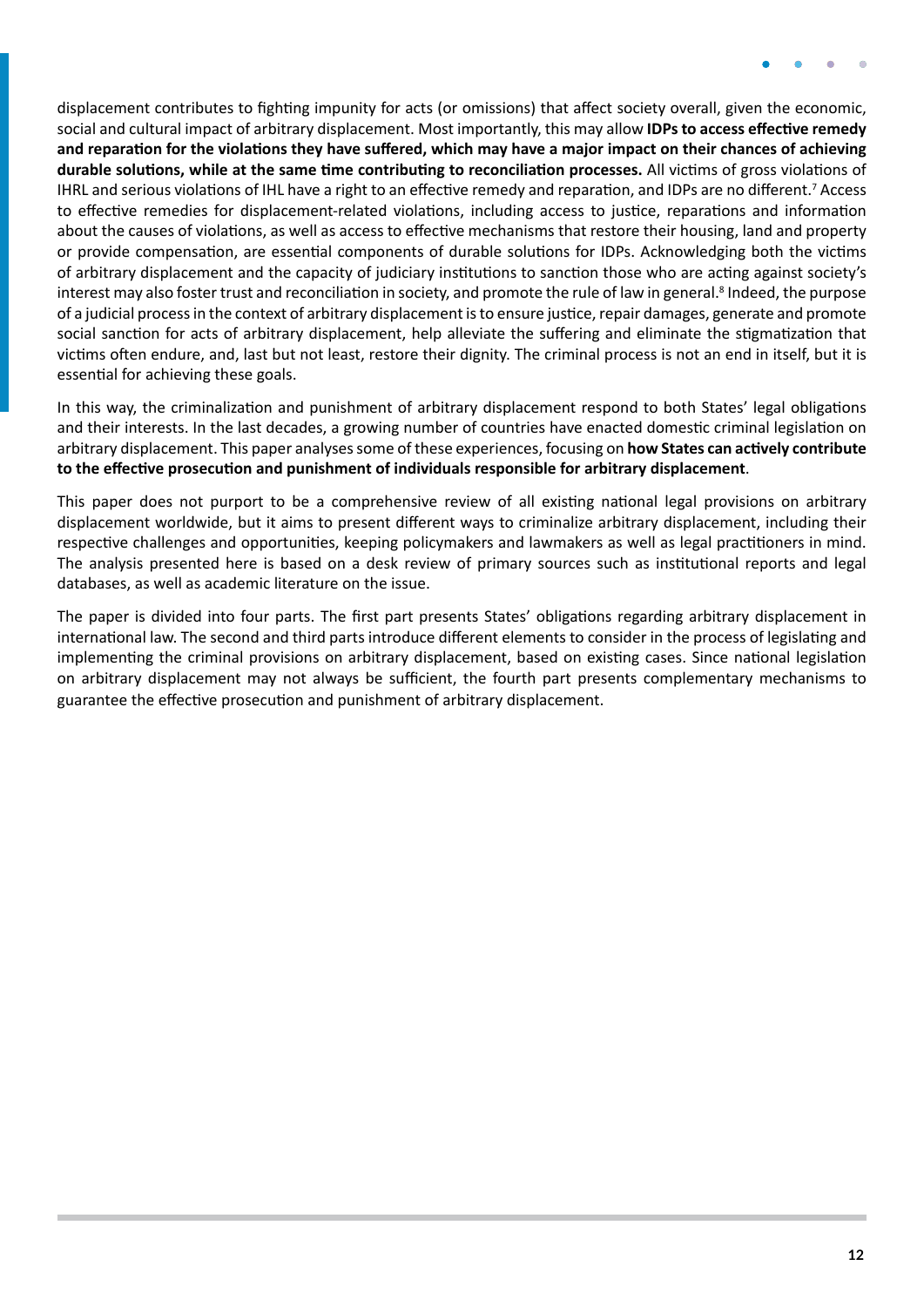displacement contributes to fighting impunity for acts (or omissions) that affect society overall, given the economic, social and cultural impact of arbitrary displacement. Most importantly, this may allow **IDPs to access effective remedy and reparation for the violations they have suffered, which may have a major impact on their chances of achieving durable solutions, while at the same time contributing to reconciliation processes.** All victims of gross violations of IHRL and serious violations of IHL have a right to an effective remedy and reparation, and IDPs are no different.[7] Access to effective remedies for displacement-related violations, including access to justice, reparations and information about the causes of violations, as well as access to effective mechanisms that restore their housing, land and property or provide compensation, are essential components of durable solutions for IDPs. Acknowledging both the victims of arbitrary displacement and the capacity of judiciary institutions to sanction those who are acting against society's interest may also foster trust and reconciliation in society, and promote the rule of law in general.[8] Indeed, the purpose of a judicial process in the context of arbitrary displacement is to ensure justice, repair damages, generate and promote social sanction for acts of arbitrary displacement, help alleviate the suffering and eliminate the stigmatization that victims often endure, and, last but not least, restore their dignity. The criminal process is not an end in itself, but it is essential for achieving these goals.

In this way, the criminalization and punishment of arbitrary displacement respond to both States' legal obligations and their interests. In the last decades, a growing number of countries have enacted domestic criminal legislation on arbitrary displacement. This paper analyses some of these experiences, focusing on **how States can actively contribute to the effective prosecution and punishment of individuals responsible for arbitrary displacement**.

This paper does not purport to be a comprehensive review of all existing national legal provisions on arbitrary displacement worldwide, but it aims to present different ways to criminalize arbitrary displacement, including their respective challenges and opportunities, keeping policymakers and lawmakers as well as legal practitioners in mind. The analysis presented here is based on a desk review of primary sources such as institutional reports and legal databases, as well as academic literature on the issue.

The paper is divided into four parts. The first part presents States' obligations regarding arbitrary displacement in international law. The second and third parts introduce different elements to consider in the process of legislating and implementing the criminal provisions on arbitrary displacement, based on existing cases. Since national legislation on arbitrary displacement may not always be sufficient, the fourth part presents complementary mechanisms to guarantee the effective prosecution and punishment of arbitrary displacement.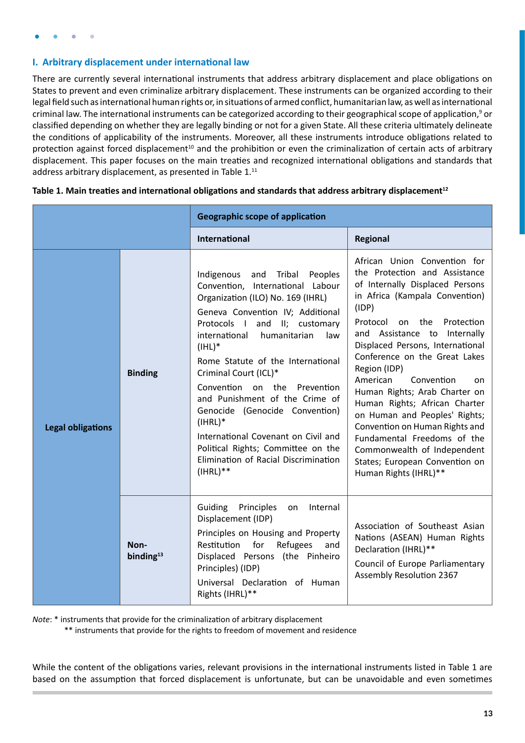## I. Arbitrary displacement under international law

There are currently several international instruments that address arbitrary displacement and place obligations on States to prevent and even criminalize arbitrary displacement. These instruments can be organized according to their legal field such as international human rights or, in situations of armed conflict, humanitarian law, as well as international criminal law. The international instruments can be categorized according to their geographical scope of application,[9] or classified depending on whether they are legally binding or not for a given State. All these criteria ultimately delineate the conditions of applicability of the instruments. Moreover, all these instruments introduce obligations related to protection against forced displacement[10] and the prohibition or even the criminalization of certain acts of arbitrary displacement. This paper focuses on the main treaties and recognized international obligations and standards that address arbitrary displacement, as presented in Table 1.[11]

**Table 1. Main treaties and international obligations and standards that address arbitrary displacement[12]**

| | | Geographic scope of application | |
|---|---|---|---|
| | | **International** | **Regional** |
| **Legal obligations** | **Binding** | Indigenous and Tribal Peoples Convention, International Labour Organization (ILO) No. 169 (IHRL)<br><br>Geneva Convention IV; Additional Protocols I and II; customary international humanitarian law (IHL)*<br><br>Rome Statute of the International Criminal Court (ICL)*<br><br>Convention on the Prevention and Punishment of the Crime of Genocide (Genocide Convention) (IHRL)*<br><br>International Covenant on Civil and Political Rights; Committee on the Elimination of Racial Discrimination (IHRL)** | African Union Convention for the Protection and Assistance of Internally Displaced Persons in Africa (Kampala Convention) (IDP)<br><br>Protocol on the Protection and Assistance to Internally Displaced Persons, International Conference on the Great Lakes Region (IDP)<br><br>American Convention on Human Rights; Arab Charter on Human Rights; African Charter on Human and Peoples' Rights; Convention on Human Rights and Fundamental Freedoms of the Commonwealth of Independent States; European Convention on Human Rights (IHRL)** |
| | **Non-binding[13]** | Guiding Principles on Internal Displacement (IDP)<br><br>Principles on Housing and Property Restitution for Refugees and Displaced Persons (the Pinheiro Principles) (IDP)<br><br>Universal Declaration of Human Rights (IHRL)** | Association of Southeast Asian Nations (ASEAN) Human Rights Declaration (IHRL)**<br><br>Council of Europe Parliamentary Assembly Resolution 2367 |

*Note*: * instruments that provide for the criminalization of arbitrary displacement
** instruments that provide for the rights to freedom of movement and residence

While the content of the obligations varies, relevant provisions in the international instruments listed in Table 1 are based on the assumption that forced displacement is unfortunate, but can be unavoidable and even sometimes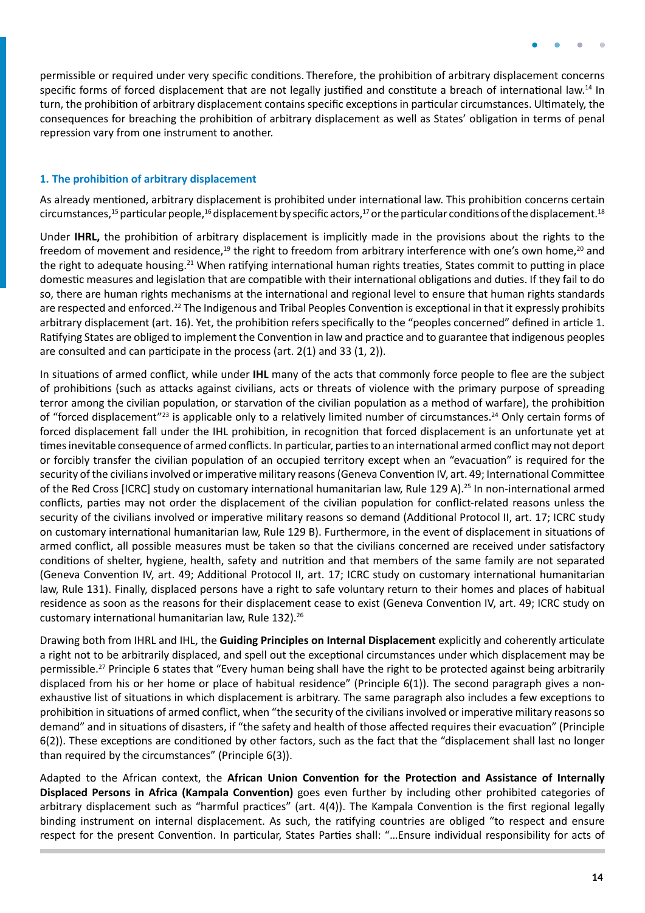permissible or required under very specific conditions. Therefore, the prohibition of arbitrary displacement concerns specific forms of forced displacement that are not legally justified and constitute a breach of international law.[14] In turn, the prohibition of arbitrary displacement contains specific exceptions in particular circumstances. Ultimately, the consequences for breaching the prohibition of arbitrary displacement as well as States' obligation in terms of penal repression vary from one instrument to another.

### 1. The prohibition of arbitrary displacement

As already mentioned, arbitrary displacement is prohibited under international law. This prohibition concerns certain circumstances,[15] particular people,[16] displacement by specific actors,[17] or the particular conditions of the displacement.[18]

Under **IHRL,** the prohibition of arbitrary displacement is implicitly made in the provisions about the rights to the freedom of movement and residence,[19] the right to freedom from arbitrary interference with one's own home,[20] and the right to adequate housing.[21] When ratifying international human rights treaties, States commit to putting in place domestic measures and legislation that are compatible with their international obligations and duties. If they fail to do so, there are human rights mechanisms at the international and regional level to ensure that human rights standards are respected and enforced.[22] The Indigenous and Tribal Peoples Convention is exceptional in that it expressly prohibits arbitrary displacement (art. 16). Yet, the prohibition refers specifically to the "peoples concerned" defined in article 1. Ratifying States are obliged to implement the Convention in law and practice and to guarantee that indigenous peoples are consulted and can participate in the process (art. 2(1) and 33 (1, 2)).

In situations of armed conflict, while under **IHL** many of the acts that commonly force people to flee are the subject of prohibitions (such as attacks against civilians, acts or threats of violence with the primary purpose of spreading terror among the civilian population, or starvation of the civilian population as a method of warfare), the prohibition of "forced displacement"[23] is applicable only to a relatively limited number of circumstances.[24] Only certain forms of forced displacement fall under the IHL prohibition, in recognition that forced displacement is an unfortunate yet at times inevitable consequence of armed conflicts. In particular, parties to an international armed conflict may not deport or forcibly transfer the civilian population of an occupied territory except when an "evacuation" is required for the security of the civilians involved or imperative military reasons (Geneva Convention IV, art. 49; International Committee of the Red Cross [ICRC] study on customary international humanitarian law, Rule 129 A).[25] In non-international armed conflicts, parties may not order the displacement of the civilian population for conflict-related reasons unless the security of the civilians involved or imperative military reasons so demand (Additional Protocol II, art. 17; ICRC study on customary international humanitarian law, Rule 129 B). Furthermore, in the event of displacement in situations of armed conflict, all possible measures must be taken so that the civilians concerned are received under satisfactory conditions of shelter, hygiene, health, safety and nutrition and that members of the same family are not separated (Geneva Convention IV, art. 49; Additional Protocol II, art. 17; ICRC study on customary international humanitarian law, Rule 131). Finally, displaced persons have a right to safe voluntary return to their homes and places of habitual residence as soon as the reasons for their displacement cease to exist (Geneva Convention IV, art. 49; ICRC study on customary international humanitarian law, Rule 132).[26]

Drawing both from IHRL and IHL, the **Guiding Principles on Internal Displacement** explicitly and coherently articulate a right not to be arbitrarily displaced, and spell out the exceptional circumstances under which displacement may be permissible.[27] Principle 6 states that "Every human being shall have the right to be protected against being arbitrarily displaced from his or her home or place of habitual residence" (Principle 6(1)). The second paragraph gives a non-exhaustive list of situations in which displacement is arbitrary. The same paragraph also includes a few exceptions to prohibition in situations of armed conflict, when "the security of the civilians involved or imperative military reasons so demand" and in situations of disasters, if "the safety and health of those affected requires their evacuation" (Principle 6(2)). These exceptions are conditioned by other factors, such as the fact that the "displacement shall last no longer than required by the circumstances" (Principle 6(3)).

Adapted to the African context, the **African Union Convention for the Protection and Assistance of Internally Displaced Persons in Africa (Kampala Convention)** goes even further by including other prohibited categories of arbitrary displacement such as "harmful practices" (art. 4(4)). The Kampala Convention is the first regional legally binding instrument on internal displacement. As such, the ratifying countries are obliged "to respect and ensure respect for the present Convention. In particular, States Parties shall: "…Ensure individual responsibility for acts of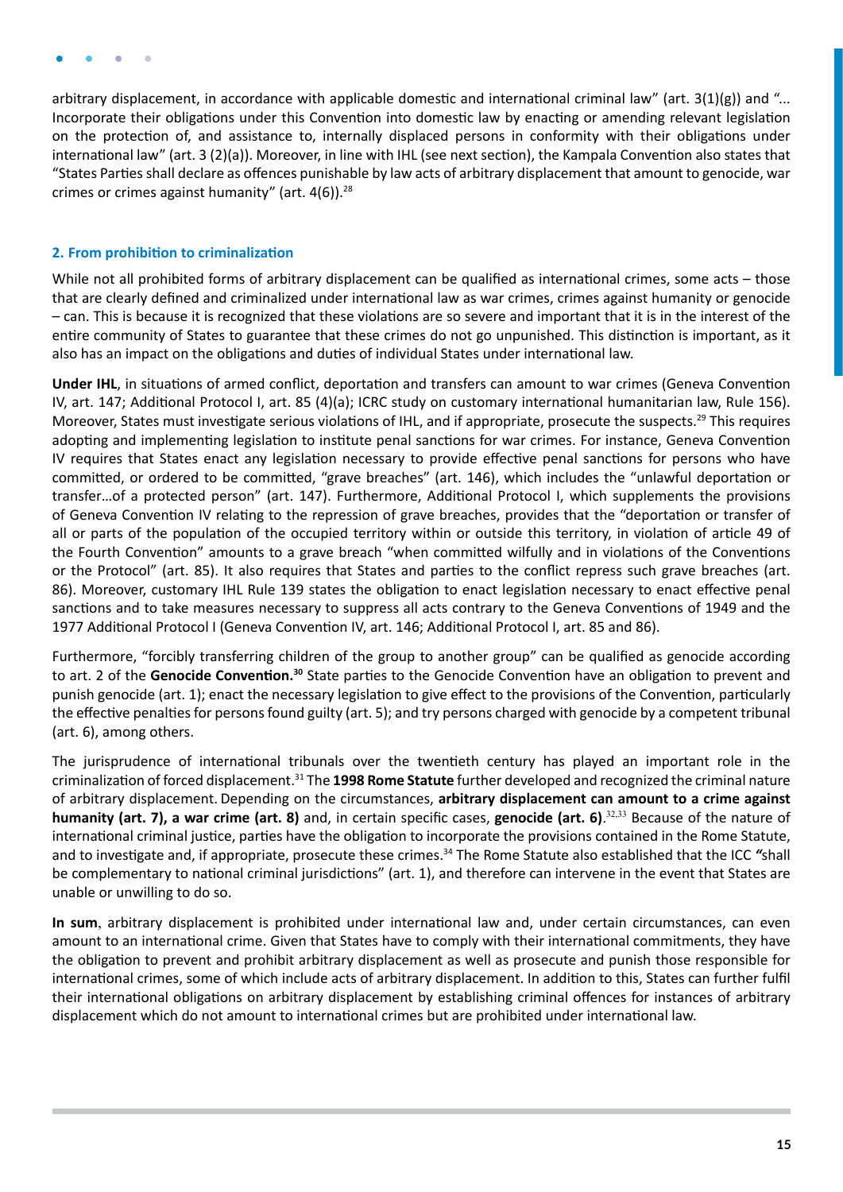arbitrary displacement, in accordance with applicable domestic and international criminal law" (art. 3(1)(g)) and "... Incorporate their obligations under this Convention into domestic law by enacting or amending relevant legislation on the protection of, and assistance to, internally displaced persons in conformity with their obligations under international law" (art. 3 (2)(a)). Moreover, in line with IHL (see next section), the Kampala Convention also states that "States Parties shall declare as offences punishable by law acts of arbitrary displacement that amount to genocide, war crimes or crimes against humanity" (art. 4(6)).[28]

### 2. From prohibition to criminalization

While not all prohibited forms of arbitrary displacement can be qualified as international crimes, some acts – those that are clearly defined and criminalized under international law as war crimes, crimes against humanity or genocide – can. This is because it is recognized that these violations are so severe and important that it is in the interest of the entire community of States to guarantee that these crimes do not go unpunished. This distinction is important, as it also has an impact on the obligations and duties of individual States under international law.

**Under IHL**, in situations of armed conflict, deportation and transfers can amount to war crimes (Geneva Convention IV, art. 147; Additional Protocol I, art. 85 (4)(a); ICRC study on customary international humanitarian law, Rule 156). Moreover, States must investigate serious violations of IHL, and if appropriate, prosecute the suspects.[29] This requires adopting and implementing legislation to institute penal sanctions for war crimes. For instance, Geneva Convention IV requires that States enact any legislation necessary to provide effective penal sanctions for persons who have committed, or ordered to be committed, "grave breaches" (art. 146), which includes the "unlawful deportation or transfer…of a protected person" (art. 147). Furthermore, Additional Protocol I, which supplements the provisions of Geneva Convention IV relating to the repression of grave breaches, provides that the "deportation or transfer of all or parts of the population of the occupied territory within or outside this territory, in violation of article 49 of the Fourth Convention" amounts to a grave breach "when committed wilfully and in violations of the Conventions or the Protocol" (art. 85). It also requires that States and parties to the conflict repress such grave breaches (art. 86). Moreover, customary IHL Rule 139 states the obligation to enact legislation necessary to enact effective penal sanctions and to take measures necessary to suppress all acts contrary to the Geneva Conventions of 1949 and the 1977 Additional Protocol I (Geneva Convention IV, art. 146; Additional Protocol I, art. 85 and 86).

Furthermore, "forcibly transferring children of the group to another group" can be qualified as genocide according to art. 2 of the **Genocide Convention.**[30] State parties to the Genocide Convention have an obligation to prevent and punish genocide (art. 1); enact the necessary legislation to give effect to the provisions of the Convention, particularly the effective penalties for persons found guilty (art. 5); and try persons charged with genocide by a competent tribunal (art. 6), among others.

The jurisprudence of international tribunals over the twentieth century has played an important role in the criminalization of forced displacement.[31] The **1998 Rome Statute** further developed and recognized the criminal nature of arbitrary displacement. Depending on the circumstances, **arbitrary displacement can amount to a crime against humanity (art. 7), a war crime (art. 8)** and, in certain specific cases, **genocide (art. 6)**.[32,33] Because of the nature of international criminal justice, parties have the obligation to incorporate the provisions contained in the Rome Statute, and to investigate and, if appropriate, prosecute these crimes.[34] The Rome Statute also established that the ICC "shall be complementary to national criminal jurisdictions" (art. 1), and therefore can intervene in the event that States are unable or unwilling to do so.

**In sum**, arbitrary displacement is prohibited under international law and, under certain circumstances, can even amount to an international crime. Given that States have to comply with their international commitments, they have the obligation to prevent and prohibit arbitrary displacement as well as prosecute and punish those responsible for international crimes, some of which include acts of arbitrary displacement. In addition to this, States can further fulfil their international obligations on arbitrary displacement by establishing criminal offences for instances of arbitrary displacement which do not amount to international crimes but are prohibited under international law.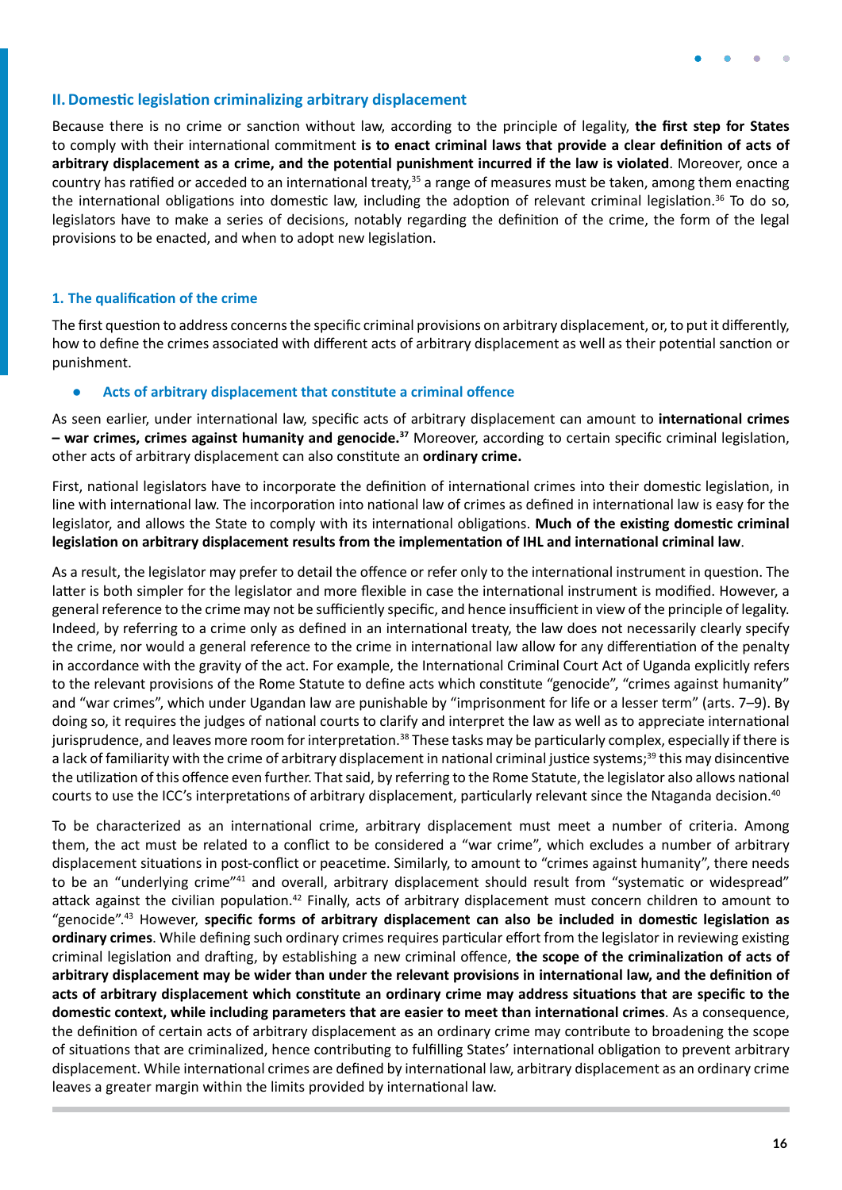## II. Domestic legislation criminalizing arbitrary displacement

Because there is no crime or sanction without law, according to the principle of legality, **the first step for States** to comply with their international commitment **is to enact criminal laws that provide a clear definition of acts of arbitrary displacement as a crime, and the potential punishment incurred if the law is violated**. Moreover, once a country has ratified or acceded to an international treaty,[35] a range of measures must be taken, among them enacting the international obligations into domestic law, including the adoption of relevant criminal legislation.[36] To do so, legislators have to make a series of decisions, notably regarding the definition of the crime, the form of the legal provisions to be enacted, and when to adopt new legislation.

### 1. The qualification of the crime

The first question to address concerns the specific criminal provisions on arbitrary displacement, or, to put it differently, how to define the crimes associated with different acts of arbitrary displacement as well as their potential sanction or punishment.

- **Acts of arbitrary displacement that constitute a criminal offence**

As seen earlier, under international law, specific acts of arbitrary displacement can amount to **international crimes – war crimes, crimes against humanity and genocide.[37]** Moreover, according to certain specific criminal legislation, other acts of arbitrary displacement can also constitute an **ordinary crime.**

First, national legislators have to incorporate the definition of international crimes into their domestic legislation, in line with international law. The incorporation into national law of crimes as defined in international law is easy for the legislator, and allows the State to comply with its international obligations. **Much of the existing domestic criminal legislation on arbitrary displacement results from the implementation of IHL and international criminal law**.

As a result, the legislator may prefer to detail the offence or refer only to the international instrument in question. The latter is both simpler for the legislator and more flexible in case the international instrument is modified. However, a general reference to the crime may not be sufficiently specific, and hence insufficient in view of the principle of legality. Indeed, by referring to a crime only as defined in an international treaty, the law does not necessarily clearly specify the crime, nor would a general reference to the crime in international law allow for any differentiation of the penalty in accordance with the gravity of the act. For example, the International Criminal Court Act of Uganda explicitly refers to the relevant provisions of the Rome Statute to define acts which constitute "genocide", "crimes against humanity" and "war crimes", which under Ugandan law are punishable by "imprisonment for life or a lesser term" (arts. 7–9). By doing so, it requires the judges of national courts to clarify and interpret the law as well as to appreciate international jurisprudence, and leaves more room for interpretation.[38] These tasks may be particularly complex, especially if there is a lack of familiarity with the crime of arbitrary displacement in national criminal justice systems;[39] this may disincentive the utilization of this offence even further. That said, by referring to the Rome Statute, the legislator also allows national courts to use the ICC's interpretations of arbitrary displacement, particularly relevant since the Ntaganda decision.[40]

To be characterized as an international crime, arbitrary displacement must meet a number of criteria. Among them, the act must be related to a conflict to be considered a "war crime", which excludes a number of arbitrary displacement situations in post-conflict or peacetime. Similarly, to amount to "crimes against humanity", there needs to be an "underlying crime"[41] and overall, arbitrary displacement should result from "systematic or widespread" attack against the civilian population.[42] Finally, acts of arbitrary displacement must concern children to amount to "genocide".[43] However, **specific forms of arbitrary displacement can also be included in domestic legislation as ordinary crimes**. While defining such ordinary crimes requires particular effort from the legislator in reviewing existing criminal legislation and drafting, by establishing a new criminal offence, **the scope of the criminalization of acts of arbitrary displacement may be wider than under the relevant provisions in international law, and the definition of acts of arbitrary displacement which constitute an ordinary crime may address situations that are specific to the domestic context, while including parameters that are easier to meet than international crimes**. As a consequence, the definition of certain acts of arbitrary displacement as an ordinary crime may contribute to broadening the scope of situations that are criminalized, hence contributing to fulfilling States' international obligation to prevent arbitrary displacement. While international crimes are defined by international law, arbitrary displacement as an ordinary crime leaves a greater margin within the limits provided by international law.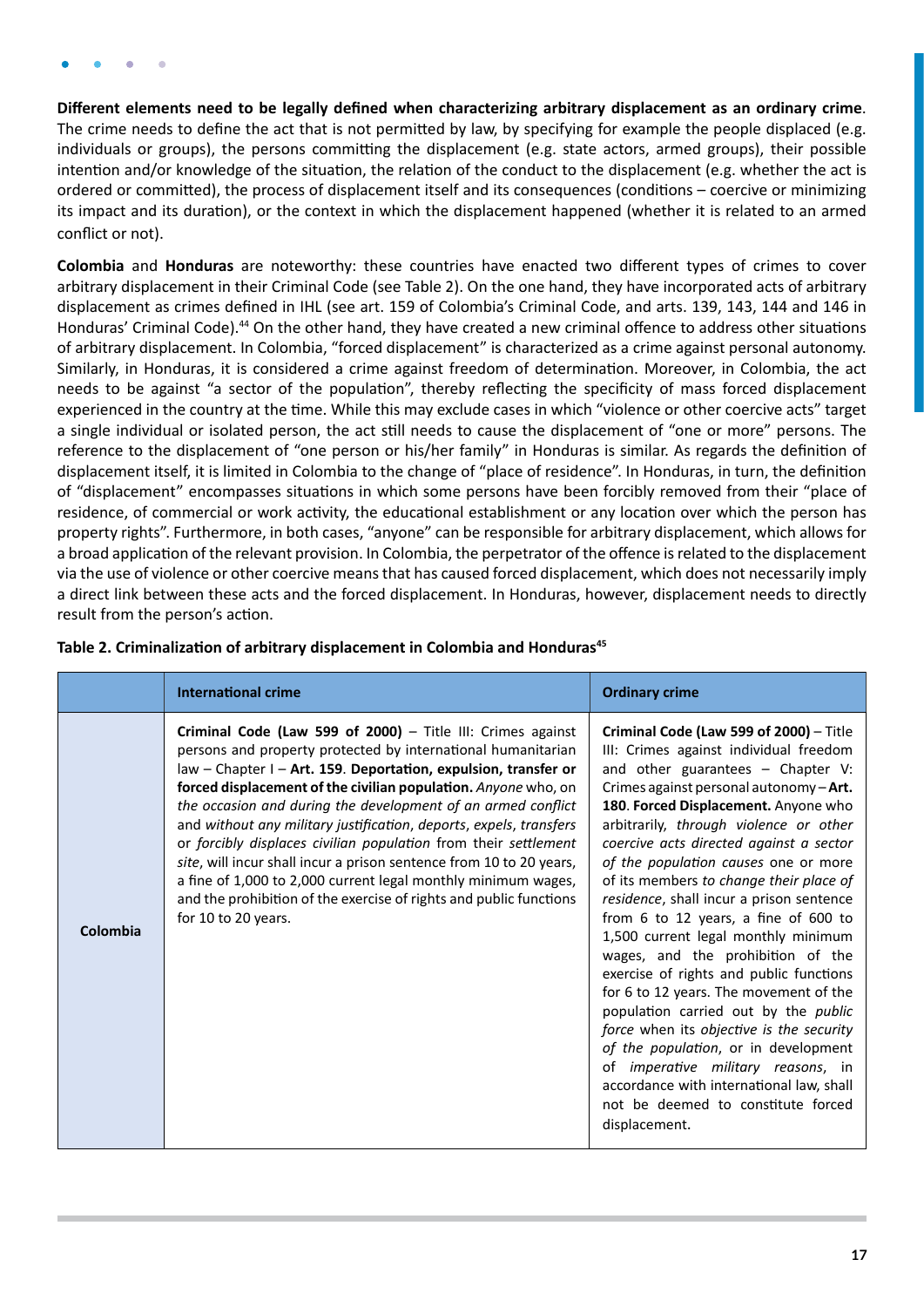**Different elements need to be legally defined when characterizing arbitrary displacement as an ordinary crime**. The crime needs to define the act that is not permitted by law, by specifying for example the people displaced (e.g. individuals or groups), the persons committing the displacement (e.g. state actors, armed groups), their possible intention and/or knowledge of the situation, the relation of the conduct to the displacement (e.g. whether the act is ordered or committed), the process of displacement itself and its consequences (conditions – coercive or minimizing its impact and its duration), or the context in which the displacement happened (whether it is related to an armed conflict or not).

**Colombia** and **Honduras** are noteworthy: these countries have enacted two different types of crimes to cover arbitrary displacement in their Criminal Code (see Table 2). On the one hand, they have incorporated acts of arbitrary displacement as crimes defined in IHL (see art. 159 of Colombia's Criminal Code, and arts. 139, 143, 144 and 146 in Honduras' Criminal Code).[44] On the other hand, they have created a new criminal offence to address other situations of arbitrary displacement. In Colombia, "forced displacement" is characterized as a crime against personal autonomy. Similarly, in Honduras, it is considered a crime against freedom of determination. Moreover, in Colombia, the act needs to be against "a sector of the population", thereby reflecting the specificity of mass forced displacement experienced in the country at the time. While this may exclude cases in which "violence or other coercive acts" target a single individual or isolated person, the act still needs to cause the displacement of "one or more" persons. The reference to the displacement of "one person or his/her family" in Honduras is similar. As regards the definition of displacement itself, it is limited in Colombia to the change of "place of residence". In Honduras, in turn, the definition of "displacement" encompasses situations in which some persons have been forcibly removed from their "place of residence, of commercial or work activity, the educational establishment or any location over which the person has property rights". Furthermore, in both cases, "anyone" can be responsible for arbitrary displacement, which allows for a broad application of the relevant provision. In Colombia, the perpetrator of the offence is related to the displacement via the use of violence or other coercive means that has caused forced displacement, which does not necessarily imply a direct link between these acts and the forced displacement. In Honduras, however, displacement needs to directly result from the person's action.

**Table 2. Criminalization of arbitrary displacement in Colombia and Honduras[45]**

| | International crime | Ordinary crime |
|---|---|---|
| **Colombia** | **Criminal Code (Law 599 of 2000)** – Title III: Crimes against persons and property protected by international humanitarian law – Chapter I – **Art. 159**. **Deportation, expulsion, transfer or forced displacement of the civilian population.** *Anyone* who, on *the occasion and during the development of an armed conflict* and *without any military justification*, *deports*, *expels*, *transfers* or *forcibly displaces civilian population* from their *settlement site*, will incur shall incur a prison sentence from 10 to 20 years, a fine of 1,000 to 2,000 current legal monthly minimum wages, and the prohibition of the exercise of rights and public functions for 10 to 20 years. | **Criminal Code (Law 599 of 2000)** – Title III: Crimes against individual freedom and other guarantees – Chapter V: Crimes against personal autonomy – **Art. 180**. **Forced Displacement.** Anyone who arbitrarily, *through violence or other coercive acts directed against a sector of the population causes* one or more of its members *to change their place of residence*, shall incur a prison sentence from 6 to 12 years, a fine of 600 to 1,500 current legal monthly minimum wages, and the prohibition of the exercise of rights and public functions for 6 to 12 years. The movement of the population carried out by the *public force* when its *objective is the security of the population*, or in development of *imperative military reasons*, in accordance with international law, shall not be deemed to constitute forced displacement. |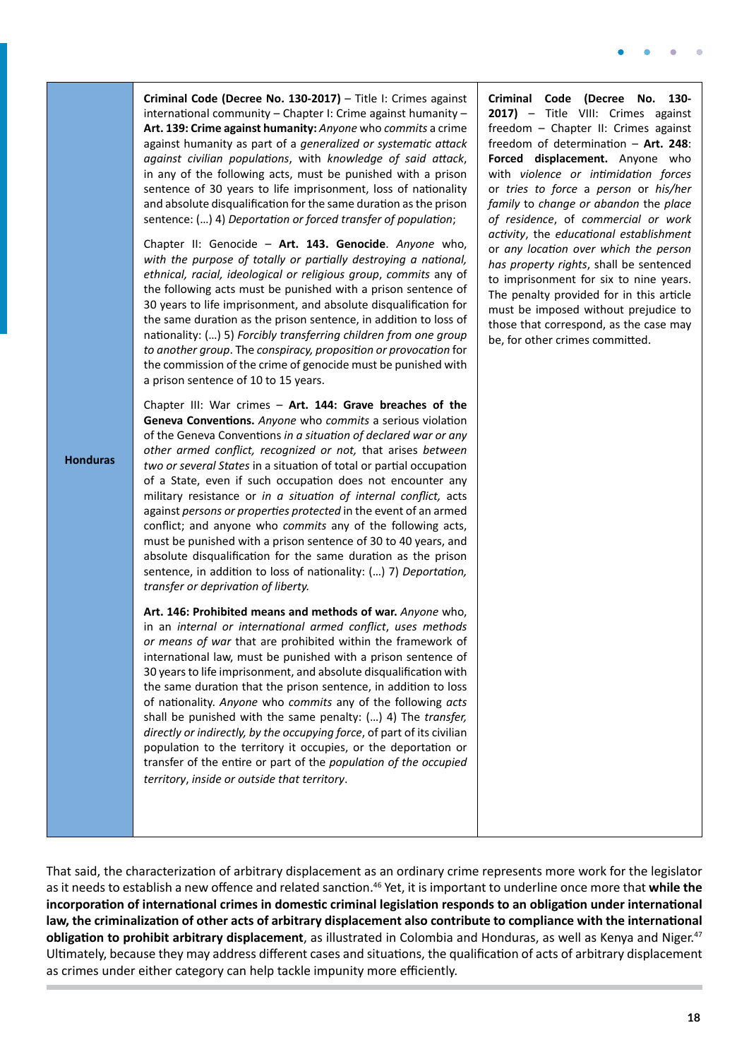| | | |
|---|---|---|
| **Honduras** | **Criminal Code (Decree No. 130-2017)** – Title I: Crimes against international community – Chapter I: Crime against humanity – **Art. 139: Crime against humanity:** *Anyone* who *commits* a crime against humanity as part of a *generalized or systematic attack against civilian populations*, with *knowledge of said attack*, in any of the following acts, must be punished with a prison sentence of 30 years to life imprisonment, loss of nationality and absolute disqualification for the same duration as the prison sentence: (…) 4) *Deportation or forced transfer of population*;<br><br>Chapter II: Genocide – **Art. 143. Genocide**. *Anyone* who, *with the purpose of totally or partially destroying a national, ethnical, racial, ideological or religious group*, *commits* any of the following acts must be punished with a prison sentence of 30 years to life imprisonment, and absolute disqualification for the same duration as the prison sentence, in addition to loss of nationality: (…) 5) *Forcibly transferring children from one group to another group*. The *conspiracy, proposition or provocation* for the commission of the crime of genocide must be punished with a prison sentence of 10 to 15 years.<br><br>Chapter III: War crimes – **Art. 144: Grave breaches of the Geneva Conventions.** *Anyone* who *commits* a serious violation of the Geneva Conventions *in a situation of declared war or any other armed conflict, recognized or not,* that arises *between two or several States* in a situation of total or partial occupation of a State, even if such occupation does not encounter any military resistance or *in a situation of internal conflict,* acts against *persons or properties protected* in the event of an armed conflict; and anyone who *commits* any of the following acts, must be punished with a prison sentence of 30 to 40 years, and absolute disqualification for the same duration as the prison sentence, in addition to loss of nationality: (…) 7) *Deportation, transfer or deprivation of liberty.*<br><br>**Art. 146: Prohibited means and methods of war.** *Anyone* who, in an *internal or international armed conflict*, *uses methods or means of war* that are prohibited within the framework of international law, must be punished with a prison sentence of 30 years to life imprisonment, and absolute disqualification with the same duration that the prison sentence, in addition to loss of nationality. *Anyone* who *commits* any of the following *acts* shall be punished with the same penalty: (…) 4) The *transfer, directly or indirectly, by the occupying force*, of part of its civilian population to the territory it occupies, or the deportation or transfer of the entire or part of the *population of the occupied territory*, *inside or outside that territory*. | **Criminal Code (Decree No. 130-2017)** – Title VIII: Crimes against freedom – Chapter II: Crimes against freedom of determination – **Art. 248**: **Forced displacement.** Anyone who with *violence or intimidation forces* or *tries to force* a person or *his/her family* to *change or abandon* the *place of residence*, of *commercial or work activity*, the *educational establishment* or *any location over which the person has property rights*, shall be sentenced to imprisonment for six to nine years. The penalty provided for in this article must be imposed without prejudice to those that correspond, as the case may be, for other crimes committed. |

That said, the characterization of arbitrary displacement as an ordinary crime represents more work for the legislator as it needs to establish a new offence and related sanction.[46] Yet, it is important to underline once more that **while the incorporation of international crimes in domestic criminal legislation responds to an obligation under international law, the criminalization of other acts of arbitrary displacement also contribute to compliance with the international obligation to prohibit arbitrary displacement**, as illustrated in Colombia and Honduras, as well as Kenya and Niger.[47] Ultimately, because they may address different cases and situations, the qualification of acts of arbitrary displacement as crimes under either category can help tackle impunity more efficiently.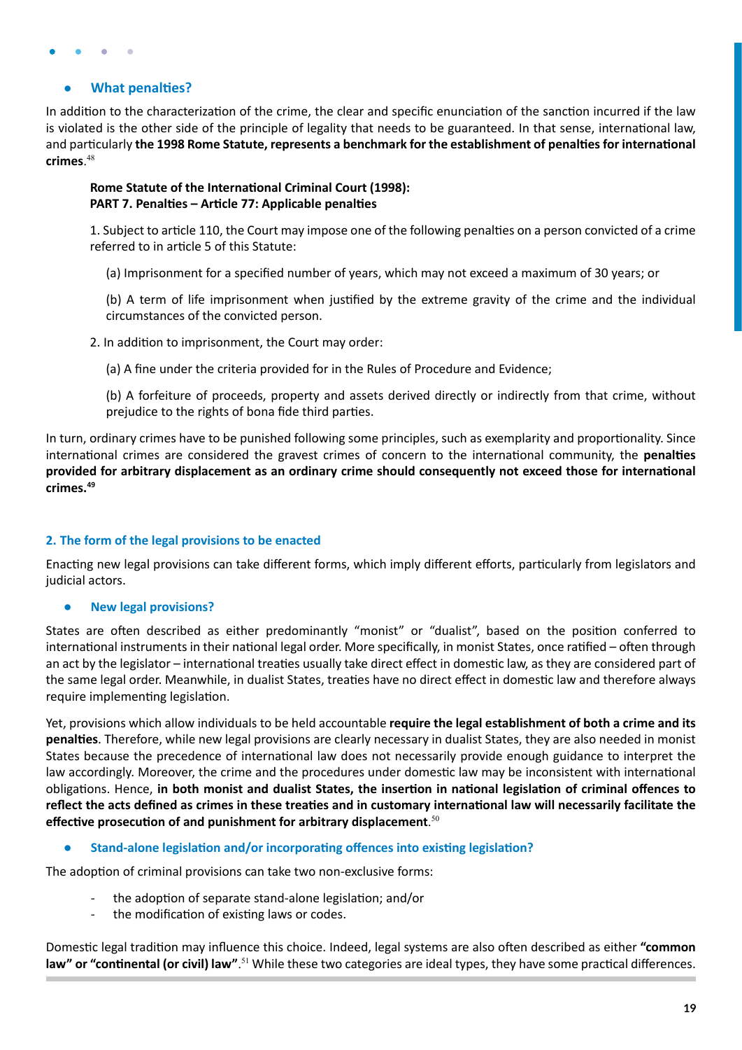- **What penalties?**

In addition to the characterization of the crime, the clear and specific enunciation of the sanction incurred if the law is violated is the other side of the principle of legality that needs to be guaranteed. In that sense, international law, and particularly **the 1998 Rome Statute, represents a benchmark for the establishment of penalties for international crimes**.[48]

> **Rome Statute of the International Criminal Court (1998):**
> **PART 7. Penalties – Article 77: Applicable penalties**
>
> 1. Subject to article 110, the Court may impose one of the following penalties on a person convicted of a crime referred to in article 5 of this Statute:
>
> (a) Imprisonment for a specified number of years, which may not exceed a maximum of 30 years; or
>
> (b) A term of life imprisonment when justified by the extreme gravity of the crime and the individual circumstances of the convicted person.
>
> 2. In addition to imprisonment, the Court may order:
>
> (a) A fine under the criteria provided for in the Rules of Procedure and Evidence;
>
> (b) A forfeiture of proceeds, property and assets derived directly or indirectly from that crime, without prejudice to the rights of bona fide third parties.

In turn, ordinary crimes have to be punished following some principles, such as exemplarity and proportionality. Since international crimes are considered the gravest crimes of concern to the international community, the **penalties provided for arbitrary displacement as an ordinary crime should consequently not exceed those for international crimes.**[49]

## 2. The form of the legal provisions to be enacted

Enacting new legal provisions can take different forms, which imply different efforts, particularly from legislators and judicial actors.

- **New legal provisions?**

States are often described as either predominantly "monist" or "dualist", based on the position conferred to international instruments in their national legal order. More specifically, in monist States, once ratified – often through an act by the legislator – international treaties usually take direct effect in domestic law, as they are considered part of the same legal order. Meanwhile, in dualist States, treaties have no direct effect in domestic law and therefore always require implementing legislation.

Yet, provisions which allow individuals to be held accountable **require the legal establishment of both a crime and its penalties**. Therefore, while new legal provisions are clearly necessary in dualist States, they are also needed in monist States because the precedence of international law does not necessarily provide enough guidance to interpret the law accordingly. Moreover, the crime and the procedures under domestic law may be inconsistent with international obligations. Hence, **in both monist and dualist States, the insertion in national legislation of criminal offences to reflect the acts defined as crimes in these treaties and in customary international law will necessarily facilitate the effective prosecution of and punishment for arbitrary displacement**.[50]

- **Stand-alone legislation and/or incorporating offences into existing legislation?**

The adoption of criminal provisions can take two non-exclusive forms:

- the adoption of separate stand-alone legislation; and/or
- the modification of existing laws or codes.

Domestic legal tradition may influence this choice. Indeed, legal systems are also often described as either **"common law" or "continental (or civil) law"**.[51] While these two categories are ideal types, they have some practical differences.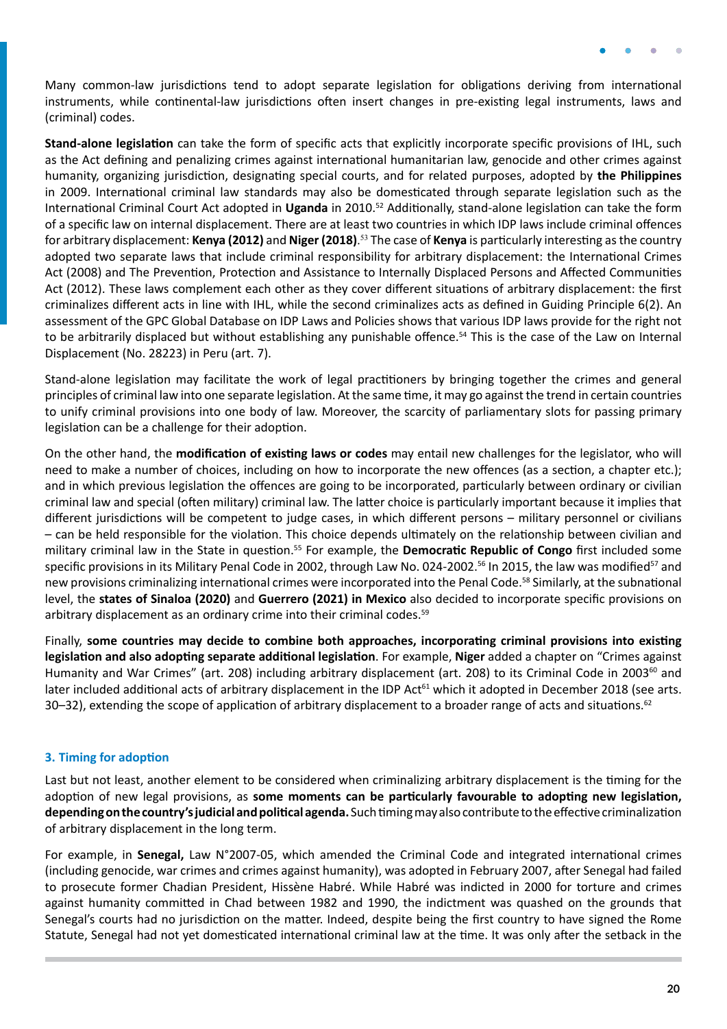Many common-law jurisdictions tend to adopt separate legislation for obligations deriving from international instruments, while continental-law jurisdictions often insert changes in pre-existing legal instruments, laws and (criminal) codes.

**Stand-alone legislation** can take the form of specific acts that explicitly incorporate specific provisions of IHL, such as the Act defining and penalizing crimes against international humanitarian law, genocide and other crimes against humanity, organizing jurisdiction, designating special courts, and for related purposes, adopted by **the Philippines** in 2009. International criminal law standards may also be domesticated through separate legislation such as the International Criminal Court Act adopted in **Uganda** in 2010.[52] Additionally, stand-alone legislation can take the form of a specific law on internal displacement. There are at least two countries in which IDP laws include criminal offences for arbitrary displacement: **Kenya (2012)** and **Niger (2018)**.[53] The case of **Kenya** is particularly interesting as the country adopted two separate laws that include criminal responsibility for arbitrary displacement: the International Crimes Act (2008) and The Prevention, Protection and Assistance to Internally Displaced Persons and Affected Communities Act (2012). These laws complement each other as they cover different situations of arbitrary displacement: the first criminalizes different acts in line with IHL, while the second criminalizes acts as defined in Guiding Principle 6(2). An assessment of the GPC Global Database on IDP Laws and Policies shows that various IDP laws provide for the right not to be arbitrarily displaced but without establishing any punishable offence.[54] This is the case of the Law on Internal Displacement (No. 28223) in Peru (art. 7).

Stand-alone legislation may facilitate the work of legal practitioners by bringing together the crimes and general principles of criminal law into one separate legislation. At the same time, it may go against the trend in certain countries to unify criminal provisions into one body of law. Moreover, the scarcity of parliamentary slots for passing primary legislation can be a challenge for their adoption.

On the other hand, the **modification of existing laws or codes** may entail new challenges for the legislator, who will need to make a number of choices, including on how to incorporate the new offences (as a section, a chapter etc.); and in which previous legislation the offences are going to be incorporated, particularly between ordinary or civilian criminal law and special (often military) criminal law. The latter choice is particularly important because it implies that different jurisdictions will be competent to judge cases, in which different persons – military personnel or civilians – can be held responsible for the violation. This choice depends ultimately on the relationship between civilian and military criminal law in the State in question.[55] For example, the **Democratic Republic of Congo** first included some specific provisions in its Military Penal Code in 2002, through Law No. 024-2002.[56] In 2015, the law was modified[57] and new provisions criminalizing international crimes were incorporated into the Penal Code.[58] Similarly, at the subnational level, the **states of Sinaloa (2020)** and **Guerrero (2021) in Mexico** also decided to incorporate specific provisions on arbitrary displacement as an ordinary crime into their criminal codes.[59]

Finally, **some countries may decide to combine both approaches, incorporating criminal provisions into existing legislation and also adopting separate additional legislation**. For example, **Niger** added a chapter on "Crimes against Humanity and War Crimes" (art. 208) including arbitrary displacement (art. 208) to its Criminal Code in 2003[60] and later included additional acts of arbitrary displacement in the IDP Act[61] which it adopted in December 2018 (see arts. 30–32), extending the scope of application of arbitrary displacement to a broader range of acts and situations.[62]

### 3. Timing for adoption

Last but not least, another element to be considered when criminalizing arbitrary displacement is the timing for the adoption of new legal provisions, as **some moments can be particularly favourable to adopting new legislation, depending on the country's judicial and political agenda.** Such timing may also contribute to the effective criminalization of arbitrary displacement in the long term.

For example, in **Senegal,** Law N°2007-05, which amended the Criminal Code and integrated international crimes (including genocide, war crimes and crimes against humanity), was adopted in February 2007, after Senegal had failed to prosecute former Chadian President, Hissène Habré. While Habré was indicted in 2000 for torture and crimes against humanity committed in Chad between 1982 and 1990, the indictment was quashed on the grounds that Senegal's courts had no jurisdiction on the matter. Indeed, despite being the first country to have signed the Rome Statute, Senegal had not yet domesticated international criminal law at the time. It was only after the setback in the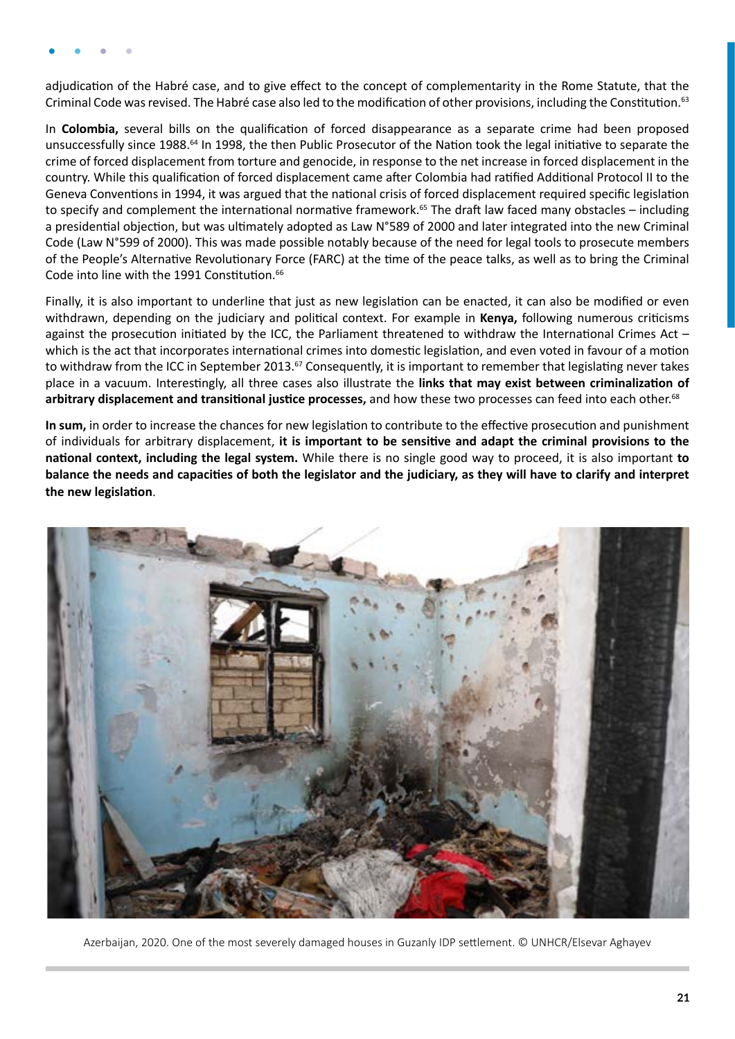adjudication of the Habré case, and to give effect to the concept of complementarity in the Rome Statute, that the Criminal Code was revised. The Habré case also led to the modification of other provisions, including the Constitution.[63]

In **Colombia,** several bills on the qualification of forced disappearance as a separate crime had been proposed unsuccessfully since 1988.[64] In 1998, the then Public Prosecutor of the Nation took the legal initiative to separate the crime of forced displacement from torture and genocide, in response to the net increase in forced displacement in the country. While this qualification of forced displacement came after Colombia had ratified Additional Protocol II to the Geneva Conventions in 1994, it was argued that the national crisis of forced displacement required specific legislation to specify and complement the international normative framework.[65] The draft law faced many obstacles – including a presidential objection, but was ultimately adopted as Law N°589 of 2000 and later integrated into the new Criminal Code (Law N°599 of 2000). This was made possible notably because of the need for legal tools to prosecute members of the People's Alternative Revolutionary Force (FARC) at the time of the peace talks, as well as to bring the Criminal Code into line with the 1991 Constitution.[66]

Finally, it is also important to underline that just as new legislation can be enacted, it can also be modified or even withdrawn, depending on the judiciary and political context. For example in **Kenya,** following numerous criticisms against the prosecution initiated by the ICC, the Parliament threatened to withdraw the International Crimes Act – which is the act that incorporates international crimes into domestic legislation, and even voted in favour of a motion to withdraw from the ICC in September 2013.[67] Consequently, it is important to remember that legislating never takes place in a vacuum. Interestingly, all three cases also illustrate the **links that may exist between criminalization of arbitrary displacement and transitional justice processes,** and how these two processes can feed into each other.[68]

**In sum,** in order to increase the chances for new legislation to contribute to the effective prosecution and punishment of individuals for arbitrary displacement, **it is important to be sensitive and adapt the criminal provisions to the national context, including the legal system.** While there is no single good way to proceed, it is also important **to balance the needs and capacities of both the legislator and the judiciary, as they will have to clarify and interpret the new legislation**.

Azerbaijan, 2020. One of the most severely damaged houses in Guzanly IDP settlement. © UNHCR/Elsevar Aghayev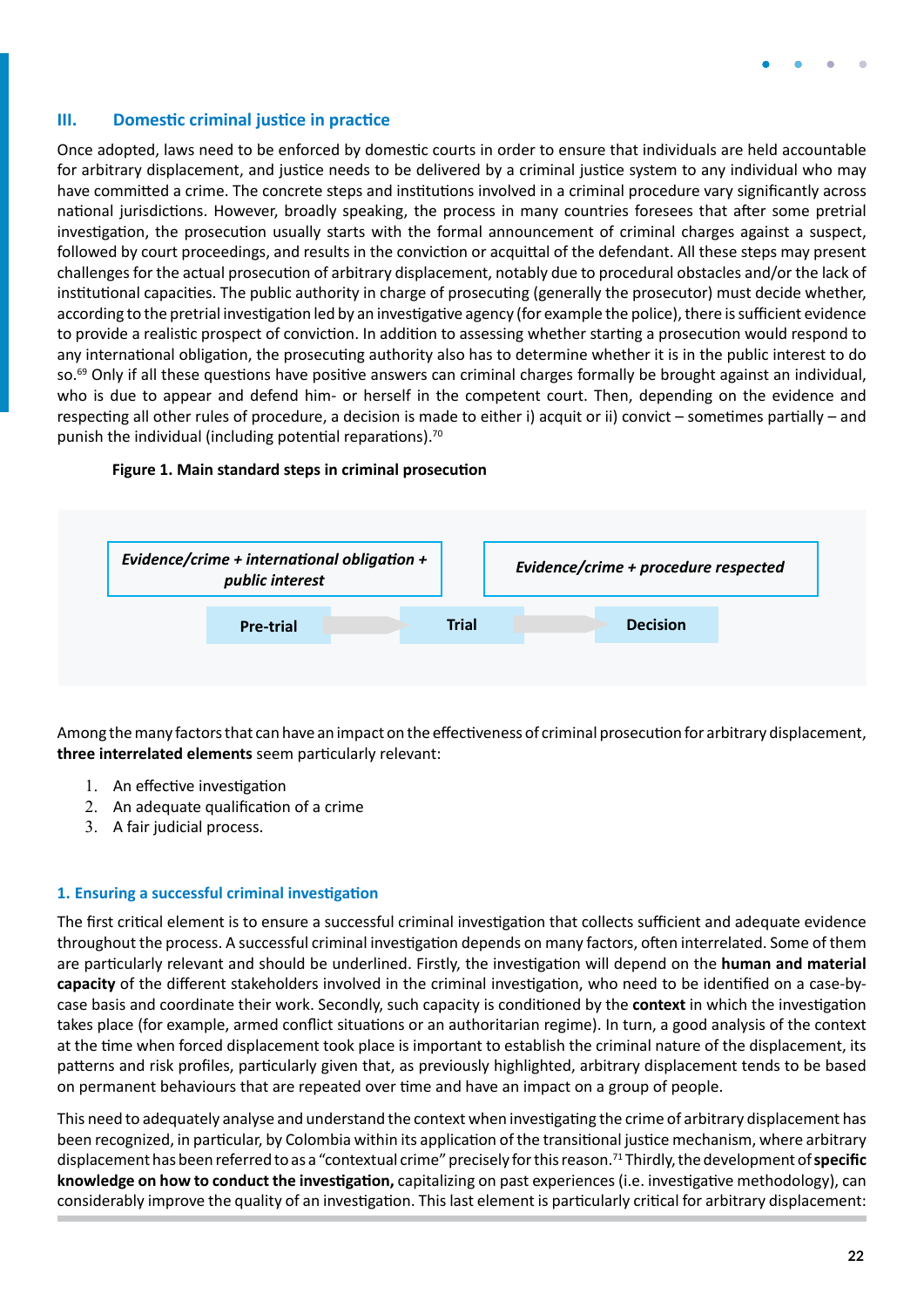## III. Domestic criminal justice in practice

Once adopted, laws need to be enforced by domestic courts in order to ensure that individuals are held accountable for arbitrary displacement, and justice needs to be delivered by a criminal justice system to any individual who may have committed a crime. The concrete steps and institutions involved in a criminal procedure vary significantly across national jurisdictions. However, broadly speaking, the process in many countries foresees that after some pretrial investigation, the prosecution usually starts with the formal announcement of criminal charges against a suspect, followed by court proceedings, and results in the conviction or acquittal of the defendant. All these steps may present challenges for the actual prosecution of arbitrary displacement, notably due to procedural obstacles and/or the lack of institutional capacities. The public authority in charge of prosecuting (generally the prosecutor) must decide whether, according to the pretrial investigation led by an investigative agency (for example the police), there is sufficient evidence to provide a realistic prospect of conviction. In addition to assessing whether starting a prosecution would respond to any international obligation, the prosecuting authority also has to determine whether it is in the public interest to do so.[69] Only if all these questions have positive answers can criminal charges formally be brought against an individual, who is due to appear and defend him- or herself in the competent court. Then, depending on the evidence and respecting all other rules of procedure, a decision is made to either i) acquit or ii) convict – sometimes partially – and punish the individual (including potential reparations).[70]

**Figure 1. Main standard steps in criminal prosecution**

| *Evidence/crime + international obligation + public interest* | | *Evidence/crime + procedure respected* | |
|---|---|---|---|
| **Pre-trial** | → **Trial** | → | **Decision** |

Among the many factors that can have an impact on the effectiveness of criminal prosecution for arbitrary displacement, **three interrelated elements** seem particularly relevant:

1. An effective investigation
2. An adequate qualification of a crime
3. A fair judicial process.

### 1. Ensuring a successful criminal investigation

The first critical element is to ensure a successful criminal investigation that collects sufficient and adequate evidence throughout the process. A successful criminal investigation depends on many factors, often interrelated. Some of them are particularly relevant and should be underlined. Firstly, the investigation will depend on the **human and material capacity** of the different stakeholders involved in the criminal investigation, who need to be identified on a case-by-case basis and coordinate their work. Secondly, such capacity is conditioned by the **context** in which the investigation takes place (for example, armed conflict situations or an authoritarian regime). In turn, a good analysis of the context at the time when forced displacement took place is important to establish the criminal nature of the displacement, its patterns and risk profiles, particularly given that, as previously highlighted, arbitrary displacement tends to be based on permanent behaviours that are repeated over time and have an impact on a group of people.

This need to adequately analyse and understand the context when investigating the crime of arbitrary displacement has been recognized, in particular, by Colombia within its application of the transitional justice mechanism, where arbitrary displacement has been referred to as a "contextual crime" precisely for this reason.[71] Thirdly, the development of **specific knowledge on how to conduct the investigation,** capitalizing on past experiences (i.e. investigative methodology), can considerably improve the quality of an investigation. This last element is particularly critical for arbitrary displacement: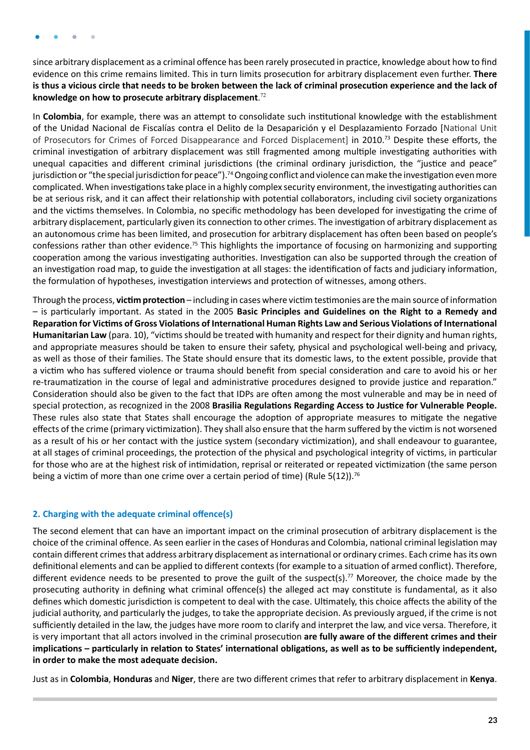since arbitrary displacement as a criminal offence has been rarely prosecuted in practice, knowledge about how to find evidence on this crime remains limited. This in turn limits prosecution for arbitrary displacement even further. **There is thus a vicious circle that needs to be broken between the lack of criminal prosecution experience and the lack of knowledge on how to prosecute arbitrary displacement**.[72]

In **Colombia**, for example, there was an attempt to consolidate such institutional knowledge with the establishment of the Unidad Nacional de Fiscalías contra el Delito de la Desaparición y el Desplazamiento Forzado [National Unit of Prosecutors for Crimes of Forced Disappearance and Forced Displacement] in 2010.[73] Despite these efforts, the criminal investigation of arbitrary displacement was still fragmented among multiple investigating authorities with unequal capacities and different criminal jurisdictions (the criminal ordinary jurisdiction, the "justice and peace" jurisdiction or "the special jurisdiction for peace").[74] Ongoing conflict and violence can make the investigation even more complicated. When investigations take place in a highly complex security environment, the investigating authorities can be at serious risk, and it can affect their relationship with potential collaborators, including civil society organizations and the victims themselves. In Colombia, no specific methodology has been developed for investigating the crime of arbitrary displacement, particularly given its connection to other crimes. The investigation of arbitrary displacement as an autonomous crime has been limited, and prosecution for arbitrary displacement has often been based on people's confessions rather than other evidence.[75] This highlights the importance of focusing on harmonizing and supporting cooperation among the various investigating authorities. Investigation can also be supported through the creation of an investigation road map, to guide the investigation at all stages: the identification of facts and judiciary information, the formulation of hypotheses, investigation interviews and protection of witnesses, among others.

Through the process, **victim protection** – including in cases where victim testimonies are the main source of information – is particularly important. As stated in the 2005 **Basic Principles and Guidelines on the Right to a Remedy and Reparation for Victims of Gross Violations of International Human Rights Law and Serious Violations of International Humanitarian Law** (para. 10), "victims should be treated with humanity and respect for their dignity and human rights, and appropriate measures should be taken to ensure their safety, physical and psychological well-being and privacy, as well as those of their families. The State should ensure that its domestic laws, to the extent possible, provide that a victim who has suffered violence or trauma should benefit from special consideration and care to avoid his or her re-traumatization in the course of legal and administrative procedures designed to provide justice and reparation." Consideration should also be given to the fact that IDPs are often among the most vulnerable and may be in need of special protection, as recognized in the 2008 **Brasilia Regulations Regarding Access to Justice for Vulnerable People.** These rules also state that States shall encourage the adoption of appropriate measures to mitigate the negative effects of the crime (primary victimization). They shall also ensure that the harm suffered by the victim is not worsened as a result of his or her contact with the justice system (secondary victimization), and shall endeavour to guarantee, at all stages of criminal proceedings, the protection of the physical and psychological integrity of victims, in particular for those who are at the highest risk of intimidation, reprisal or reiterated or repeated victimization (the same person being a victim of more than one crime over a certain period of time) (Rule 5(12)).[76]

### 2. Charging with the adequate criminal offence(s)

The second element that can have an important impact on the criminal prosecution of arbitrary displacement is the choice of the criminal offence. As seen earlier in the cases of Honduras and Colombia, national criminal legislation may contain different crimes that address arbitrary displacement as international or ordinary crimes. Each crime has its own definitional elements and can be applied to different contexts (for example to a situation of armed conflict). Therefore, different evidence needs to be presented to prove the guilt of the suspect(s).[77] Moreover, the choice made by the prosecuting authority in defining what criminal offence(s) the alleged act may constitute is fundamental, as it also defines which domestic jurisdiction is competent to deal with the case. Ultimately, this choice affects the ability of the judicial authority, and particularly the judges, to take the appropriate decision. As previously argued, if the crime is not sufficiently detailed in the law, the judges have more room to clarify and interpret the law, and vice versa. Therefore, it is very important that all actors involved in the criminal prosecution **are fully aware of the different crimes and their implications – particularly in relation to States' international obligations, as well as to be sufficiently independent, in order to make the most adequate decision.**

Just as in **Colombia**, **Honduras** and **Niger**, there are two different crimes that refer to arbitrary displacement in **Kenya**.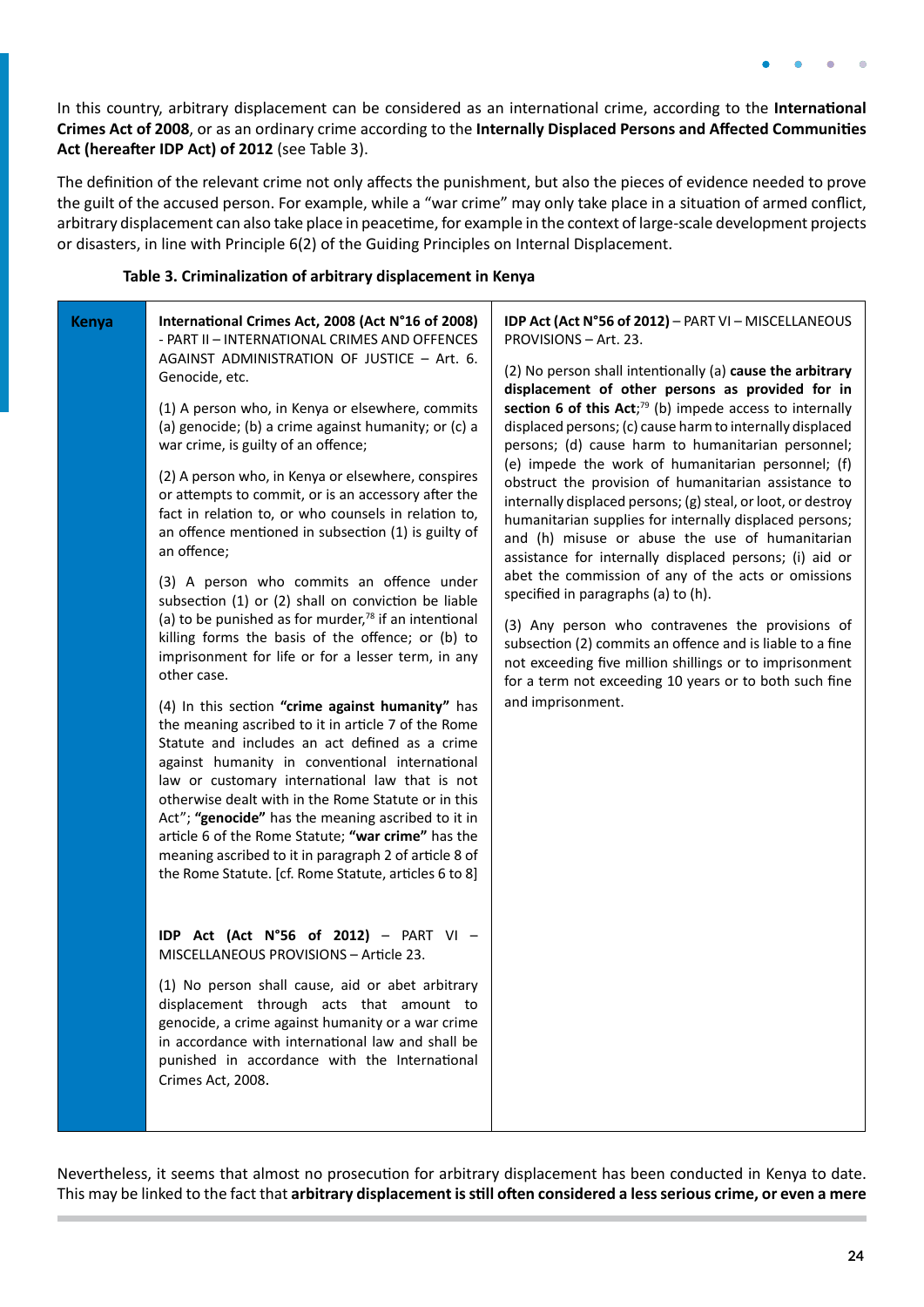In this country, arbitrary displacement can be considered as an international crime, according to the **International Crimes Act of 2008**, or as an ordinary crime according to the **Internally Displaced Persons and Affected Communities Act (hereafter IDP Act) of 2012** (see Table 3).

The definition of the relevant crime not only affects the punishment, but also the pieces of evidence needed to prove the guilt of the accused person. For example, while a "war crime" may only take place in a situation of armed conflict, arbitrary displacement can also take place in peacetime, for example in the context of large-scale development projects or disasters, in line with Principle 6(2) of the Guiding Principles on Internal Displacement.

**Table 3. Criminalization of arbitrary displacement in Kenya**

| | | |
|---|---|---|
| **Kenya** | **International Crimes Act, 2008 (Act N°16 of 2008)** - PART II – INTERNATIONAL CRIMES AND OFFENCES AGAINST ADMINISTRATION OF JUSTICE – Art. 6. Genocide, etc.<br><br>(1) A person who, in Kenya or elsewhere, commits (a) genocide; (b) a crime against humanity; or (c) a war crime, is guilty of an offence;<br><br>(2) A person who, in Kenya or elsewhere, conspires or attempts to commit, or is an accessory after the fact in relation to, or who counsels in relation to, an offence mentioned in subsection (1) is guilty of an offence;<br><br>(3) A person who commits an offence under subsection (1) or (2) shall on conviction be liable (a) to be punished as for murder,[78] if an intentional killing forms the basis of the offence; or (b) to imprisonment for life or for a lesser term, in any other case.<br><br>(4) In this section **"crime against humanity"** has the meaning ascribed to it in article 7 of the Rome Statute and includes an act defined as a crime against humanity in conventional international law or customary international law that is not otherwise dealt with in the Rome Statute or in this Act"; **"genocide"** has the meaning ascribed to it in article 6 of the Rome Statute; **"war crime"** has the meaning ascribed to it in paragraph 2 of article 8 of the Rome Statute. [cf. Rome Statute, articles 6 to 8]<br><br>**IDP Act (Act N°56 of 2012)** – PART VI – MISCELLANEOUS PROVISIONS – Article 23.<br><br>(1) No person shall cause, aid or abet arbitrary displacement through acts that amount to genocide, a crime against humanity or a war crime in accordance with international law and shall be punished in accordance with the International Crimes Act, 2008. | **IDP Act (Act N°56 of 2012)** – PART VI – MISCELLANEOUS PROVISIONS – Art. 23.<br><br>(2) No person shall intentionally (a) **cause the arbitrary displacement of other persons as provided for in section 6 of this Act**;[79] (b) impede access to internally displaced persons; (c) cause harm to internally displaced persons; (d) cause harm to humanitarian personnel; (e) impede the work of humanitarian personnel; (f) obstruct the provision of humanitarian assistance to internally displaced persons; (g) steal, or loot, or destroy humanitarian supplies for internally displaced persons; and (h) misuse or abuse the use of humanitarian assistance for internally displaced persons; (i) aid or abet the commission of any of the acts or omissions specified in paragraphs (a) to (h).<br><br>(3) Any person who contravenes the provisions of subsection (2) commits an offence and is liable to a fine not exceeding five million shillings or to imprisonment for a term not exceeding 10 years or to both such fine and imprisonment. |

Nevertheless, it seems that almost no prosecution for arbitrary displacement has been conducted in Kenya to date. This may be linked to the fact that **arbitrary displacement is still often considered a less serious crime, or even a mere**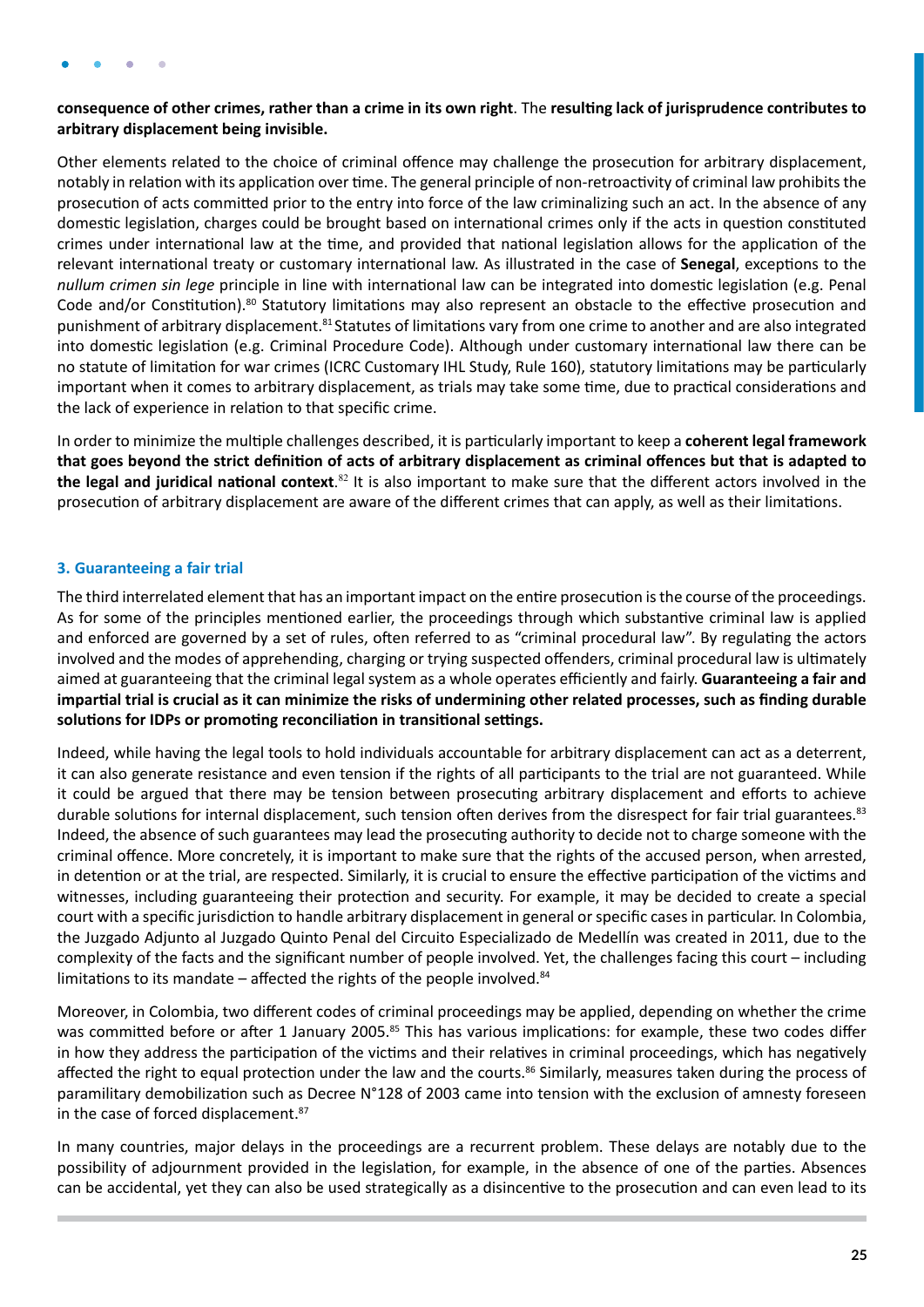**consequence of other crimes, rather than a crime in its own right**. The **resulting lack of jurisprudence contributes to arbitrary displacement being invisible.**

Other elements related to the choice of criminal offence may challenge the prosecution for arbitrary displacement, notably in relation with its application over time. The general principle of non-retroactivity of criminal law prohibits the prosecution of acts committed prior to the entry into force of the law criminalizing such an act. In the absence of any domestic legislation, charges could be brought based on international crimes only if the acts in question constituted crimes under international law at the time, and provided that national legislation allows for the application of the relevant international treaty or customary international law. As illustrated in the case of **Senegal**, exceptions to the *nullum crimen sin lege* principle in line with international law can be integrated into domestic legislation (e.g. Penal Code and/or Constitution).[80] Statutory limitations may also represent an obstacle to the effective prosecution and punishment of arbitrary displacement.[81] Statutes of limitations vary from one crime to another and are also integrated into domestic legislation (e.g. Criminal Procedure Code). Although under customary international law there can be no statute of limitation for war crimes (ICRC Customary IHL Study, Rule 160), statutory limitations may be particularly important when it comes to arbitrary displacement, as trials may take some time, due to practical considerations and the lack of experience in relation to that specific crime.

In order to minimize the multiple challenges described, it is particularly important to keep a **coherent legal framework that goes beyond the strict definition of acts of arbitrary displacement as criminal offences but that is adapted to the legal and juridical national context**.[82] It is also important to make sure that the different actors involved in the prosecution of arbitrary displacement are aware of the different crimes that can apply, as well as their limitations.

### 3. Guaranteeing a fair trial

The third interrelated element that has an important impact on the entire prosecution is the course of the proceedings. As for some of the principles mentioned earlier, the proceedings through which substantive criminal law is applied and enforced are governed by a set of rules, often referred to as "criminal procedural law". By regulating the actors involved and the modes of apprehending, charging or trying suspected offenders, criminal procedural law is ultimately aimed at guaranteeing that the criminal legal system as a whole operates efficiently and fairly. **Guaranteeing a fair and impartial trial is crucial as it can minimize the risks of undermining other related processes, such as finding durable solutions for IDPs or promoting reconciliation in transitional settings.**

Indeed, while having the legal tools to hold individuals accountable for arbitrary displacement can act as a deterrent, it can also generate resistance and even tension if the rights of all participants to the trial are not guaranteed. While it could be argued that there may be tension between prosecuting arbitrary displacement and efforts to achieve durable solutions for internal displacement, such tension often derives from the disrespect for fair trial guarantees.[83] Indeed, the absence of such guarantees may lead the prosecuting authority to decide not to charge someone with the criminal offence. More concretely, it is important to make sure that the rights of the accused person, when arrested, in detention or at the trial, are respected. Similarly, it is crucial to ensure the effective participation of the victims and witnesses, including guaranteeing their protection and security. For example, it may be decided to create a special court with a specific jurisdiction to handle arbitrary displacement in general or specific cases in particular. In Colombia, the Juzgado Adjunto al Juzgado Quinto Penal del Circuito Especializado de Medellín was created in 2011, due to the complexity of the facts and the significant number of people involved. Yet, the challenges facing this court – including limitations to its mandate – affected the rights of the people involved.[84]

Moreover, in Colombia, two different codes of criminal proceedings may be applied, depending on whether the crime was committed before or after 1 January 2005.[85] This has various implications: for example, these two codes differ in how they address the participation of the victims and their relatives in criminal proceedings, which has negatively affected the right to equal protection under the law and the courts.[86] Similarly, measures taken during the process of paramilitary demobilization such as Decree N°128 of 2003 came into tension with the exclusion of amnesty foreseen in the case of forced displacement.[87]

In many countries, major delays in the proceedings are a recurrent problem. These delays are notably due to the possibility of adjournment provided in the legislation, for example, in the absence of one of the parties. Absences can be accidental, yet they can also be used strategically as a disincentive to the prosecution and can even lead to its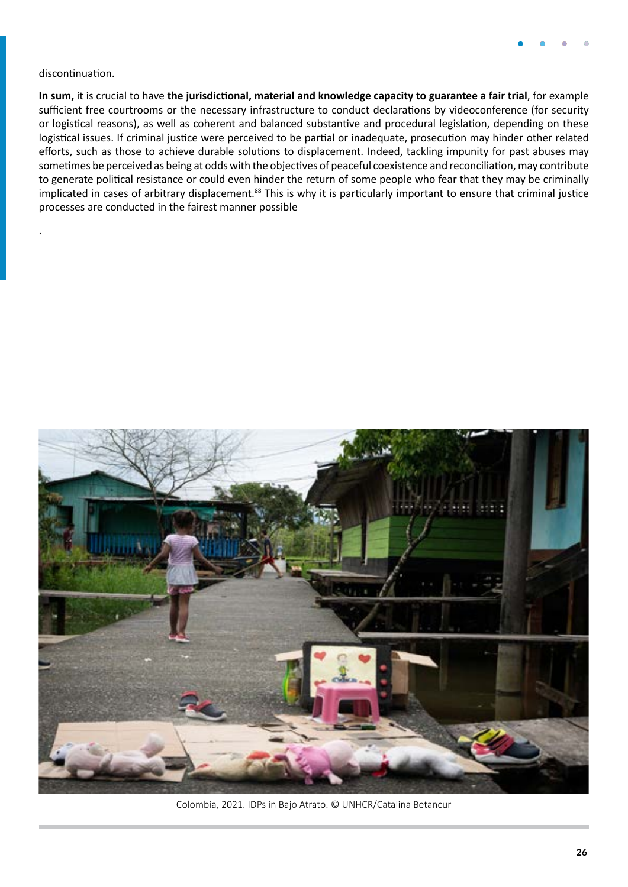discontinuation.

**In sum,** it is crucial to have **the jurisdictional, material and knowledge capacity to guarantee a fair trial**, for example sufficient free courtrooms or the necessary infrastructure to conduct declarations by videoconference (for security or logistical reasons), as well as coherent and balanced substantive and procedural legislation, depending on these logistical issues. If criminal justice were perceived to be partial or inadequate, prosecution may hinder other related efforts, such as those to achieve durable solutions to displacement. Indeed, tackling impunity for past abuses may sometimes be perceived as being at odds with the objectives of peaceful coexistence and reconciliation, may contribute to generate political resistance or could even hinder the return of some people who fear that they may be criminally implicated in cases of arbitrary displacement.[88] This is why it is particularly important to ensure that criminal justice processes are conducted in the fairest manner possible

.

Colombia, 2021. IDPs in Bajo Atrato. © UNHCR/Catalina Betancur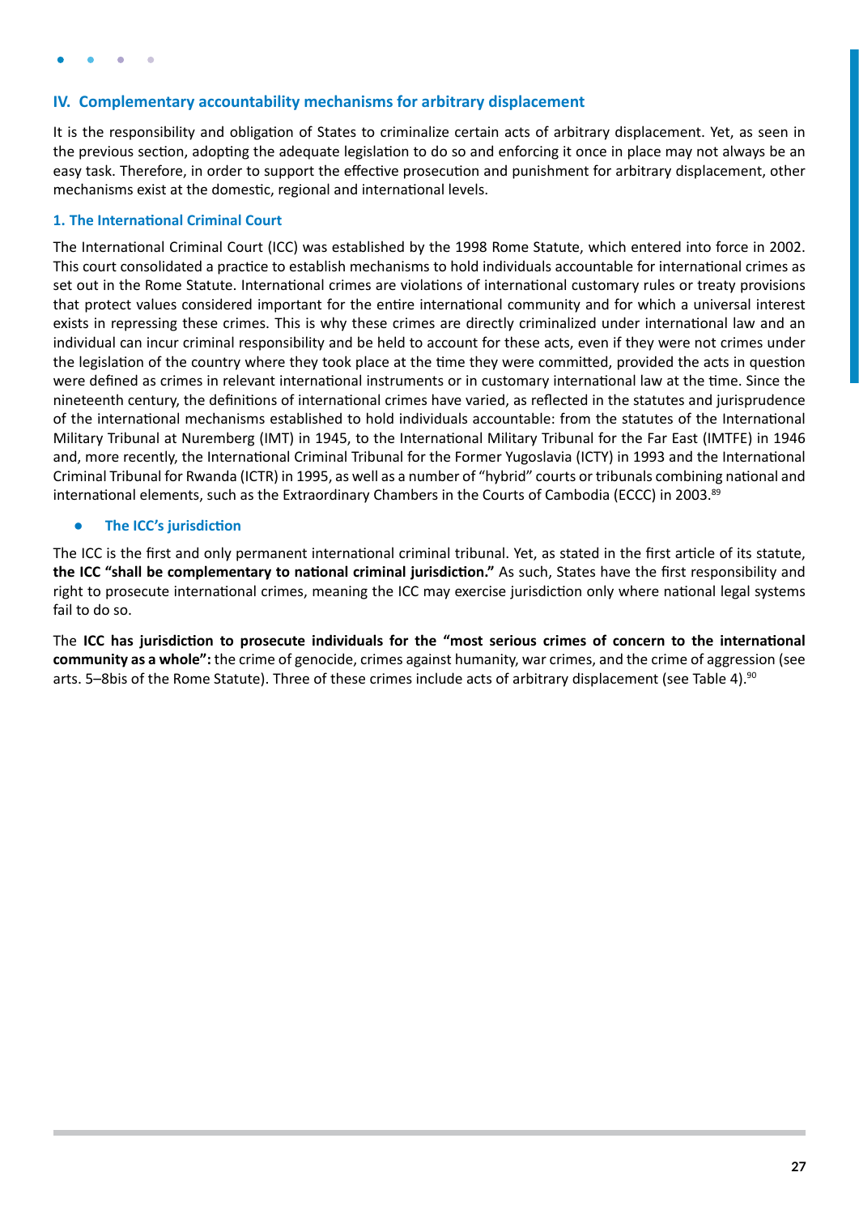## IV. Complementary accountability mechanisms for arbitrary displacement

It is the responsibility and obligation of States to criminalize certain acts of arbitrary displacement. Yet, as seen in the previous section, adopting the adequate legislation to do so and enforcing it once in place may not always be an easy task. Therefore, in order to support the effective prosecution and punishment for arbitrary displacement, other mechanisms exist at the domestic, regional and international levels.

### 1. The International Criminal Court

The International Criminal Court (ICC) was established by the 1998 Rome Statute, which entered into force in 2002. This court consolidated a practice to establish mechanisms to hold individuals accountable for international crimes as set out in the Rome Statute. International crimes are violations of international customary rules or treaty provisions that protect values considered important for the entire international community and for which a universal interest exists in repressing these crimes. This is why these crimes are directly criminalized under international law and an individual can incur criminal responsibility and be held to account for these acts, even if they were not crimes under the legislation of the country where they took place at the time they were committed, provided the acts in question were defined as crimes in relevant international instruments or in customary international law at the time. Since the nineteenth century, the definitions of international crimes have varied, as reflected in the statutes and jurisprudence of the international mechanisms established to hold individuals accountable: from the statutes of the International Military Tribunal at Nuremberg (IMT) in 1945, to the International Military Tribunal for the Far East (IMTFE) in 1946 and, more recently, the International Criminal Tribunal for the Former Yugoslavia (ICTY) in 1993 and the International Criminal Tribunal for Rwanda (ICTR) in 1995, as well as a number of "hybrid" courts or tribunals combining national and international elements, such as the Extraordinary Chambers in the Courts of Cambodia (ECCC) in 2003.[89]

- **The ICC's jurisdiction**

The ICC is the first and only permanent international criminal tribunal. Yet, as stated in the first article of its statute, **the ICC "shall be complementary to national criminal jurisdiction."** As such, States have the first responsibility and right to prosecute international crimes, meaning the ICC may exercise jurisdiction only where national legal systems fail to do so.

The **ICC has jurisdiction to prosecute individuals for the "most serious crimes of concern to the international community as a whole":** the crime of genocide, crimes against humanity, war crimes, and the crime of aggression (see arts. 5–8bis of the Rome Statute). Three of these crimes include acts of arbitrary displacement (see Table 4).[90]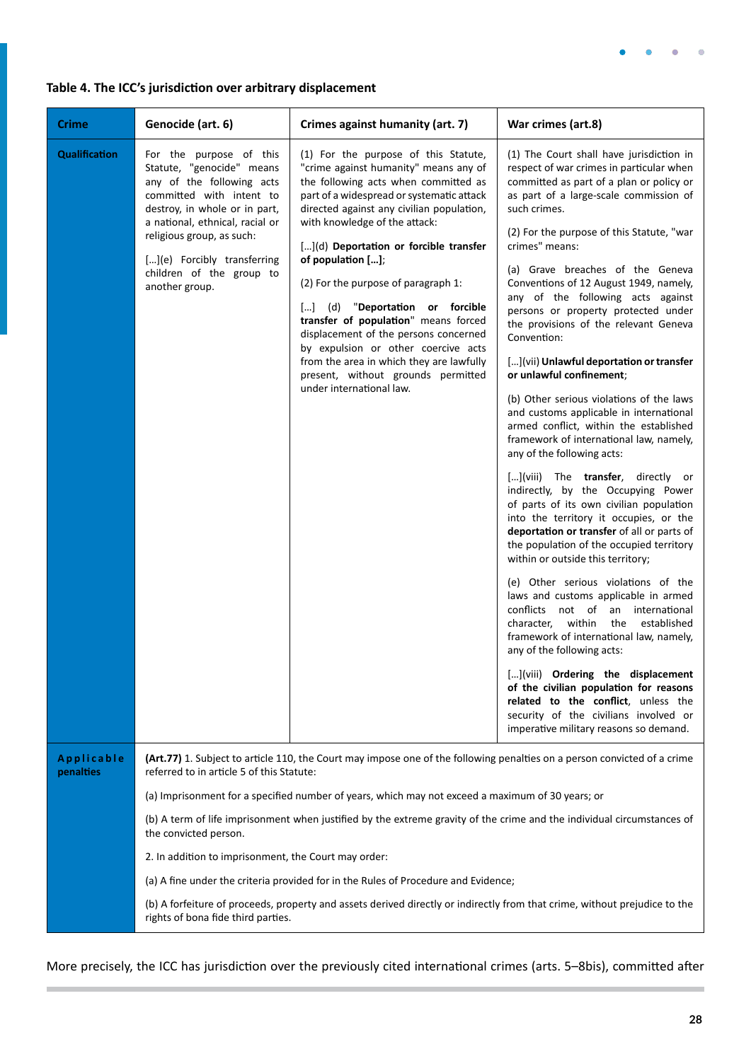**Table 4. The ICC's jurisdiction over arbitrary displacement**

| Crime | Genocide (art. 6) | Crimes against humanity (art. 7) | War crimes (art.8) |
|---|---|---|---|
| **Qualification** | For the purpose of this Statute, "genocide" means any of the following acts committed with intent to destroy, in whole or in part, a national, ethnical, racial or religious group, as such:<br><br>[…](e) Forcibly transferring children of the group to another group. | (1) For the purpose of this Statute, "crime against humanity" means any of the following acts when committed as part of a widespread or systematic attack directed against any civilian population, with knowledge of the attack:<br><br>[…](d) **Deportation or forcible transfer of population […]**;<br><br>(2) For the purpose of paragraph 1:<br><br>[…] (d) "**Deportation or forcible transfer of population**" means forced displacement of the persons concerned by expulsion or other coercive acts from the area in which they are lawfully present, without grounds permitted under international law. | (1) The Court shall have jurisdiction in respect of war crimes in particular when committed as part of a plan or policy or as part of a large-scale commission of such crimes.<br><br>(2) For the purpose of this Statute, "war crimes" means:<br><br>(a) Grave breaches of the Geneva Conventions of 12 August 1949, namely, any of the following acts against persons or property protected under the provisions of the relevant Geneva Convention:<br><br>[…](vii) **Unlawful deportation or transfer or unlawful confinement**;<br><br>(b) Other serious violations of the laws and customs applicable in international armed conflict, within the established framework of international law, namely, any of the following acts:<br><br>[…](viii) The **transfer**, directly or indirectly, by the Occupying Power of parts of its own civilian population into the territory it occupies, or the **deportation or transfer** of all or parts of the population of the occupied territory within or outside this territory;<br><br>(e) Other serious violations of the laws and customs applicable in armed conflicts not of an international character, within the established framework of international law, namely, any of the following acts:<br><br>[…](viii) **Ordering the displacement of the civilian population for reasons related to the conflict**, unless the security of the civilians involved or imperative military reasons so demand. |
| **Applicable penalties** | **(Art.77)** 1. Subject to article 110, the Court may impose one of the following penalties on a person convicted of a crime referred to in article 5 of this Statute:<br><br>(a) Imprisonment for a specified number of years, which may not exceed a maximum of 30 years; or<br><br>(b) A term of life imprisonment when justified by the extreme gravity of the crime and the individual circumstances of the convicted person.<br><br>2. In addition to imprisonment, the Court may order:<br><br>(a) A fine under the criteria provided for in the Rules of Procedure and Evidence;<br><br>(b) A forfeiture of proceeds, property and assets derived directly or indirectly from that crime, without prejudice to the rights of bona fide third parties. | | |

More precisely, the ICC has jurisdiction over the previously cited international crimes (arts. 5–8bis), committed after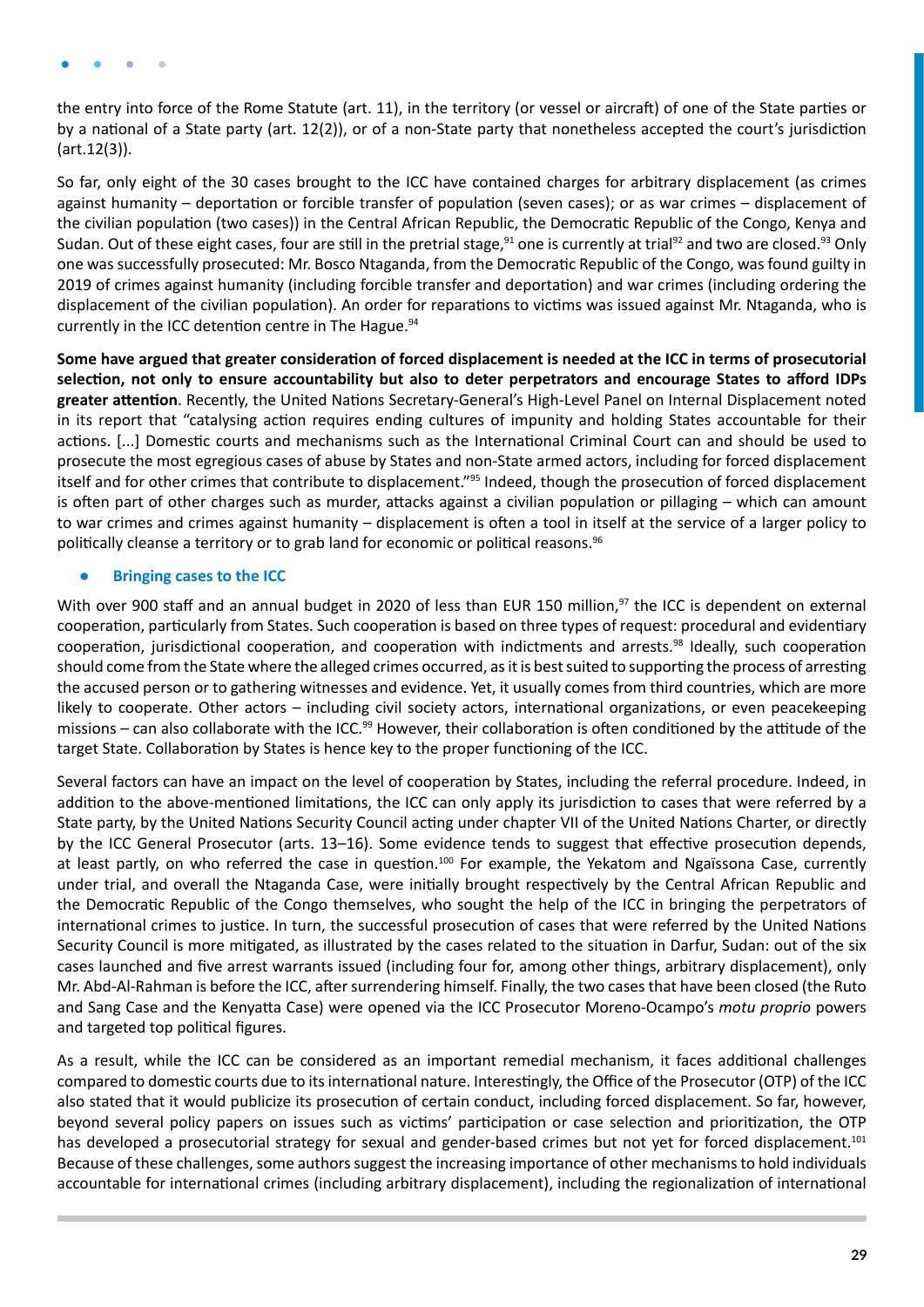the entry into force of the Rome Statute (art. 11), in the territory (or vessel or aircraft) of one of the State parties or by a national of a State party (art. 12(2)), or of a non-State party that nonetheless accepted the court's jurisdiction (art.12(3)).

So far, only eight of the 30 cases brought to the ICC have contained charges for arbitrary displacement (as crimes against humanity – deportation or forcible transfer of population (seven cases); or as war crimes – displacement of the civilian population (two cases)) in the Central African Republic, the Democratic Republic of the Congo, Kenya and Sudan. Out of these eight cases, four are still in the pretrial stage,[91] one is currently at trial[92] and two are closed.[93] Only one was successfully prosecuted: Mr. Bosco Ntaganda, from the Democratic Republic of the Congo, was found guilty in 2019 of crimes against humanity (including forcible transfer and deportation) and war crimes (including ordering the displacement of the civilian population). An order for reparations to victims was issued against Mr. Ntaganda, who is currently in the ICC detention centre in The Hague.[94]

**Some have argued that greater consideration of forced displacement is needed at the ICC in terms of prosecutorial selection, not only to ensure accountability but also to deter perpetrators and encourage States to afford IDPs greater attention**. Recently, the United Nations Secretary-General's High-Level Panel on Internal Displacement noted in its report that "catalysing action requires ending cultures of impunity and holding States accountable for their actions. [...] Domestic courts and mechanisms such as the International Criminal Court can and should be used to prosecute the most egregious cases of abuse by States and non-State armed actors, including for forced displacement itself and for other crimes that contribute to displacement."[95] Indeed, though the prosecution of forced displacement is often part of other charges such as murder, attacks against a civilian population or pillaging – which can amount to war crimes and crimes against humanity – displacement is often a tool in itself at the service of a larger policy to politically cleanse a territory or to grab land for economic or political reasons.[96]

- **Bringing cases to the ICC**

With over 900 staff and an annual budget in 2020 of less than EUR 150 million,[97] the ICC is dependent on external cooperation, particularly from States. Such cooperation is based on three types of request: procedural and evidentiary cooperation, jurisdictional cooperation, and cooperation with indictments and arrests.[98] Ideally, such cooperation should come from the State where the alleged crimes occurred, as it is best suited to supporting the process of arresting the accused person or to gathering witnesses and evidence. Yet, it usually comes from third countries, which are more likely to cooperate. Other actors – including civil society actors, international organizations, or even peacekeeping missions – can also collaborate with the ICC.[99] However, their collaboration is often conditioned by the attitude of the target State. Collaboration by States is hence key to the proper functioning of the ICC.

Several factors can have an impact on the level of cooperation by States, including the referral procedure. Indeed, in addition to the above-mentioned limitations, the ICC can only apply its jurisdiction to cases that were referred by a State party, by the United Nations Security Council acting under chapter VII of the United Nations Charter, or directly by the ICC General Prosecutor (arts. 13–16). Some evidence tends to suggest that effective prosecution depends, at least partly, on who referred the case in question.[100] For example, the Yekatom and Ngaïssona Case, currently under trial, and overall the Ntaganda Case, were initially brought respectively by the Central African Republic and the Democratic Republic of the Congo themselves, who sought the help of the ICC in bringing the perpetrators of international crimes to justice. In turn, the successful prosecution of cases that were referred by the United Nations Security Council is more mitigated, as illustrated by the cases related to the situation in Darfur, Sudan: out of the six cases launched and five arrest warrants issued (including four for, among other things, arbitrary displacement), only Mr. Abd-Al-Rahman is before the ICC, after surrendering himself. Finally, the two cases that have been closed (the Ruto and Sang Case and the Kenyatta Case) were opened via the ICC Prosecutor Moreno-Ocampo's *motu proprio* powers and targeted top political figures.

As a result, while the ICC can be considered as an important remedial mechanism, it faces additional challenges compared to domestic courts due to its international nature. Interestingly, the Office of the Prosecutor (OTP) of the ICC also stated that it would publicize its prosecution of certain conduct, including forced displacement. So far, however, beyond several policy papers on issues such as victims' participation or case selection and prioritization, the OTP has developed a prosecutorial strategy for sexual and gender-based crimes but not yet for forced displacement.[101] Because of these challenges, some authors suggest the increasing importance of other mechanisms to hold individuals accountable for international crimes (including arbitrary displacement), including the regionalization of international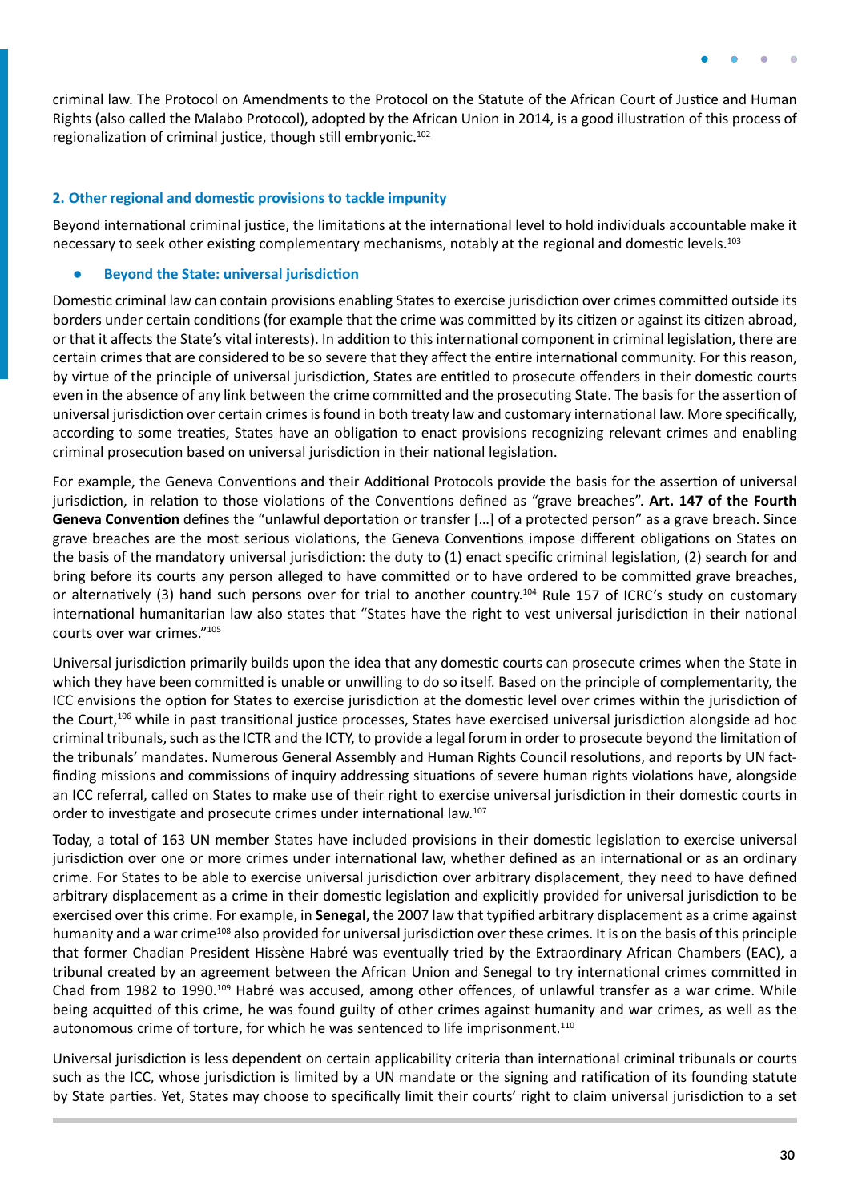criminal law. The Protocol on Amendments to the Protocol on the Statute of the African Court of Justice and Human Rights (also called the Malabo Protocol), adopted by the African Union in 2014, is a good illustration of this process of regionalization of criminal justice, though still embryonic.[102]

## 2. Other regional and domestic provisions to tackle impunity

Beyond international criminal justice, the limitations at the international level to hold individuals accountable make it necessary to seek other existing complementary mechanisms, notably at the regional and domestic levels.[103]

- **Beyond the State: universal jurisdiction**

Domestic criminal law can contain provisions enabling States to exercise jurisdiction over crimes committed outside its borders under certain conditions (for example that the crime was committed by its citizen or against its citizen abroad, or that it affects the State's vital interests). In addition to this international component in criminal legislation, there are certain crimes that are considered to be so severe that they affect the entire international community. For this reason, by virtue of the principle of universal jurisdiction, States are entitled to prosecute offenders in their domestic courts even in the absence of any link between the crime committed and the prosecuting State. The basis for the assertion of universal jurisdiction over certain crimes is found in both treaty law and customary international law. More specifically, according to some treaties, States have an obligation to enact provisions recognizing relevant crimes and enabling criminal prosecution based on universal jurisdiction in their national legislation.

For example, the Geneva Conventions and their Additional Protocols provide the basis for the assertion of universal jurisdiction, in relation to those violations of the Conventions defined as "grave breaches". **Art. 147 of the Fourth Geneva Convention** defines the "unlawful deportation or transfer [...] of a protected person" as a grave breach. Since grave breaches are the most serious violations, the Geneva Conventions impose different obligations on States on the basis of the mandatory universal jurisdiction: the duty to (1) enact specific criminal legislation, (2) search for and bring before its courts any person alleged to have committed or to have ordered to be committed grave breaches, or alternatively (3) hand such persons over for trial to another country.[104] Rule 157 of ICRC's study on customary international humanitarian law also states that "States have the right to vest universal jurisdiction in their national courts over war crimes."[105]

Universal jurisdiction primarily builds upon the idea that any domestic courts can prosecute crimes when the State in which they have been committed is unable or unwilling to do so itself. Based on the principle of complementarity, the ICC envisions the option for States to exercise jurisdiction at the domestic level over crimes within the jurisdiction of the Court,[106] while in past transitional justice processes, States have exercised universal jurisdiction alongside ad hoc criminal tribunals, such as the ICTR and the ICTY, to provide a legal forum in order to prosecute beyond the limitation of the tribunals' mandates. Numerous General Assembly and Human Rights Council resolutions, and reports by UN fact-finding missions and commissions of inquiry addressing situations of severe human rights violations have, alongside an ICC referral, called on States to make use of their right to exercise universal jurisdiction in their domestic courts in order to investigate and prosecute crimes under international law.[107]

Today, a total of 163 UN member States have included provisions in their domestic legislation to exercise universal jurisdiction over one or more crimes under international law, whether defined as an international or as an ordinary crime. For States to be able to exercise universal jurisdiction over arbitrary displacement, they need to have defined arbitrary displacement as a crime in their domestic legislation and explicitly provided for universal jurisdiction to be exercised over this crime. For example, in **Senegal**, the 2007 law that typified arbitrary displacement as a crime against humanity and a war crime[108] also provided for universal jurisdiction over these crimes. It is on the basis of this principle that former Chadian President Hissène Habré was eventually tried by the Extraordinary African Chambers (EAC), a tribunal created by an agreement between the African Union and Senegal to try international crimes committed in Chad from 1982 to 1990.[109] Habré was accused, among other offences, of unlawful transfer as a war crime. While being acquitted of this crime, he was found guilty of other crimes against humanity and war crimes, as well as the autonomous crime of torture, for which he was sentenced to life imprisonment.[110]

Universal jurisdiction is less dependent on certain applicability criteria than international criminal tribunals or courts such as the ICC, whose jurisdiction is limited by a UN mandate or the signing and ratification of its founding statute by State parties. Yet, States may choose to specifically limit their courts' right to claim universal jurisdiction to a set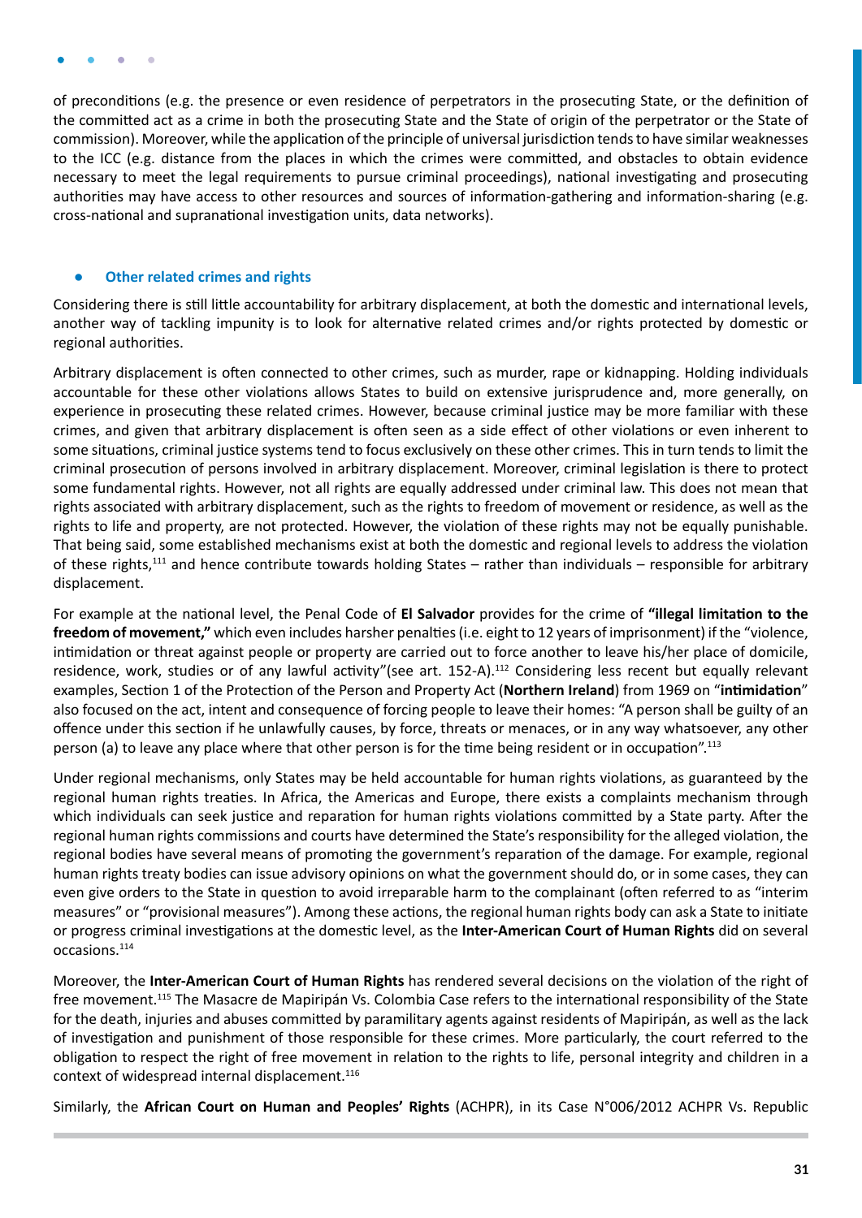of preconditions (e.g. the presence or even residence of perpetrators in the prosecuting State, or the definition of the committed act as a crime in both the prosecuting State and the State of origin of the perpetrator or the State of commission). Moreover, while the application of the principle of universal jurisdiction tends to have similar weaknesses to the ICC (e.g. distance from the places in which the crimes were committed, and obstacles to obtain evidence necessary to meet the legal requirements to pursue criminal proceedings), national investigating and prosecuting authorities may have access to other resources and sources of information-gathering and information-sharing (e.g. cross-national and supranational investigation units, data networks).

- **Other related crimes and rights**

Considering there is still little accountability for arbitrary displacement, at both the domestic and international levels, another way of tackling impunity is to look for alternative related crimes and/or rights protected by domestic or regional authorities.

Arbitrary displacement is often connected to other crimes, such as murder, rape or kidnapping. Holding individuals accountable for these other violations allows States to build on extensive jurisprudence and, more generally, on experience in prosecuting these related crimes. However, because criminal justice may be more familiar with these crimes, and given that arbitrary displacement is often seen as a side effect of other violations or even inherent to some situations, criminal justice systems tend to focus exclusively on these other crimes. This in turn tends to limit the criminal prosecution of persons involved in arbitrary displacement. Moreover, criminal legislation is there to protect some fundamental rights. However, not all rights are equally addressed under criminal law. This does not mean that rights associated with arbitrary displacement, such as the rights to freedom of movement or residence, as well as the rights to life and property, are not protected. However, the violation of these rights may not be equally punishable. That being said, some established mechanisms exist at both the domestic and regional levels to address the violation of these rights,[111] and hence contribute towards holding States – rather than individuals – responsible for arbitrary displacement.

For example at the national level, the Penal Code of **El Salvador** provides for the crime of **"illegal limitation to the freedom of movement,"** which even includes harsher penalties (i.e. eight to 12 years of imprisonment) if the "violence, intimidation or threat against people or property are carried out to force another to leave his/her place of domicile, residence, work, studies or of any lawful activity"(see art. 152-A).[112] Considering less recent but equally relevant examples, Section 1 of the Protection of the Person and Property Act (**Northern Ireland**) from 1969 on "**intimidation**" also focused on the act, intent and consequence of forcing people to leave their homes: "A person shall be guilty of an offence under this section if he unlawfully causes, by force, threats or menaces, or in any way whatsoever, any other person (a) to leave any place where that other person is for the time being resident or in occupation".[113]

Under regional mechanisms, only States may be held accountable for human rights violations, as guaranteed by the regional human rights treaties. In Africa, the Americas and Europe, there exists a complaints mechanism through which individuals can seek justice and reparation for human rights violations committed by a State party. After the regional human rights commissions and courts have determined the State's responsibility for the alleged violation, the regional bodies have several means of promoting the government's reparation of the damage. For example, regional human rights treaty bodies can issue advisory opinions on what the government should do, or in some cases, they can even give orders to the State in question to avoid irreparable harm to the complainant (often referred to as "interim measures" or "provisional measures"). Among these actions, the regional human rights body can ask a State to initiate or progress criminal investigations at the domestic level, as the **Inter-American Court of Human Rights** did on several occasions.[114]

Moreover, the **Inter-American Court of Human Rights** has rendered several decisions on the violation of the right of free movement.[115] The Masacre de Mapiripán Vs. Colombia Case refers to the international responsibility of the State for the death, injuries and abuses committed by paramilitary agents against residents of Mapiripán, as well as the lack of investigation and punishment of those responsible for these crimes. More particularly, the court referred to the obligation to respect the right of free movement in relation to the rights to life, personal integrity and children in a context of widespread internal displacement.[116]

Similarly, the **African Court on Human and Peoples' Rights** (ACHPR), in its Case N°006/2012 ACHPR Vs. Republic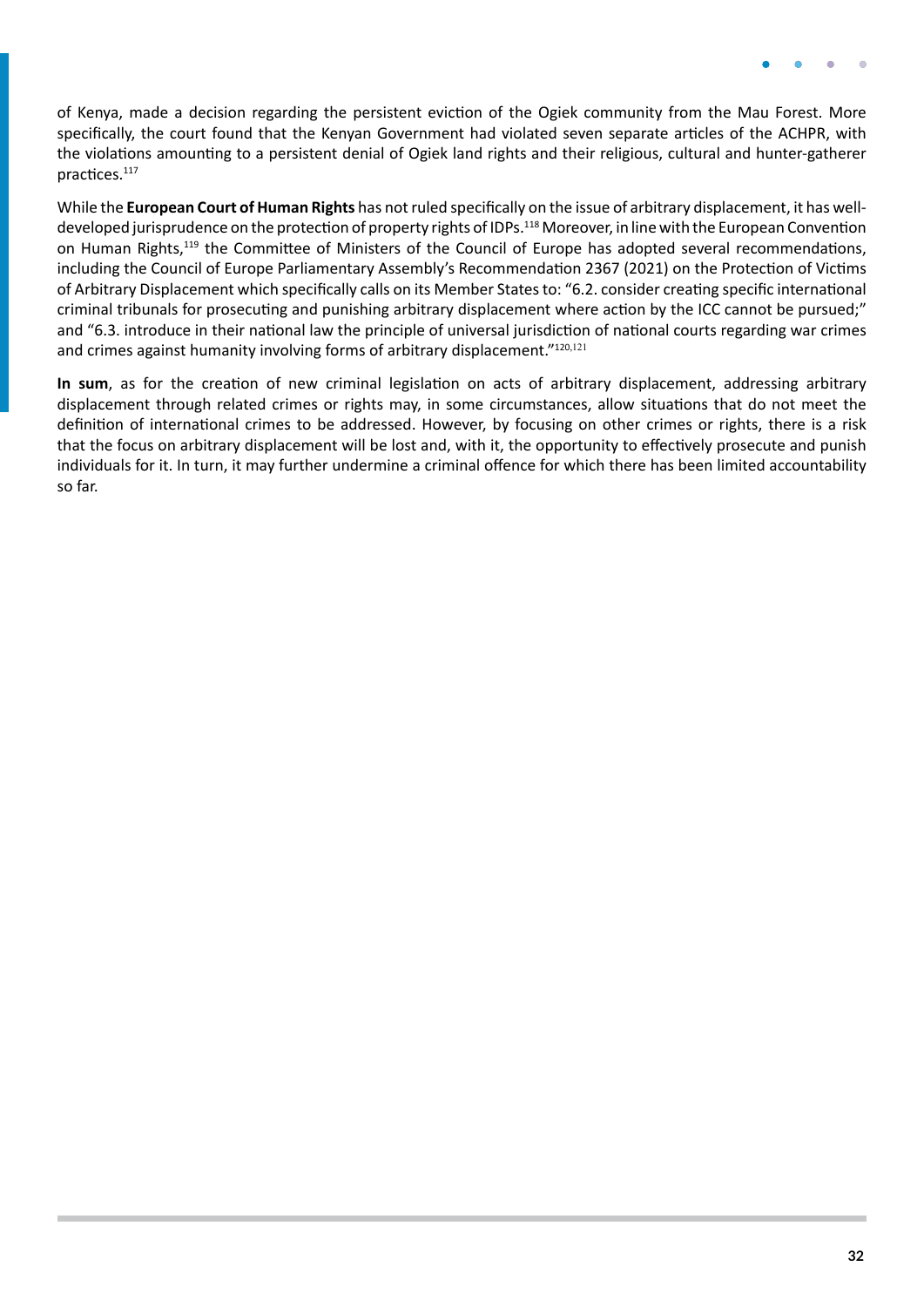of Kenya, made a decision regarding the persistent eviction of the Ogiek community from the Mau Forest. More specifically, the court found that the Kenyan Government had violated seven separate articles of the ACHPR, with the violations amounting to a persistent denial of Ogiek land rights and their religious, cultural and hunter-gatherer practices.[117]

While the **European Court of Human Rights** has not ruled specifically on the issue of arbitrary displacement, it has well-developed jurisprudence on the protection of property rights of IDPs.[118] Moreover, in line with the European Convention on Human Rights,[119] the Committee of Ministers of the Council of Europe has adopted several recommendations, including the Council of Europe Parliamentary Assembly's Recommendation 2367 (2021) on the Protection of Victims of Arbitrary Displacement which specifically calls on its Member States to: "6.2. consider creating specific international criminal tribunals for prosecuting and punishing arbitrary displacement where action by the ICC cannot be pursued;" and "6.3. introduce in their national law the principle of universal jurisdiction of national courts regarding war crimes and crimes against humanity involving forms of arbitrary displacement."[120,121]

**In sum**, as for the creation of new criminal legislation on acts of arbitrary displacement, addressing arbitrary displacement through related crimes or rights may, in some circumstances, allow situations that do not meet the definition of international crimes to be addressed. However, by focusing on other crimes or rights, there is a risk that the focus on arbitrary displacement will be lost and, with it, the opportunity to effectively prosecute and punish individuals for it. In turn, it may further undermine a criminal offence for which there has been limited accountability so far.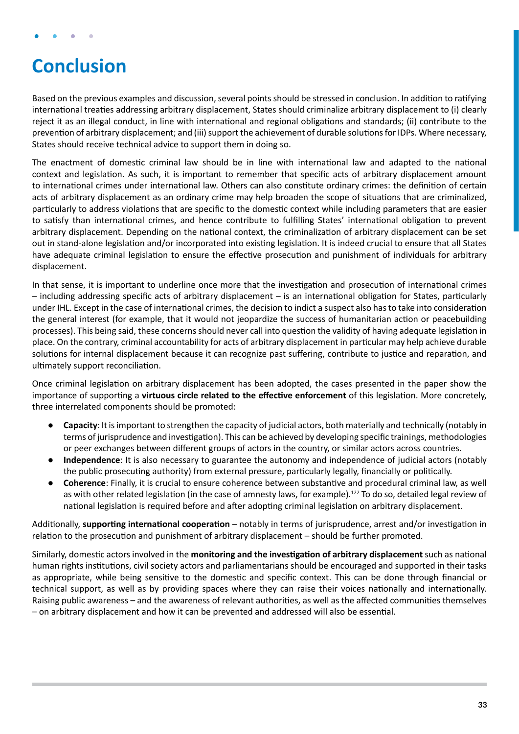# Conclusion

Based on the previous examples and discussion, several points should be stressed in conclusion. In addition to ratifying international treaties addressing arbitrary displacement, States should criminalize arbitrary displacement to (i) clearly reject it as an illegal conduct, in line with international and regional obligations and standards; (ii) contribute to the prevention of arbitrary displacement; and (iii) support the achievement of durable solutions for IDPs. Where necessary, States should receive technical advice to support them in doing so.

The enactment of domestic criminal law should be in line with international law and adapted to the national context and legislation. As such, it is important to remember that specific acts of arbitrary displacement amount to international crimes under international law. Others can also constitute ordinary crimes: the definition of certain acts of arbitrary displacement as an ordinary crime may help broaden the scope of situations that are criminalized, particularly to address violations that are specific to the domestic context while including parameters that are easier to satisfy than international crimes, and hence contribute to fulfilling States' international obligation to prevent arbitrary displacement. Depending on the national context, the criminalization of arbitrary displacement can be set out in stand-alone legislation and/or incorporated into existing legislation. It is indeed crucial to ensure that all States have adequate criminal legislation to ensure the effective prosecution and punishment of individuals for arbitrary displacement.

In that sense, it is important to underline once more that the investigation and prosecution of international crimes – including addressing specific acts of arbitrary displacement – is an international obligation for States, particularly under IHL. Except in the case of international crimes, the decision to indict a suspect also has to take into consideration the general interest (for example, that it would not jeopardize the success of humanitarian action or peacebuilding processes). This being said, these concerns should never call into question the validity of having adequate legislation in place. On the contrary, criminal accountability for acts of arbitrary displacement in particular may help achieve durable solutions for internal displacement because it can recognize past suffering, contribute to justice and reparation, and ultimately support reconciliation.

Once criminal legislation on arbitrary displacement has been adopted, the cases presented in the paper show the importance of supporting a **virtuous circle related to the effective enforcement** of this legislation. More concretely, three interrelated components should be promoted:

- **Capacity**: It is important to strengthen the capacity of judicial actors, both materially and technically (notably in terms of jurisprudence and investigation). This can be achieved by developing specific trainings, methodologies or peer exchanges between different groups of actors in the country, or similar actors across countries.
- **Independence**: It is also necessary to guarantee the autonomy and independence of judicial actors (notably the public prosecuting authority) from external pressure, particularly legally, financially or politically.
- **Coherence**: Finally, it is crucial to ensure coherence between substantive and procedural criminal law, as well as with other related legislation (in the case of amnesty laws, for example).[122] To do so, detailed legal review of national legislation is required before and after adopting criminal legislation on arbitrary displacement.

Additionally, **supporting international cooperation** – notably in terms of jurisprudence, arrest and/or investigation in relation to the prosecution and punishment of arbitrary displacement – should be further promoted.

Similarly, domestic actors involved in the **monitoring and the investigation of arbitrary displacement** such as national human rights institutions, civil society actors and parliamentarians should be encouraged and supported in their tasks as appropriate, while being sensitive to the domestic and specific context. This can be done through financial or technical support, as well as by providing spaces where they can raise their voices nationally and internationally. Raising public awareness – and the awareness of relevant authorities, as well as the affected communities themselves – on arbitrary displacement and how it can be prevented and addressed will also be essential.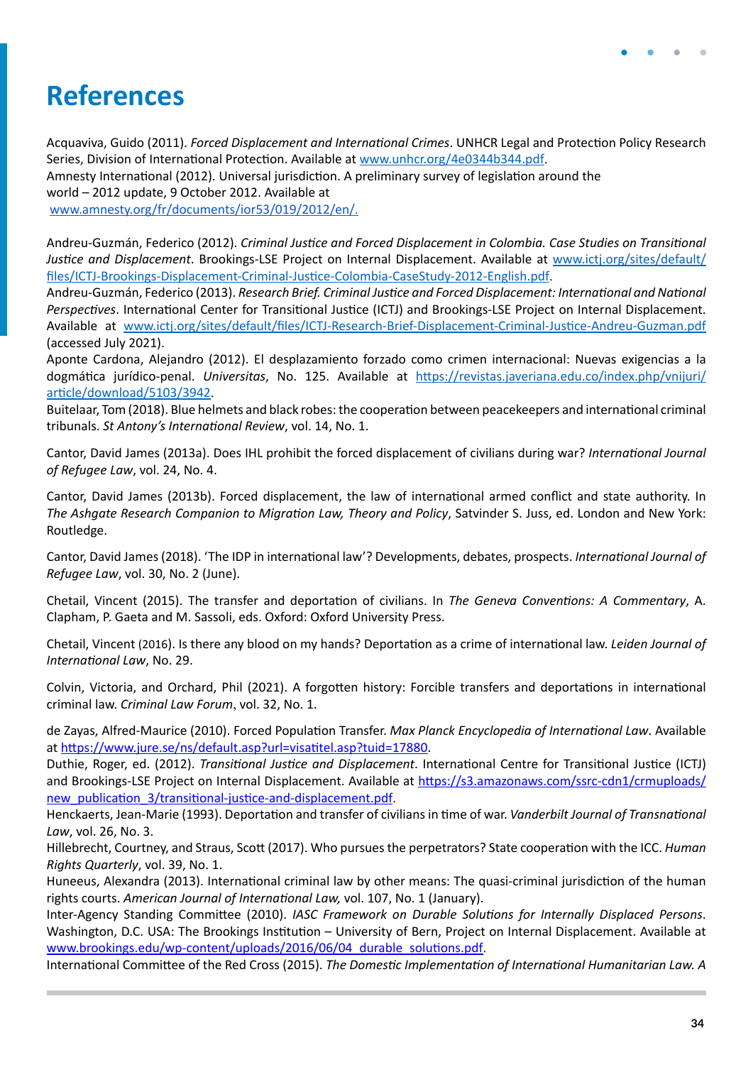# References

Acquaviva, Guido (2011). *Forced Displacement and International Crimes*. UNHCR Legal and Protection Policy Research Series, Division of International Protection. Available at www.unhcr.org/4e0344b344.pdf.

Amnesty International (2012). Universal jurisdiction. A preliminary survey of legislation around the world – 2012 update, 9 October 2012. Available at www.amnesty.org/fr/documents/ior53/019/2012/en/.

Andreu-Guzmán, Federico (2012). *Criminal Justice and Forced Displacement in Colombia. Case Studies on Transitional Justice and Displacement*. Brookings-LSE Project on Internal Displacement. Available at www.ictj.org/sites/default/files/ICTJ-Brookings-Displacement-Criminal-Justice-Colombia-CaseStudy-2012-English.pdf.

Andreu-Guzmán, Federico (2013). *Research Brief. Criminal Justice and Forced Displacement: International and National Perspectives*. International Center for Transitional Justice (ICTJ) and Brookings-LSE Project on Internal Displacement. Available at www.ictj.org/sites/default/files/ICTJ-Research-Brief-Displacement-Criminal-Justice-Andreu-Guzman.pdf (accessed July 2021).

Aponte Cardona, Alejandro (2012). El desplazamiento forzado como crimen internacional: Nuevas exigencias a la dogmática jurídico-penal. *Universitas*, No. 125. Available at https://revistas.javeriana.edu.co/index.php/vnijuri/article/download/5103/3942.

Buitelaar, Tom (2018). Blue helmets and black robes: the cooperation between peacekeepers and international criminal tribunals. *St Antony's International Review*, vol. 14, No. 1.

Cantor, David James (2013a). Does IHL prohibit the forced displacement of civilians during war? *International Journal of Refugee Law*, vol. 24, No. 4.

Cantor, David James (2013b). Forced displacement, the law of international armed conflict and state authority. In *The Ashgate Research Companion to Migration Law, Theory and Policy*, Satvinder S. Juss, ed. London and New York: Routledge.

Cantor, David James (2018). 'The IDP in international law'? Developments, debates, prospects. *International Journal of Refugee Law*, vol. 30, No. 2 (June).

Chetail, Vincent (2015). The transfer and deportation of civilians. In *The Geneva Conventions: A Commentary*, A. Clapham, P. Gaeta and M. Sassoli, eds. Oxford: Oxford University Press.

Chetail, Vincent (2016). Is there any blood on my hands? Deportation as a crime of international law. *Leiden Journal of International Law*, No. 29.

Colvin, Victoria, and Orchard, Phil (2021). A forgotten history: Forcible transfers and deportations in international criminal law. *Criminal Law Forum*, vol. 32, No. 1.

de Zayas, Alfred-Maurice (2010). Forced Population Transfer. *Max Planck Encyclopedia of International Law*. Available at https://www.jure.se/ns/default.asp?url=visatitel.asp?tuid=17880.

Duthie, Roger, ed. (2012). *Transitional Justice and Displacement*. International Centre for Transitional Justice (ICTJ) and Brookings-LSE Project on Internal Displacement. Available at https://s3.amazonaws.com/ssrc-cdn1/crmuploads/new_publication_3/transitional-justice-and-displacement.pdf.

Henckaerts, Jean-Marie (1993). Deportation and transfer of civilians in time of war. *Vanderbilt Journal of Transnational Law*, vol. 26, No. 3.

Hillebrecht, Courtney, and Straus, Scott (2017). Who pursues the perpetrators? State cooperation with the ICC. *Human Rights Quarterly*, vol. 39, No. 1.

Huneeus, Alexandra (2013). International criminal law by other means: The quasi-criminal jurisdiction of the human rights courts. *American Journal of International Law,* vol. 107, No. 1 (January).

Inter-Agency Standing Committee (2010). *IASC Framework on Durable Solutions for Internally Displaced Persons*. Washington, D.C. USA: The Brookings Institution – University of Bern, Project on Internal Displacement. Available at www.brookings.edu/wp-content/uploads/2016/06/04_durable_solutions.pdf.

International Committee of the Red Cross (2015). *The Domestic Implementation of International Humanitarian Law. A*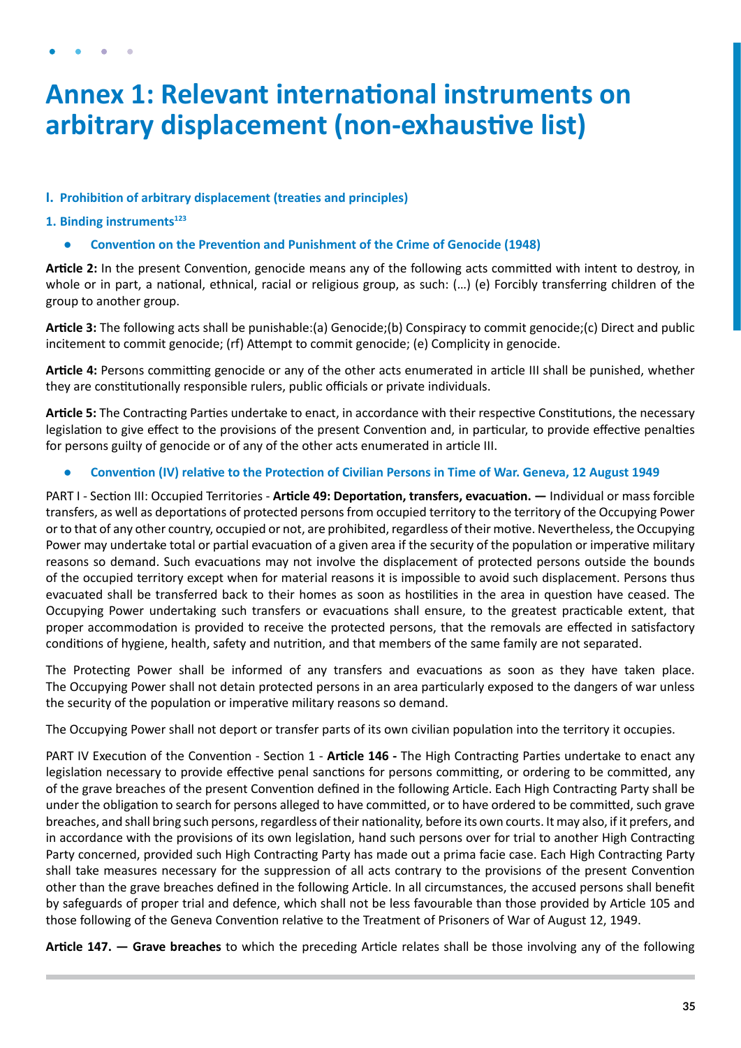# Annex 1: Relevant international instruments on arbitrary displacement (non-exhaustive list)

### I. Prohibition of arbitrary displacement (treaties and principles)

#### 1. Binding instruments[123]

- **Convention on the Prevention and Punishment of the Crime of Genocide (1948)**

**Article 2:** In the present Convention, genocide means any of the following acts committed with intent to destroy, in whole or in part, a national, ethnical, racial or religious group, as such: (…) (e) Forcibly transferring children of the group to another group.

**Article 3:** The following acts shall be punishable:(a) Genocide;(b) Conspiracy to commit genocide;(c) Direct and public incitement to commit genocide; (rf) Attempt to commit genocide; (e) Complicity in genocide.

**Article 4:** Persons committing genocide or any of the other acts enumerated in article III shall be punished, whether they are constitutionally responsible rulers, public officials or private individuals.

**Article 5:** The Contracting Parties undertake to enact, in accordance with their respective Constitutions, the necessary legislation to give effect to the provisions of the present Convention and, in particular, to provide effective penalties for persons guilty of genocide or of any of the other acts enumerated in article III.

- **Convention (IV) relative to the Protection of Civilian Persons in Time of War. Geneva, 12 August 1949**

PART I - Section III: Occupied Territories - **Article 49: Deportation, transfers, evacuation. —** Individual or mass forcible transfers, as well as deportations of protected persons from occupied territory to the territory of the Occupying Power or to that of any other country, occupied or not, are prohibited, regardless of their motive. Nevertheless, the Occupying Power may undertake total or partial evacuation of a given area if the security of the population or imperative military reasons so demand. Such evacuations may not involve the displacement of protected persons outside the bounds of the occupied territory except when for material reasons it is impossible to avoid such displacement. Persons thus evacuated shall be transferred back to their homes as soon as hostilities in the area in question have ceased. The Occupying Power undertaking such transfers or evacuations shall ensure, to the greatest practicable extent, that proper accommodation is provided to receive the protected persons, that the removals are effected in satisfactory conditions of hygiene, health, safety and nutrition, and that members of the same family are not separated.

The Protecting Power shall be informed of any transfers and evacuations as soon as they have taken place. The Occupying Power shall not detain protected persons in an area particularly exposed to the dangers of war unless the security of the population or imperative military reasons so demand.

The Occupying Power shall not deport or transfer parts of its own civilian population into the territory it occupies.

PART IV Execution of the Convention - Section 1 - **Article 146 -** The High Contracting Parties undertake to enact any legislation necessary to provide effective penal sanctions for persons committing, or ordering to be committed, any of the grave breaches of the present Convention defined in the following Article. Each High Contracting Party shall be under the obligation to search for persons alleged to have committed, or to have ordered to be committed, such grave breaches, and shall bring such persons, regardless of their nationality, before its own courts. It may also, if it prefers, and in accordance with the provisions of its own legislation, hand such persons over for trial to another High Contracting Party concerned, provided such High Contracting Party has made out a prima facie case. Each High Contracting Party shall take measures necessary for the suppression of all acts contrary to the provisions of the present Convention other than the grave breaches defined in the following Article. In all circumstances, the accused persons shall benefit by safeguards of proper trial and defence, which shall not be less favourable than those provided by Article 105 and those following of the Geneva Convention relative to the Treatment of Prisoners of War of August 12, 1949.

**Article 147. — Grave breaches** to which the preceding Article relates shall be those involving any of the following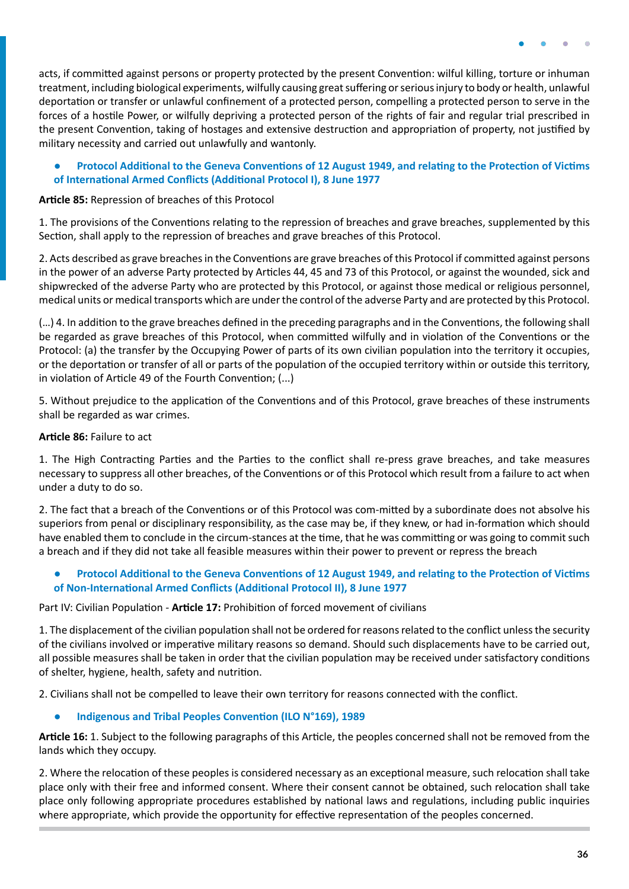acts, if committed against persons or property protected by the present Convention: wilful killing, torture or inhuman treatment, including biological experiments, wilfully causing great suffering or serious injury to body or health, unlawful deportation or transfer or unlawful confinement of a protected person, compelling a protected person to serve in the forces of a hostile Power, or wilfully depriving a protected person of the rights of fair and regular trial prescribed in the present Convention, taking of hostages and extensive destruction and appropriation of property, not justified by military necessity and carried out unlawfully and wantonly.

- **Protocol Additional to the Geneva Conventions of 12 August 1949, and relating to the Protection of Victims of International Armed Conflicts (Additional Protocol I), 8 June 1977**

**Article 85:** Repression of breaches of this Protocol

1. The provisions of the Conventions relating to the repression of breaches and grave breaches, supplemented by this Section, shall apply to the repression of breaches and grave breaches of this Protocol.

2. Acts described as grave breaches in the Conventions are grave breaches of this Protocol if committed against persons in the power of an adverse Party protected by Articles 44, 45 and 73 of this Protocol, or against the wounded, sick and shipwrecked of the adverse Party who are protected by this Protocol, or against those medical or religious personnel, medical units or medical transports which are under the control of the adverse Party and are protected by this Protocol.

(...) 4. In addition to the grave breaches defined in the preceding paragraphs and in the Conventions, the following shall be regarded as grave breaches of this Protocol, when committed wilfully and in violation of the Conventions or the Protocol: (a) the transfer by the Occupying Power of parts of its own civilian population into the territory it occupies, or the deportation or transfer of all or parts of the population of the occupied territory within or outside this territory, in violation of Article 49 of the Fourth Convention; (...)

5. Without prejudice to the application of the Conventions and of this Protocol, grave breaches of these instruments shall be regarded as war crimes.

**Article 86:** Failure to act

1. The High Contracting Parties and the Parties to the conflict shall re-press grave breaches, and take measures necessary to suppress all other breaches, of the Conventions or of this Protocol which result from a failure to act when under a duty to do so.

2. The fact that a breach of the Conventions or of this Protocol was com-mitted by a subordinate does not absolve his superiors from penal or disciplinary responsibility, as the case may be, if they knew, or had in-formation which should have enabled them to conclude in the circum-stances at the time, that he was committing or was going to commit such a breach and if they did not take all feasible measures within their power to prevent or repress the breach

- **Protocol Additional to the Geneva Conventions of 12 August 1949, and relating to the Protection of Victims of Non-International Armed Conflicts (Additional Protocol II), 8 June 1977**

Part IV: Civilian Population - **Article 17:** Prohibition of forced movement of civilians

1. The displacement of the civilian population shall not be ordered for reasons related to the conflict unless the security of the civilians involved or imperative military reasons so demand. Should such displacements have to be carried out, all possible measures shall be taken in order that the civilian population may be received under satisfactory conditions of shelter, hygiene, health, safety and nutrition.

2. Civilians shall not be compelled to leave their own territory for reasons connected with the conflict.

- **Indigenous and Tribal Peoples Convention (ILO N°169), 1989**

**Article 16:** 1. Subject to the following paragraphs of this Article, the peoples concerned shall not be removed from the lands which they occupy.

2. Where the relocation of these peoples is considered necessary as an exceptional measure, such relocation shall take place only with their free and informed consent. Where their consent cannot be obtained, such relocation shall take place only following appropriate procedures established by national laws and regulations, including public inquiries where appropriate, which provide the opportunity for effective representation of the peoples concerned.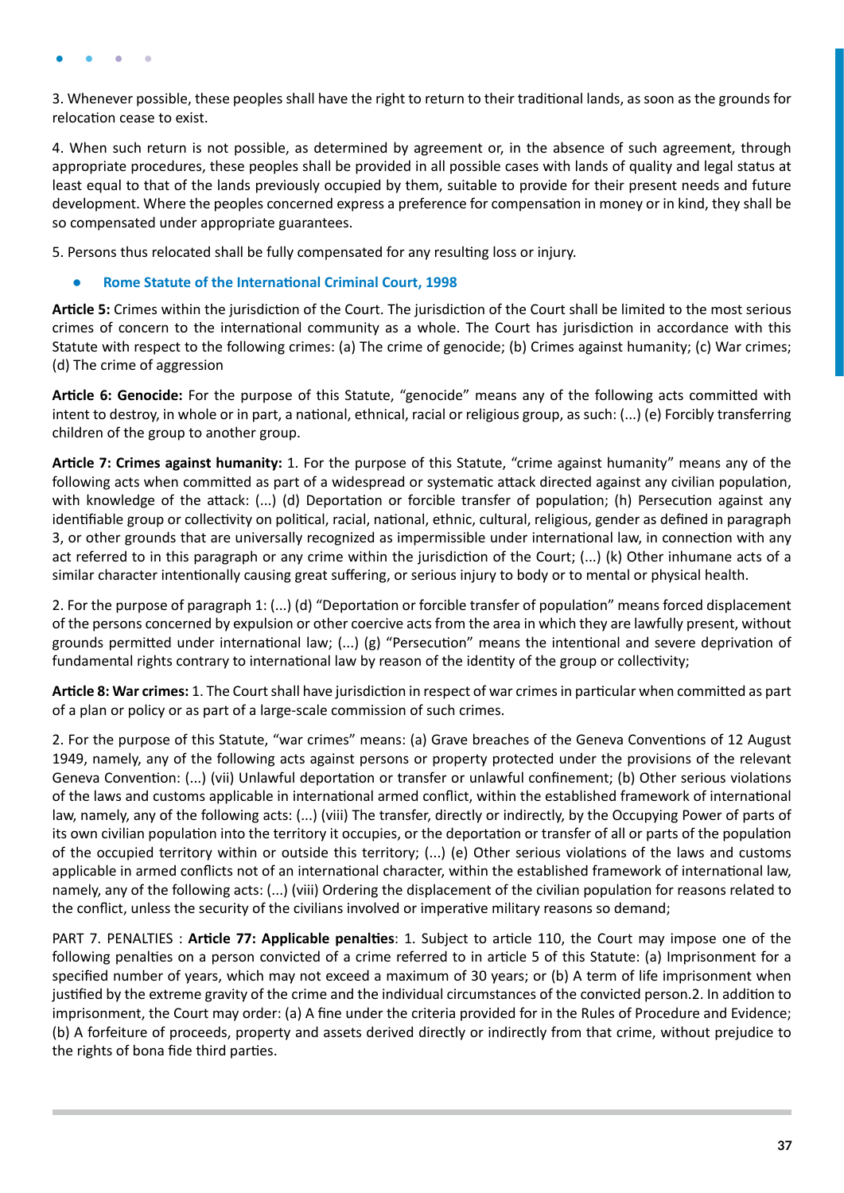3. Whenever possible, these peoples shall have the right to return to their traditional lands, as soon as the grounds for relocation cease to exist.

4. When such return is not possible, as determined by agreement or, in the absence of such agreement, through appropriate procedures, these peoples shall be provided in all possible cases with lands of quality and legal status at least equal to that of the lands previously occupied by them, suitable to provide for their present needs and future development. Where the peoples concerned express a preference for compensation in money or in kind, they shall be so compensated under appropriate guarantees.

5. Persons thus relocated shall be fully compensated for any resulting loss or injury.

- **Rome Statute of the International Criminal Court, 1998**

**Article 5:** Crimes within the jurisdiction of the Court. The jurisdiction of the Court shall be limited to the most serious crimes of concern to the international community as a whole. The Court has jurisdiction in accordance with this Statute with respect to the following crimes: (a) The crime of genocide; (b) Crimes against humanity; (c) War crimes; (d) The crime of aggression

**Article 6: Genocide:** For the purpose of this Statute, "genocide" means any of the following acts committed with intent to destroy, in whole or in part, a national, ethnical, racial or religious group, as such: (...) (e) Forcibly transferring children of the group to another group.

**Article 7: Crimes against humanity:** 1. For the purpose of this Statute, "crime against humanity" means any of the following acts when committed as part of a widespread or systematic attack directed against any civilian population, with knowledge of the attack: (...) (d) Deportation or forcible transfer of population; (h) Persecution against any identifiable group or collectivity on political, racial, national, ethnic, cultural, religious, gender as defined in paragraph 3, or other grounds that are universally recognized as impermissible under international law, in connection with any act referred to in this paragraph or any crime within the jurisdiction of the Court; (...) (k) Other inhumane acts of a similar character intentionally causing great suffering, or serious injury to body or to mental or physical health.

2. For the purpose of paragraph 1: (...) (d) "Deportation or forcible transfer of population" means forced displacement of the persons concerned by expulsion or other coercive acts from the area in which they are lawfully present, without grounds permitted under international law; (...) (g) "Persecution" means the intentional and severe deprivation of fundamental rights contrary to international law by reason of the identity of the group or collectivity;

**Article 8: War crimes:** 1. The Court shall have jurisdiction in respect of war crimes in particular when committed as part of a plan or policy or as part of a large-scale commission of such crimes.

2. For the purpose of this Statute, "war crimes" means: (a) Grave breaches of the Geneva Conventions of 12 August 1949, namely, any of the following acts against persons or property protected under the provisions of the relevant Geneva Convention: (...) (vii) Unlawful deportation or transfer or unlawful confinement; (b) Other serious violations of the laws and customs applicable in international armed conflict, within the established framework of international law, namely, any of the following acts: (...) (viii) The transfer, directly or indirectly, by the Occupying Power of parts of its own civilian population into the territory it occupies, or the deportation or transfer of all or parts of the population of the occupied territory within or outside this territory; (...) (e) Other serious violations of the laws and customs applicable in armed conflicts not of an international character, within the established framework of international law, namely, any of the following acts: (...) (viii) Ordering the displacement of the civilian population for reasons related to the conflict, unless the security of the civilians involved or imperative military reasons so demand;

PART 7. PENALTIES : **Article 77: Applicable penalties**: 1. Subject to article 110, the Court may impose one of the following penalties on a person convicted of a crime referred to in article 5 of this Statute: (a) Imprisonment for a specified number of years, which may not exceed a maximum of 30 years; or (b) A term of life imprisonment when justified by the extreme gravity of the crime and the individual circumstances of the convicted person.2. In addition to imprisonment, the Court may order: (a) A fine under the criteria provided for in the Rules of Procedure and Evidence; (b) A forfeiture of proceeds, property and assets derived directly or indirectly from that crime, without prejudice to the rights of bona fide third parties.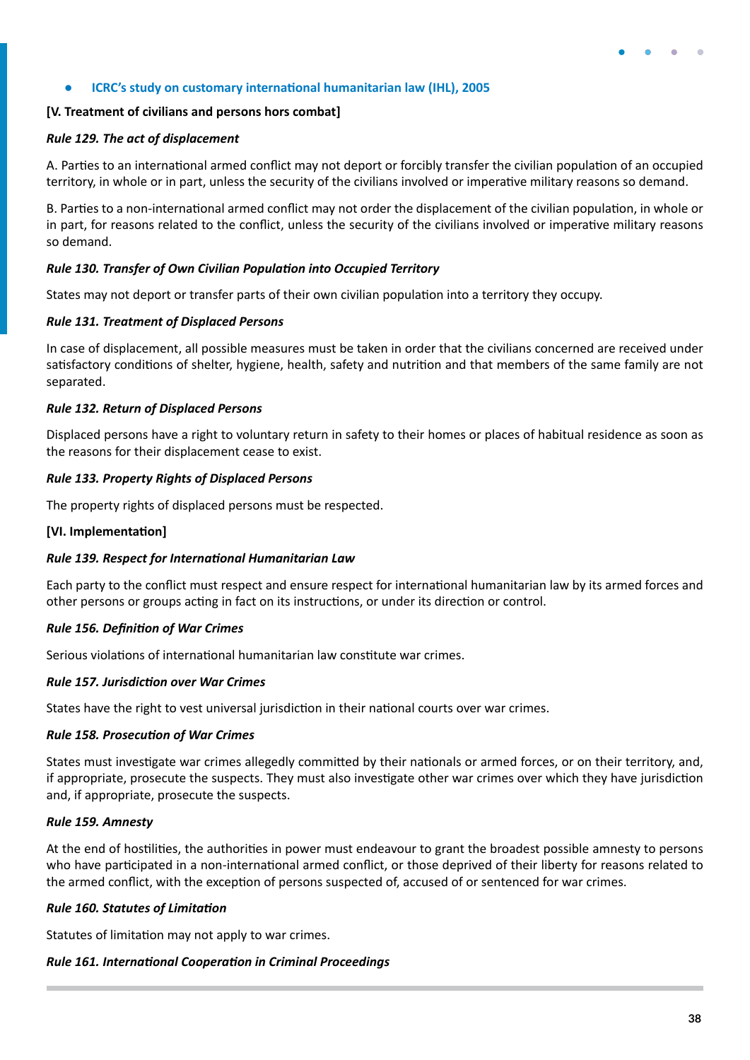- **ICRC's study on customary international humanitarian law (IHL), 2005**

**[V. Treatment of civilians and persons hors combat]**

***Rule 129. The act of displacement***

A. Parties to an international armed conflict may not deport or forcibly transfer the civilian population of an occupied territory, in whole or in part, unless the security of the civilians involved or imperative military reasons so demand.

B. Parties to a non-international armed conflict may not order the displacement of the civilian population, in whole or in part, for reasons related to the conflict, unless the security of the civilians involved or imperative military reasons so demand.

***Rule 130. Transfer of Own Civilian Population into Occupied Territory***

States may not deport or transfer parts of their own civilian population into a territory they occupy.

***Rule 131. Treatment of Displaced Persons***

In case of displacement, all possible measures must be taken in order that the civilians concerned are received under satisfactory conditions of shelter, hygiene, health, safety and nutrition and that members of the same family are not separated.

***Rule 132. Return of Displaced Persons***

Displaced persons have a right to voluntary return in safety to their homes or places of habitual residence as soon as the reasons for their displacement cease to exist.

***Rule 133. Property Rights of Displaced Persons***

The property rights of displaced persons must be respected.

**[VI. Implementation]**

***Rule 139. Respect for International Humanitarian Law***

Each party to the conflict must respect and ensure respect for international humanitarian law by its armed forces and other persons or groups acting in fact on its instructions, or under its direction or control.

***Rule 156. Definition of War Crimes***

Serious violations of international humanitarian law constitute war crimes.

***Rule 157. Jurisdiction over War Crimes***

States have the right to vest universal jurisdiction in their national courts over war crimes.

***Rule 158. Prosecution of War Crimes***

States must investigate war crimes allegedly committed by their nationals or armed forces, or on their territory, and, if appropriate, prosecute the suspects. They must also investigate other war crimes over which they have jurisdiction and, if appropriate, prosecute the suspects.

***Rule 159. Amnesty***

At the end of hostilities, the authorities in power must endeavour to grant the broadest possible amnesty to persons who have participated in a non-international armed conflict, or those deprived of their liberty for reasons related to the armed conflict, with the exception of persons suspected of, accused of or sentenced for war crimes.

***Rule 160. Statutes of Limitation***

Statutes of limitation may not apply to war crimes.

***Rule 161. International Cooperation in Criminal Proceedings***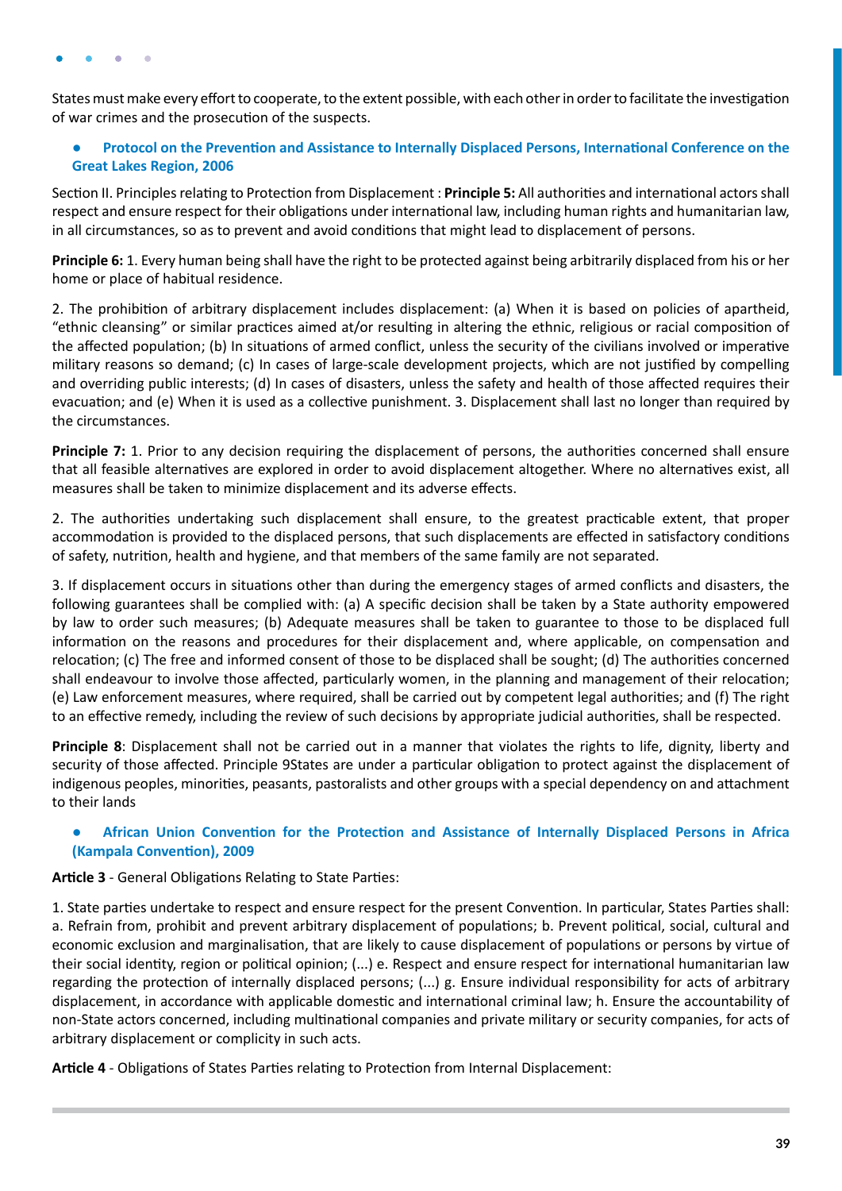States must make every effort to cooperate, to the extent possible, with each other in order to facilitate the investigation of war crimes and the prosecution of the suspects.

- **Protocol on the Prevention and Assistance to Internally Displaced Persons, International Conference on the Great Lakes Region, 2006**

Section II. Principles relating to Protection from Displacement : **Principle 5:** All authorities and international actors shall respect and ensure respect for their obligations under international law, including human rights and humanitarian law, in all circumstances, so as to prevent and avoid conditions that might lead to displacement of persons.

**Principle 6:** 1. Every human being shall have the right to be protected against being arbitrarily displaced from his or her home or place of habitual residence.

2. The prohibition of arbitrary displacement includes displacement: (a) When it is based on policies of apartheid, "ethnic cleansing" or similar practices aimed at/or resulting in altering the ethnic, religious or racial composition of the affected population; (b) In situations of armed conflict, unless the security of the civilians involved or imperative military reasons so demand; (c) In cases of large-scale development projects, which are not justified by compelling and overriding public interests; (d) In cases of disasters, unless the safety and health of those affected requires their evacuation; and (e) When it is used as a collective punishment. 3. Displacement shall last no longer than required by the circumstances.

**Principle 7:** 1. Prior to any decision requiring the displacement of persons, the authorities concerned shall ensure that all feasible alternatives are explored in order to avoid displacement altogether. Where no alternatives exist, all measures shall be taken to minimize displacement and its adverse effects.

2. The authorities undertaking such displacement shall ensure, to the greatest practicable extent, that proper accommodation is provided to the displaced persons, that such displacements are effected in satisfactory conditions of safety, nutrition, health and hygiene, and that members of the same family are not separated.

3. If displacement occurs in situations other than during the emergency stages of armed conflicts and disasters, the following guarantees shall be complied with: (a) A specific decision shall be taken by a State authority empowered by law to order such measures; (b) Adequate measures shall be taken to guarantee to those to be displaced full information on the reasons and procedures for their displacement and, where applicable, on compensation and relocation; (c) The free and informed consent of those to be displaced shall be sought; (d) The authorities concerned shall endeavour to involve those affected, particularly women, in the planning and management of their relocation; (e) Law enforcement measures, where required, shall be carried out by competent legal authorities; and (f) The right to an effective remedy, including the review of such decisions by appropriate judicial authorities, shall be respected.

**Principle 8**: Displacement shall not be carried out in a manner that violates the rights to life, dignity, liberty and security of those affected. Principle 9States are under a particular obligation to protect against the displacement of indigenous peoples, minorities, peasants, pastoralists and other groups with a special dependency on and attachment to their lands

- **African Union Convention for the Protection and Assistance of Internally Displaced Persons in Africa (Kampala Convention), 2009**

**Article 3** - General Obligations Relating to State Parties:

1. State parties undertake to respect and ensure respect for the present Convention. In particular, States Parties shall: a. Refrain from, prohibit and prevent arbitrary displacement of populations; b. Prevent political, social, cultural and economic exclusion and marginalisation, that are likely to cause displacement of populations or persons by virtue of their social identity, region or political opinion; (...) e. Respect and ensure respect for international humanitarian law regarding the protection of internally displaced persons; (...) g. Ensure individual responsibility for acts of arbitrary displacement, in accordance with applicable domestic and international criminal law; h. Ensure the accountability of non-State actors concerned, including multinational companies and private military or security companies, for acts of arbitrary displacement or complicity in such acts.

**Article 4** - Obligations of States Parties relating to Protection from Internal Displacement: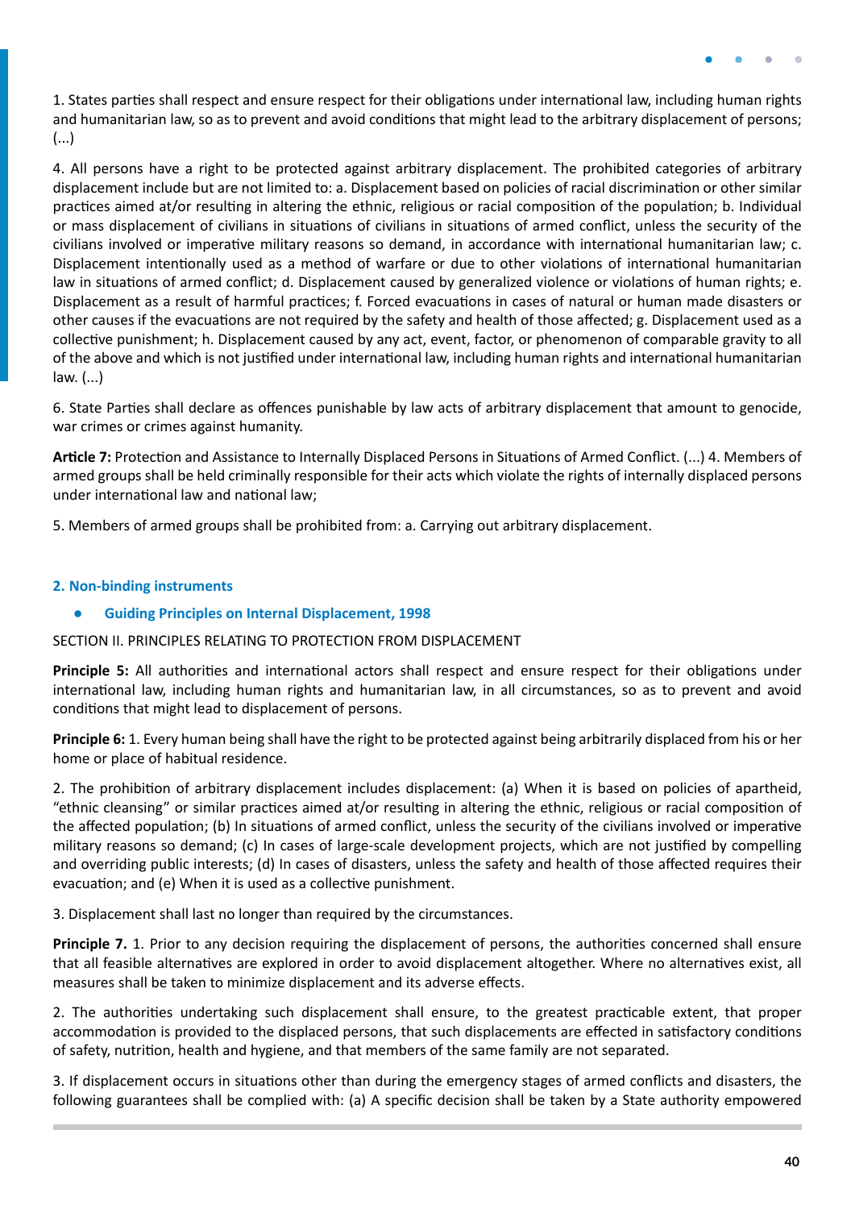1. States parties shall respect and ensure respect for their obligations under international law, including human rights and humanitarian law, so as to prevent and avoid conditions that might lead to the arbitrary displacement of persons; (...)

4. All persons have a right to be protected against arbitrary displacement. The prohibited categories of arbitrary displacement include but are not limited to: a. Displacement based on policies of racial discrimination or other similar practices aimed at/or resulting in altering the ethnic, religious or racial composition of the population; b. Individual or mass displacement of civilians in situations of civilians in situations of armed conflict, unless the security of the civilians involved or imperative military reasons so demand, in accordance with international humanitarian law; c. Displacement intentionally used as a method of warfare or due to other violations of international humanitarian law in situations of armed conflict; d. Displacement caused by generalized violence or violations of human rights; e. Displacement as a result of harmful practices; f. Forced evacuations in cases of natural or human made disasters or other causes if the evacuations are not required by the safety and health of those affected; g. Displacement used as a collective punishment; h. Displacement caused by any act, event, factor, or phenomenon of comparable gravity to all of the above and which is not justified under international law, including human rights and international humanitarian law. (...)

6. State Parties shall declare as offences punishable by law acts of arbitrary displacement that amount to genocide, war crimes or crimes against humanity.

**Article 7:** Protection and Assistance to Internally Displaced Persons in Situations of Armed Conflict. (...) 4. Members of armed groups shall be held criminally responsible for their acts which violate the rights of internally displaced persons under international law and national law;

5. Members of armed groups shall be prohibited from: a. Carrying out arbitrary displacement.

### 2. Non-binding instruments

- **Guiding Principles on Internal Displacement, 1998**

SECTION II. PRINCIPLES RELATING TO PROTECTION FROM DISPLACEMENT

**Principle 5:** All authorities and international actors shall respect and ensure respect for their obligations under international law, including human rights and humanitarian law, in all circumstances, so as to prevent and avoid conditions that might lead to displacement of persons.

**Principle 6:** 1. Every human being shall have the right to be protected against being arbitrarily displaced from his or her home or place of habitual residence.

2. The prohibition of arbitrary displacement includes displacement: (a) When it is based on policies of apartheid, "ethnic cleansing" or similar practices aimed at/or resulting in altering the ethnic, religious or racial composition of the affected population; (b) In situations of armed conflict, unless the security of the civilians involved or imperative military reasons so demand; (c) In cases of large-scale development projects, which are not justified by compelling and overriding public interests; (d) In cases of disasters, unless the safety and health of those affected requires their evacuation; and (e) When it is used as a collective punishment.

3. Displacement shall last no longer than required by the circumstances.

**Principle 7.** 1. Prior to any decision requiring the displacement of persons, the authorities concerned shall ensure that all feasible alternatives are explored in order to avoid displacement altogether. Where no alternatives exist, all measures shall be taken to minimize displacement and its adverse effects.

2. The authorities undertaking such displacement shall ensure, to the greatest practicable extent, that proper accommodation is provided to the displaced persons, that such displacements are effected in satisfactory conditions of safety, nutrition, health and hygiene, and that members of the same family are not separated.

3. If displacement occurs in situations other than during the emergency stages of armed conflicts and disasters, the following guarantees shall be complied with: (a) A specific decision shall be taken by a State authority empowered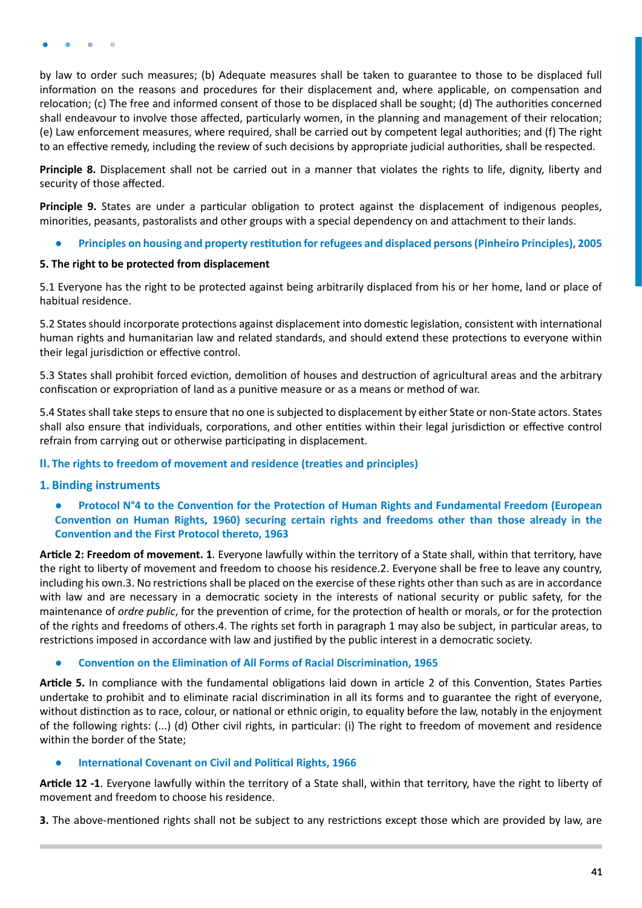by law to order such measures; (b) Adequate measures shall be taken to guarantee to those to be displaced full information on the reasons and procedures for their displacement and, where applicable, on compensation and relocation; (c) The free and informed consent of those to be displaced shall be sought; (d) The authorities concerned shall endeavour to involve those affected, particularly women, in the planning and management of their relocation; (e) Law enforcement measures, where required, shall be carried out by competent legal authorities; and (f) The right to an effective remedy, including the review of such decisions by appropriate judicial authorities, shall be respected.

**Principle 8.** Displacement shall not be carried out in a manner that violates the rights to life, dignity, liberty and security of those affected.

**Principle 9.** States are under a particular obligation to protect against the displacement of indigenous peoples, minorities, peasants, pastoralists and other groups with a special dependency on and attachment to their lands.

- **Principles on housing and property restitution for refugees and displaced persons (Pinheiro Principles), 2005**

**5. The right to be protected from displacement**

5.1 Everyone has the right to be protected against being arbitrarily displaced from his or her home, land or place of habitual residence.

5.2 States should incorporate protections against displacement into domestic legislation, consistent with international human rights and humanitarian law and related standards, and should extend these protections to everyone within their legal jurisdiction or effective control.

5.3 States shall prohibit forced eviction, demolition of houses and destruction of agricultural areas and the arbitrary confiscation or expropriation of land as a punitive measure or as a means or method of war.

5.4 States shall take steps to ensure that no one is subjected to displacement by either State or non-State actors. States shall also ensure that individuals, corporations, and other entities within their legal jurisdiction or effective control refrain from carrying out or otherwise participating in displacement.

## II. The rights to freedom of movement and residence (treaties and principles)

### 1. Binding instruments

- **Protocol N°4 to the Convention for the Protection of Human Rights and Fundamental Freedom (European Convention on Human Rights, 1960) securing certain rights and freedoms other than those already in the Convention and the First Protocol thereto, 1963**

**Article 2: Freedom of movement. 1**. Everyone lawfully within the territory of a State shall, within that territory, have the right to liberty of movement and freedom to choose his residence.2. Everyone shall be free to leave any country, including his own.3. No restrictions shall be placed on the exercise of these rights other than such as are in accordance with law and are necessary in a democratic society in the interests of national security or public safety, for the maintenance of *ordre public*, for the prevention of crime, for the protection of health or morals, or for the protection of the rights and freedoms of others.4. The rights set forth in paragraph 1 may also be subject, in particular areas, to restrictions imposed in accordance with law and justified by the public interest in a democratic society.

- **Convention on the Elimination of All Forms of Racial Discrimination, 1965**

**Article 5.** In compliance with the fundamental obligations laid down in article 2 of this Convention, States Parties undertake to prohibit and to eliminate racial discrimination in all its forms and to guarantee the right of everyone, without distinction as to race, colour, or national or ethnic origin, to equality before the law, notably in the enjoyment of the following rights: (...) (d) Other civil rights, in particular: (i) The right to freedom of movement and residence within the border of the State;

- **International Covenant on Civil and Political Rights, 1966**

**Article 12 -1**. Everyone lawfully within the territory of a State shall, within that territory, have the right to liberty of movement and freedom to choose his residence.

**3.** The above-mentioned rights shall not be subject to any restrictions except those which are provided by law, are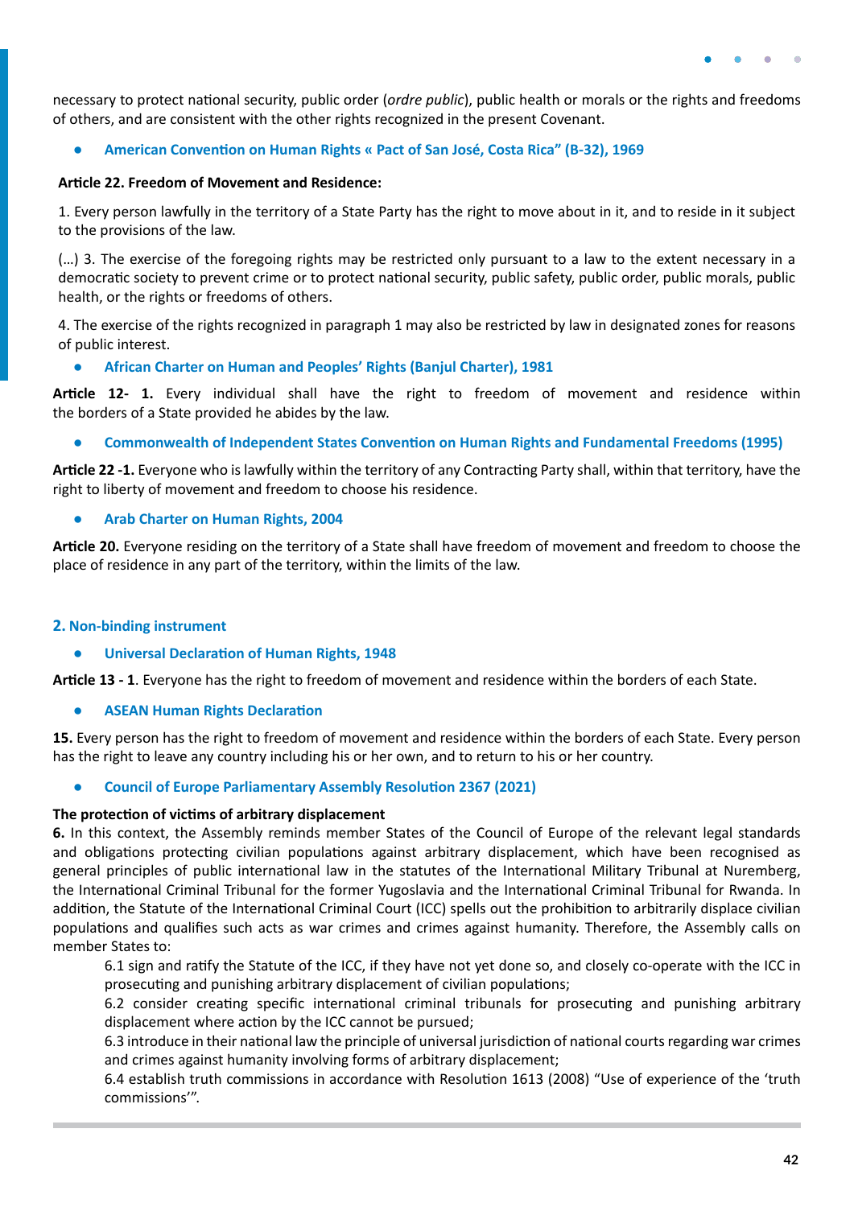necessary to protect national security, public order (*ordre public*), public health or morals or the rights and freedoms of others, and are consistent with the other rights recognized in the present Covenant.

- **American Convention on Human Rights « Pact of San José, Costa Rica" (B-32), 1969**

**Article 22. Freedom of Movement and Residence:**

1. Every person lawfully in the territory of a State Party has the right to move about in it, and to reside in it subject to the provisions of the law.

(...) 3. The exercise of the foregoing rights may be restricted only pursuant to a law to the extent necessary in a democratic society to prevent crime or to protect national security, public safety, public order, public morals, public health, or the rights or freedoms of others.

4. The exercise of the rights recognized in paragraph 1 may also be restricted by law in designated zones for reasons of public interest.

- **African Charter on Human and Peoples' Rights (Banjul Charter), 1981**

**Article 12- 1.** Every individual shall have the right to freedom of movement and residence within the borders of a State provided he abides by the law.

- **Commonwealth of Independent States Convention on Human Rights and Fundamental Freedoms (1995)**

**Article 22 -1.** Everyone who is lawfully within the territory of any Contracting Party shall, within that territory, have the right to liberty of movement and freedom to choose his residence.

- **Arab Charter on Human Rights, 2004**

**Article 20.** Everyone residing on the territory of a State shall have freedom of movement and freedom to choose the place of residence in any part of the territory, within the limits of the law.

## 2. Non-binding instrument

- **Universal Declaration of Human Rights, 1948**

**Article 13 - 1**. Everyone has the right to freedom of movement and residence within the borders of each State.

- **ASEAN Human Rights Declaration**

**15.** Every person has the right to freedom of movement and residence within the borders of each State. Every person has the right to leave any country including his or her own, and to return to his or her country.

- **Council of Europe Parliamentary Assembly Resolution 2367 (2021)**

**The protection of victims of arbitrary displacement**

**6.** In this context, the Assembly reminds member States of the Council of Europe of the relevant legal standards and obligations protecting civilian populations against arbitrary displacement, which have been recognised as general principles of public international law in the statutes of the International Military Tribunal at Nuremberg, the International Criminal Tribunal for the former Yugoslavia and the International Criminal Tribunal for Rwanda. In addition, the Statute of the International Criminal Court (ICC) spells out the prohibition to arbitrarily displace civilian populations and qualifies such acts as war crimes and crimes against humanity. Therefore, the Assembly calls on member States to:

> 6.1 sign and ratify the Statute of the ICC, if they have not yet done so, and closely co-operate with the ICC in prosecuting and punishing arbitrary displacement of civilian populations;
>
> 6.2 consider creating specific international criminal tribunals for prosecuting and punishing arbitrary displacement where action by the ICC cannot be pursued;
>
> 6.3 introduce in their national law the principle of universal jurisdiction of national courts regarding war crimes and crimes against humanity involving forms of arbitrary displacement;
>
> 6.4 establish truth commissions in accordance with Resolution 1613 (2008) "Use of experience of the 'truth commissions'".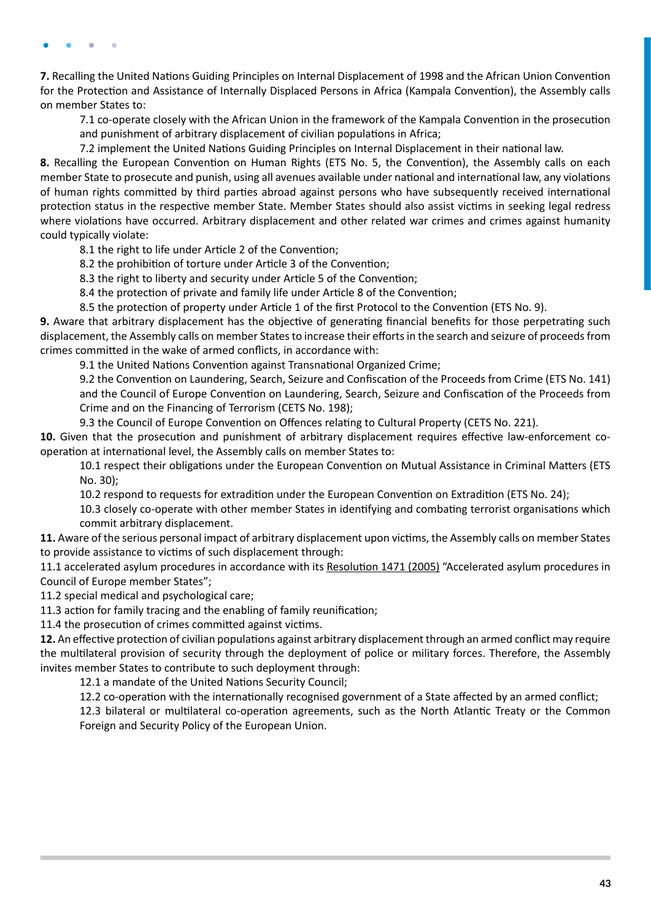**7.** Recalling the United Nations Guiding Principles on Internal Displacement of 1998 and the African Union Convention for the Protection and Assistance of Internally Displaced Persons in Africa (Kampala Convention), the Assembly calls on member States to:

7.1 co-operate closely with the African Union in the framework of the Kampala Convention in the prosecution and punishment of arbitrary displacement of civilian populations in Africa;

7.2 implement the United Nations Guiding Principles on Internal Displacement in their national law.

**8.** Recalling the European Convention on Human Rights (ETS No. 5, the Convention), the Assembly calls on each member State to prosecute and punish, using all avenues available under national and international law, any violations of human rights committed by third parties abroad against persons who have subsequently received international protection status in the respective member State. Member States should also assist victims in seeking legal redress where violations have occurred. Arbitrary displacement and other related war crimes and crimes against humanity could typically violate:

8.1 the right to life under Article 2 of the Convention;

8.2 the prohibition of torture under Article 3 of the Convention;

8.3 the right to liberty and security under Article 5 of the Convention;

8.4 the protection of private and family life under Article 8 of the Convention;

8.5 the protection of property under Article 1 of the first Protocol to the Convention (ETS No. 9).

**9.** Aware that arbitrary displacement has the objective of generating financial benefits for those perpetrating such displacement, the Assembly calls on member States to increase their efforts in the search and seizure of proceeds from crimes committed in the wake of armed conflicts, in accordance with:

9.1 the United Nations Convention against Transnational Organized Crime;

9.2 the Convention on Laundering, Search, Seizure and Confiscation of the Proceeds from Crime (ETS No. 141) and the Council of Europe Convention on Laundering, Search, Seizure and Confiscation of the Proceeds from Crime and on the Financing of Terrorism (CETS No. 198);

9.3 the Council of Europe Convention on Offences relating to Cultural Property (CETS No. 221).

**10.** Given that the prosecution and punishment of arbitrary displacement requires effective law-enforcement co-operation at international level, the Assembly calls on member States to:

10.1 respect their obligations under the European Convention on Mutual Assistance in Criminal Matters (ETS No. 30);

10.2 respond to requests for extradition under the European Convention on Extradition (ETS No. 24);

10.3 closely co-operate with other member States in identifying and combating terrorist organisations which commit arbitrary displacement.

**11.** Aware of the serious personal impact of arbitrary displacement upon victims, the Assembly calls on member States to provide assistance to victims of such displacement through:

11.1 accelerated asylum procedures in accordance with its Resolution 1471 (2005) "Accelerated asylum procedures in Council of Europe member States";

11.2 special medical and psychological care;

11.3 action for family tracing and the enabling of family reunification;

11.4 the prosecution of crimes committed against victims.

**12.** An effective protection of civilian populations against arbitrary displacement through an armed conflict may require the multilateral provision of security through the deployment of police or military forces. Therefore, the Assembly invites member States to contribute to such deployment through:

12.1 a mandate of the United Nations Security Council;

12.2 co-operation with the internationally recognised government of a State affected by an armed conflict;

12.3 bilateral or multilateral co-operation agreements, such as the North Atlantic Treaty or the Common Foreign and Security Policy of the European Union.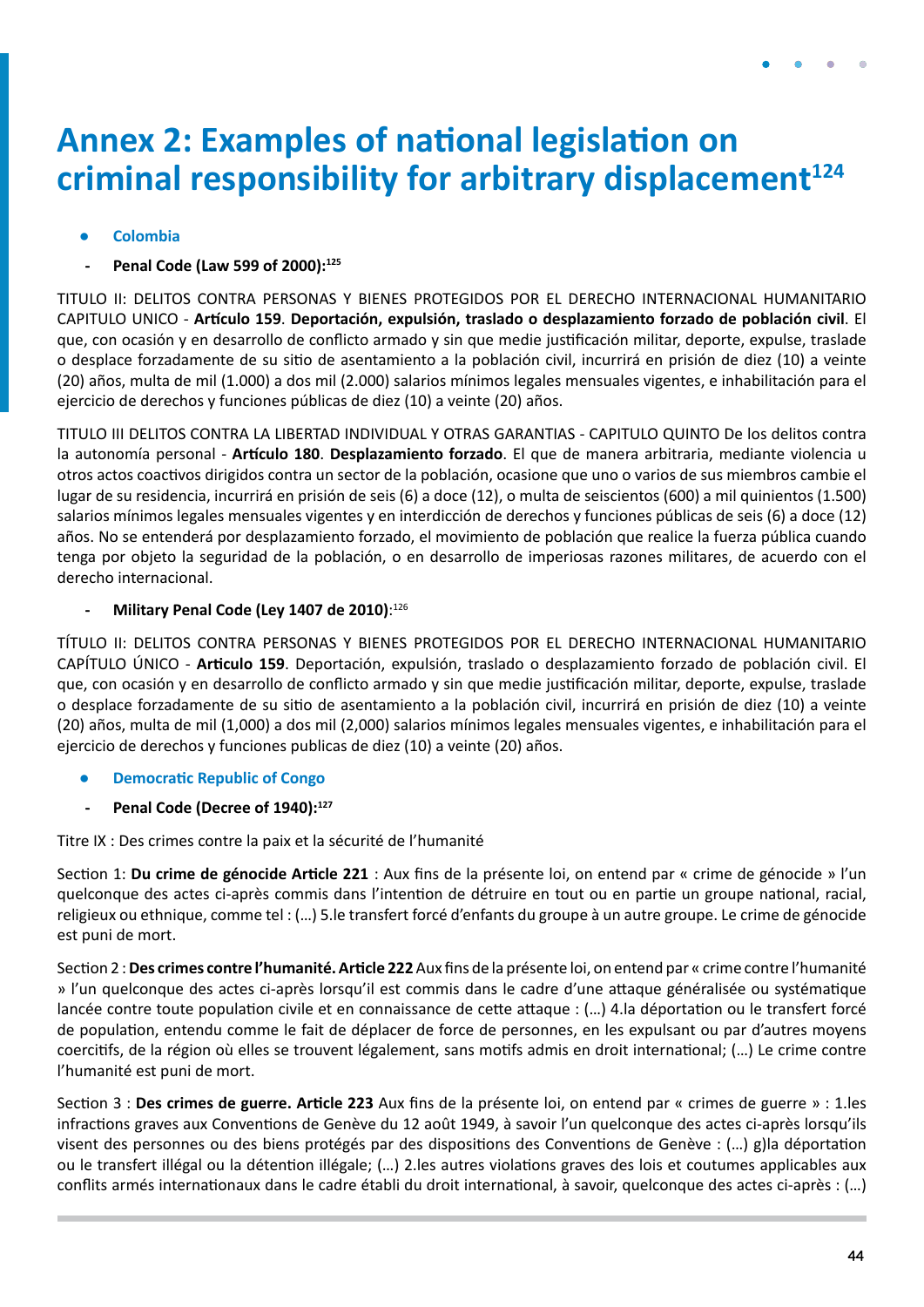# Annex 2: Examples of national legislation on criminal responsibility for arbitrary displacement[124]

- **Colombia**

- **Penal Code (Law 599 of 2000):**[125]

TITULO II: DELITOS CONTRA PERSONAS Y BIENES PROTEGIDOS POR EL DERECHO INTERNACIONAL HUMANITARIO CAPITULO UNICO - **Artículo 159**. **Deportación, expulsión, traslado o desplazamiento forzado de población civil**. El que, con ocasión y en desarrollo de conflicto armado y sin que medie justificación militar, deporte, expulse, traslade o desplace forzadamente de su sitio de asentamiento a la población civil, incurrirá en prisión de diez (10) a veinte (20) años, multa de mil (1.000) a dos mil (2.000) salarios mínimos legales mensuales vigentes, e inhabilitación para el ejercicio de derechos y funciones públicas de diez (10) a veinte (20) años.

TITULO III DELITOS CONTRA LA LIBERTAD INDIVIDUAL Y OTRAS GARANTIAS - CAPITULO QUINTO De los delitos contra la autonomía personal - **Artículo 180**. **Desplazamiento forzado**. El que de manera arbitraria, mediante violencia u otros actos coactivos dirigidos contra un sector de la población, ocasione que uno o varios de sus miembros cambie el lugar de su residencia, incurrirá en prisión de seis (6) a doce (12), o multa de seiscientos (600) a mil quinientos (1.500) salarios mínimos legales mensuales vigentes y en interdicción de derechos y funciones públicas de seis (6) a doce (12) años. No se entenderá por desplazamiento forzado, el movimiento de población que realice la fuerza pública cuando tenga por objeto la seguridad de la población, o en desarrollo de imperiosas razones militares, de acuerdo con el derecho internacional.

- **Military Penal Code (Ley 1407 de 2010)**:[126]

TÍTULO II: DELITOS CONTRA PERSONAS Y BIENES PROTEGIDOS POR EL DERECHO INTERNACIONAL HUMANITARIO CAPÍTULO ÚNICO - **Articulo 159**. Deportación, expulsión, traslado o desplazamiento forzado de población civil. El que, con ocasión y en desarrollo de conflicto armado y sin que medie justificación militar, deporte, expulse, traslade o desplace forzadamente de su sitio de asentamiento a la población civil, incurrirá en prisión de diez (10) a veinte (20) años, multa de mil (1,000) a dos mil (2,000) salarios mínimos legales mensuales vigentes, e inhabilitación para el ejercicio de derechos y funciones publicas de diez (10) a veinte (20) años.

- **Democratic Republic of Congo**

- **Penal Code (Decree of 1940):**[127]

Titre IX : Des crimes contre la paix et la sécurité de l'humanité

Section 1: **Du crime de génocide Article 221** : Aux fins de la présente loi, on entend par « crime de génocide » l'un quelconque des actes ci-après commis dans l'intention de détruire en tout ou en partie un groupe national, racial, religieux ou ethnique, comme tel : (…) 5.le transfert forcé d'enfants du groupe à un autre groupe. Le crime de génocide est puni de mort.

Section 2 : **Des crimes contre l'humanité. Article 222** Aux fins de la présente loi, on entend par « crime contre l'humanité » l'un quelconque des actes ci-après lorsqu'il est commis dans le cadre d'une attaque généralisée ou systématique lancée contre toute population civile et en connaissance de cette attaque : (…) 4.la déportation ou le transfert forcé de population, entendu comme le fait de déplacer de force de personnes, en les expulsant ou par d'autres moyens coercitifs, de la région où elles se trouvent légalement, sans motifs admis en droit international; (…) Le crime contre l'humanité est puni de mort.

Section 3 : **Des crimes de guerre. Article 223** Aux fins de la présente loi, on entend par « crimes de guerre » : 1.les infractions graves aux Conventions de Genève du 12 août 1949, à savoir l'un quelconque des actes ci-après lorsqu'ils visent des personnes ou des biens protégés par des dispositions des Conventions de Genève : (…) g)la déportation ou le transfert illégal ou la détention illégale; (…) 2.les autres violations graves des lois et coutumes applicables aux conflits armés internationaux dans le cadre établi du droit international, à savoir, quelconque des actes ci-après : (…)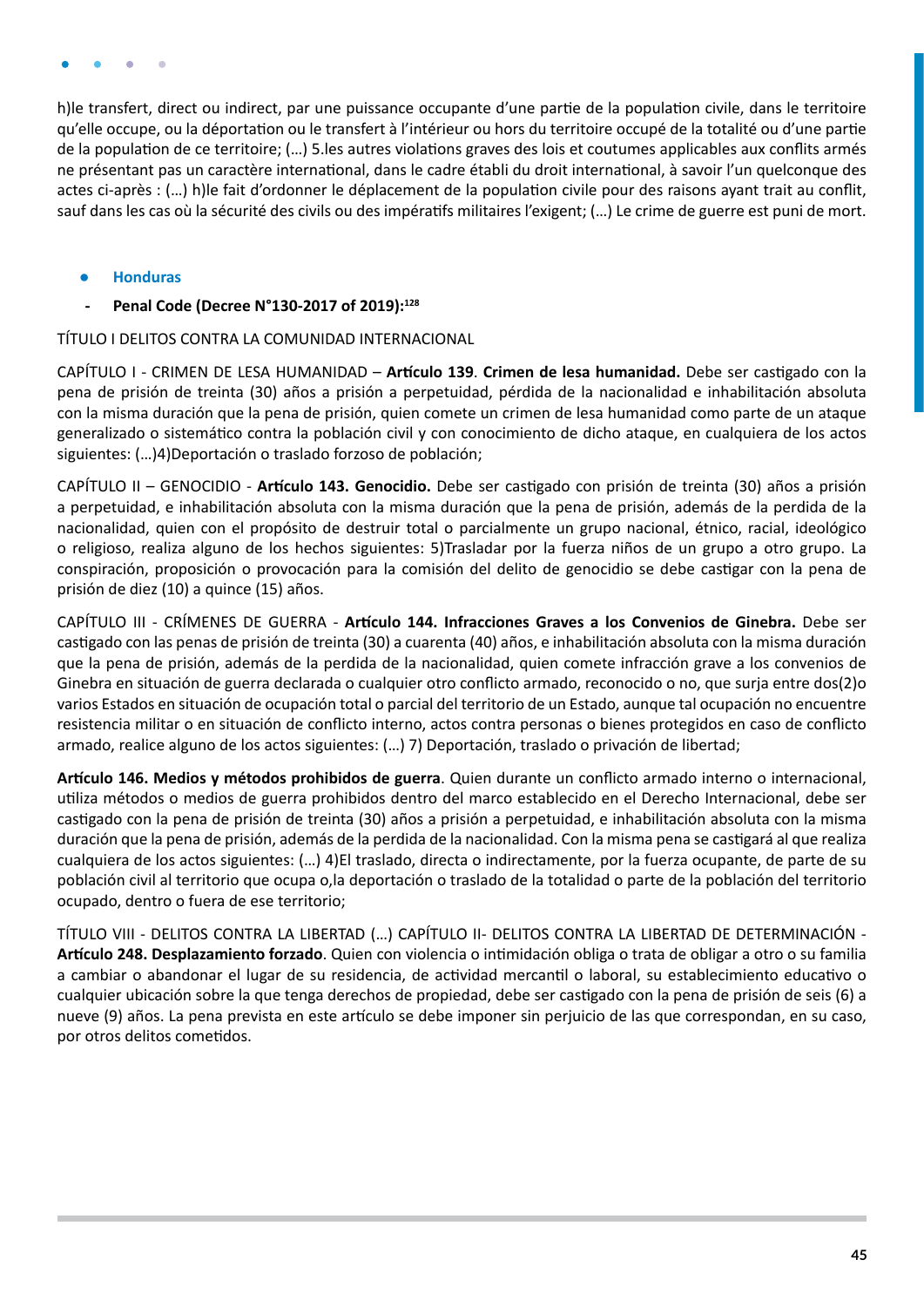h)le transfert, direct ou indirect, par une puissance occupante d'une partie de la population civile, dans le territoire qu'elle occupe, ou la déportation ou le transfert à l'intérieur ou hors du territoire occupé de la totalité ou d'une partie de la population de ce territoire; (…) 5.les autres violations graves des lois et coutumes applicables aux conflits armés ne présentant pas un caractère international, dans le cadre établi du droit international, à savoir l'un quelconque des actes ci-après : (…) h)le fait d'ordonner le déplacement de la population civile pour des raisons ayant trait au conflit, sauf dans les cas où la sécurité des civils ou des impératifs militaires l'exigent; (…) Le crime de guerre est puni de mort.

- **Honduras**
  - **Penal Code (Decree N°130-2017 of 2019):**[128]

TÍTULO I DELITOS CONTRA LA COMUNIDAD INTERNACIONAL

CAPÍTULO I - CRIMEN DE LESA HUMANIDAD – **Artículo 139**. **Crimen de lesa humanidad.** Debe ser castigado con la pena de prisión de treinta (30) años a prisión a perpetuidad, pérdida de la nacionalidad e inhabilitación absoluta con la misma duración que la pena de prisión, quien comete un crimen de lesa humanidad como parte de un ataque generalizado o sistemático contra la población civil y con conocimiento de dicho ataque, en cualquiera de los actos siguientes: (…)4)Deportación o traslado forzoso de población;

CAPÍTULO II – GENOCIDIO - **Artículo 143. Genocidio.** Debe ser castigado con prisión de treinta (30) años a prisión a perpetuidad, e inhabilitación absoluta con la misma duración que la pena de prisión, además de la perdida de la nacionalidad, quien con el propósito de destruir total o parcialmente un grupo nacional, étnico, racial, ideológico o religioso, realiza alguno de los hechos siguientes: 5)Trasladar por la fuerza niños de un grupo a otro grupo. La conspiración, proposición o provocación para la comisión del delito de genocidio se debe castigar con la pena de prisión de diez (10) a quince (15) años.

CAPÍTULO III - CRÍMENES DE GUERRA - **Artículo 144. Infracciones Graves a los Convenios de Ginebra.** Debe ser castigado con las penas de prisión de treinta (30) a cuarenta (40) años, e inhabilitación absoluta con la misma duración que la pena de prisión, además de la perdida de la nacionalidad, quien comete infracción grave a los convenios de Ginebra en situación de guerra declarada o cualquier otro conflicto armado, reconocido o no, que surja entre dos(2)o varios Estados en situación de ocupación total o parcial del territorio de un Estado, aunque tal ocupación no encuentre resistencia militar o en situación de conflicto interno, actos contra personas o bienes protegidos en caso de conflicto armado, realice alguno de los actos siguientes: (…) 7) Deportación, traslado o privación de libertad;

**Artículo 146. Medios y métodos prohibidos de guerra**. Quien durante un conflicto armado interno o internacional, utiliza métodos o medios de guerra prohibidos dentro del marco establecido en el Derecho Internacional, debe ser castigado con la pena de prisión de treinta (30) años a prisión a perpetuidad, e inhabilitación absoluta con la misma duración que la pena de prisión, además de la perdida de la nacionalidad. Con la misma pena se castigará al que realiza cualquiera de los actos siguientes: (…) 4)El traslado, directa o indirectamente, por la fuerza ocupante, de parte de su población civil al territorio que ocupa o,la deportación o traslado de la totalidad o parte de la población del territorio ocupado, dentro o fuera de ese territorio;

TÍTULO VIII - DELITOS CONTRA LA LIBERTAD (…) CAPÍTULO II- DELITOS CONTRA LA LIBERTAD DE DETERMINACIÓN - **Artículo 248. Desplazamiento forzado**. Quien con violencia o intimidación obliga o trata de obligar a otro o su familia a cambiar o abandonar el lugar de su residencia, de actividad mercantil o laboral, su establecimiento educativo o cualquier ubicación sobre la que tenga derechos de propiedad, debe ser castigado con la pena de prisión de seis (6) a nueve (9) años. La pena prevista en este artículo se debe imponer sin perjuicio de las que correspondan, en su caso, por otros delitos cometidos.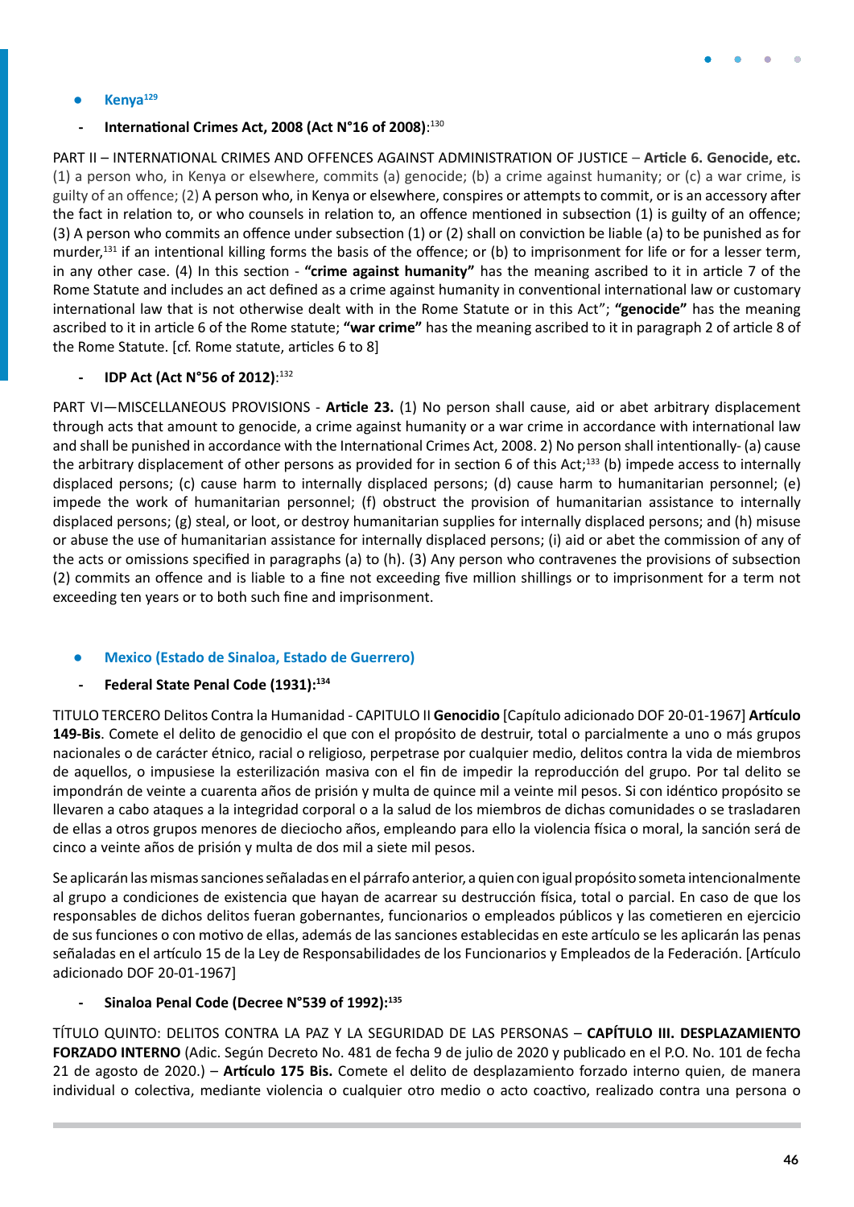- **Kenya**[129]

  - **International Crimes Act, 2008 (Act N°16 of 2008)**:[130]

PART II – INTERNATIONAL CRIMES AND OFFENCES AGAINST ADMINISTRATION OF JUSTICE – **Article 6. Genocide, etc.** (1) a person who, in Kenya or elsewhere, commits (a) genocide; (b) a crime against humanity; or (c) a war crime, is guilty of an offence; (2) A person who, in Kenya or elsewhere, conspires or attempts to commit, or is an accessory after the fact in relation to, or who counsels in relation to, an offence mentioned in subsection (1) is guilty of an offence; (3) A person who commits an offence under subsection (1) or (2) shall on conviction be liable (a) to be punished as for murder,[131] if an intentional killing forms the basis of the offence; or (b) to imprisonment for life or for a lesser term, in any other case. (4) In this section - **"crime against humanity"** has the meaning ascribed to it in article 7 of the Rome Statute and includes an act defined as a crime against humanity in conventional international law or customary international law that is not otherwise dealt with in the Rome Statute or in this Act"; **"genocide"** has the meaning ascribed to it in article 6 of the Rome statute; **"war crime"** has the meaning ascribed to it in paragraph 2 of article 8 of the Rome Statute. [cf. Rome statute, articles 6 to 8]

  - **IDP Act (Act N°56 of 2012)**:[132]

PART VI—MISCELLANEOUS PROVISIONS - **Article 23.** (1) No person shall cause, aid or abet arbitrary displacement through acts that amount to genocide, a crime against humanity or a war crime in accordance with international law and shall be punished in accordance with the International Crimes Act, 2008. 2) No person shall intentionally- (a) cause the arbitrary displacement of other persons as provided for in section 6 of this Act;[133] (b) impede access to internally displaced persons; (c) cause harm to internally displaced persons; (d) cause harm to humanitarian personnel; (e) impede the work of humanitarian personnel; (f) obstruct the provision of humanitarian assistance to internally displaced persons; (g) steal, or loot, or destroy humanitarian supplies for internally displaced persons; and (h) misuse or abuse the use of humanitarian assistance for internally displaced persons; (i) aid or abet the commission of any of the acts or omissions specified in paragraphs (a) to (h). (3) Any person who contravenes the provisions of subsection (2) commits an offence and is liable to a fine not exceeding five million shillings or to imprisonment for a term not exceeding ten years or to both such fine and imprisonment.

- **Mexico (Estado de Sinaloa, Estado de Guerrero)**

  - **Federal State Penal Code (1931):**[134]

TITULO TERCERO Delitos Contra la Humanidad - CAPITULO II **Genocidio** [Capítulo adicionado DOF 20-01-1967] **Artículo 149-Bis**. Comete el delito de genocidio el que con el propósito de destruir, total o parcialmente a uno o más grupos nacionales o de carácter étnico, racial o religioso, perpetrase por cualquier medio, delitos contra la vida de miembros de aquellos, o impusiese la esterilización masiva con el fin de impedir la reproducción del grupo. Por tal delito se impondrán de veinte a cuarenta años de prisión y multa de quince mil a veinte mil pesos. Si con idéntico propósito se llevaren a cabo ataques a la integridad corporal o a la salud de los miembros de dichas comunidades o se trasladaren de ellas a otros grupos menores de dieciocho años, empleando para ello la violencia física o moral, la sanción será de cinco a veinte años de prisión y multa de dos mil a siete mil pesos.

Se aplicarán las mismas sanciones señaladas en el párrafo anterior, a quien con igual propósito someta intencionalmente al grupo a condiciones de existencia que hayan de acarrear su destrucción física, total o parcial. En caso de que los responsables de dichos delitos fueran gobernantes, funcionarios o empleados públicos y las cometieren en ejercicio de sus funciones o con motivo de ellas, además de las sanciones establecidas en este artículo se les aplicarán las penas señaladas en el artículo 15 de la Ley de Responsabilidades de los Funcionarios y Empleados de la Federación. [Artículo adicionado DOF 20-01-1967]

  - **Sinaloa Penal Code (Decree N°539 of 1992):**[135]

TÍTULO QUINTO: DELITOS CONTRA LA PAZ Y LA SEGURIDAD DE LAS PERSONAS – **CAPÍTULO III. DESPLAZAMIENTO FORZADO INTERNO** (Adic. Según Decreto No. 481 de fecha 9 de julio de 2020 y publicado en el P.O. No. 101 de fecha 21 de agosto de 2020.) – **Artículo 175 Bis.** Comete el delito de desplazamiento forzado interno quien, de manera individual o colectiva, mediante violencia o cualquier otro medio o acto coactivo, realizado contra una persona o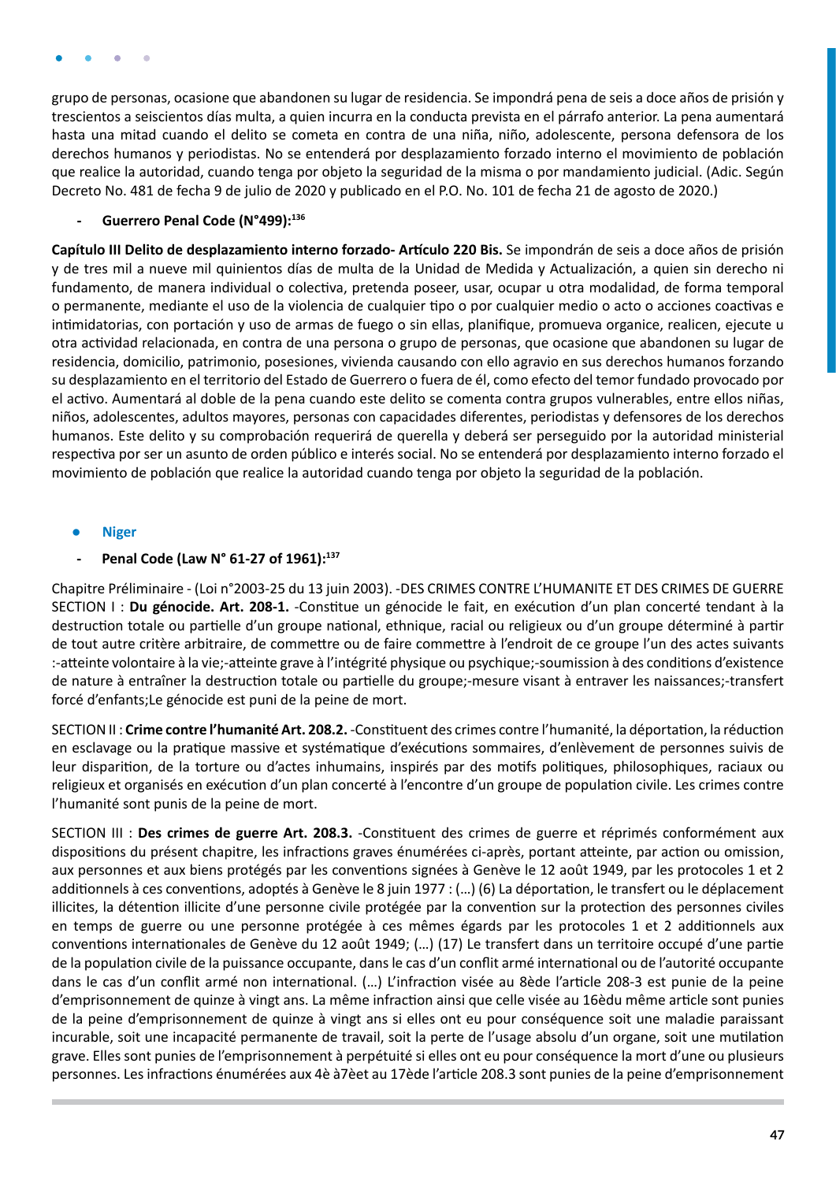grupo de personas, ocasione que abandonen su lugar de residencia. Se impondrá pena de seis a doce años de prisión y trescientos a seiscientos días multa, a quien incurra en la conducta prevista en el párrafo anterior. La pena aumentará hasta una mitad cuando el delito se cometa en contra de una niña, niño, adolescente, persona defensora de los derechos humanos y periodistas. No se entenderá por desplazamiento forzado interno el movimiento de población que realice la autoridad, cuando tenga por objeto la seguridad de la misma o por mandamiento judicial. (Adic. Según Decreto No. 481 de fecha 9 de julio de 2020 y publicado en el P.O. No. 101 de fecha 21 de agosto de 2020.)

- **Guerrero Penal Code (N°499):**[136]

**Capítulo III Delito de desplazamiento interno forzado- Artículo 220 Bis.** Se impondrán de seis a doce años de prisión y de tres mil a nueve mil quinientos días de multa de la Unidad de Medida y Actualización, a quien sin derecho ni fundamento, de manera individual o colectiva, pretenda poseer, usar, ocupar u otra modalidad, de forma temporal o permanente, mediante el uso de la violencia de cualquier tipo o por cualquier medio o acto o acciones coactivas e intimidatorias, con portación y uso de armas de fuego o sin ellas, planifique, promueva organice, realicen, ejecute u otra actividad relacionada, en contra de una persona o grupo de personas, que ocasione que abandonen su lugar de residencia, domicilio, patrimonio, posesiones, vivienda causando con ello agravio en sus derechos humanos forzando su desplazamiento en el territorio del Estado de Guerrero o fuera de él, como efecto del temor fundado provocado por el activo. Aumentará al doble de la pena cuando este delito se comenta contra grupos vulnerables, entre ellos niñas, niños, adolescentes, adultos mayores, personas con capacidades diferentes, periodistas y defensores de los derechos humanos. Este delito y su comprobación requerirá de querella y deberá ser perseguido por la autoridad ministerial respectiva por ser un asunto de orden público e interés social. No se entenderá por desplazamiento interno forzado el movimiento de población que realice la autoridad cuando tenga por objeto la seguridad de la población.

- **Niger**

- **Penal Code (Law N° 61-27 of 1961):**[137]

Chapitre Préliminaire - (Loi n°2003-25 du 13 juin 2003). -DES CRIMES CONTRE L'HUMANITE ET DES CRIMES DE GUERRE SECTION I : **Du génocide. Art. 208-1.** -Constitue un génocide le fait, en exécution d'un plan concerté tendant à la destruction totale ou partielle d'un groupe national, ethnique, racial ou religieux ou d'un groupe déterminé à partir de tout autre critère arbitraire, de commettre ou de faire commettre à l'endroit de ce groupe l'un des actes suivants :-atteinte volontaire à la vie;-atteinte grave à l'intégrité physique ou psychique;-soumission à des conditions d'existence de nature à entraîner la destruction totale ou partielle du groupe;-mesure visant à entraver les naissances;-transfert forcé d'enfants;Le génocide est puni de la peine de mort.

SECTION II : **Crime contre l'humanité Art. 208.2.** -Constituent des crimes contre l'humanité, la déportation, la réduction en esclavage ou la pratique massive et systématique d'exécutions sommaires, d'enlèvement de personnes suivis de leur disparition, de la torture ou d'actes inhumains, inspirés par des motifs politiques, philosophiques, raciaux ou religieux et organisés en exécution d'un plan concerté à l'encontre d'un groupe de population civile. Les crimes contre l'humanité sont punis de la peine de mort.

SECTION III : **Des crimes de guerre Art. 208.3.** -Constituent des crimes de guerre et réprimés conformément aux dispositions du présent chapitre, les infractions graves énumérées ci-après, portant atteinte, par action ou omission, aux personnes et aux biens protégés par les conventions signées à Genève le 12 août 1949, par les protocoles 1 et 2 additionnels à ces conventions, adoptés à Genève le 8 juin 1977 : (…) (6) La déportation, le transfert ou le déplacement illicites, la détention illicite d'une personne civile protégée par la convention sur la protection des personnes civiles en temps de guerre ou une personne protégée à ces mêmes égards par les protocoles 1 et 2 additionnels aux conventions internationales de Genève du 12 août 1949; (…) (17) Le transfert dans un territoire occupé d'une partie de la population civile de la puissance occupante, dans le cas d'un conflit armé international ou de l'autorité occupante dans le cas d'un conflit armé non international. (…) L'infraction visée au 8ède l'article 208-3 est punie de la peine d'emprisonnement de quinze à vingt ans. La même infraction ainsi que celle visée au 16èdu même article sont punies de la peine d'emprisonnement de quinze à vingt ans si elles ont eu pour conséquence soit une maladie paraissant incurable, soit une incapacité permanente de travail, soit la perte de l'usage absolu d'un organe, soit une mutilation grave. Elles sont punies de l'emprisonnement à perpétuité si elles ont eu pour conséquence la mort d'une ou plusieurs personnes. Les infractions énumérées aux 4è à7èet au 17ède l'article 208.3 sont punies de la peine d'emprisonnement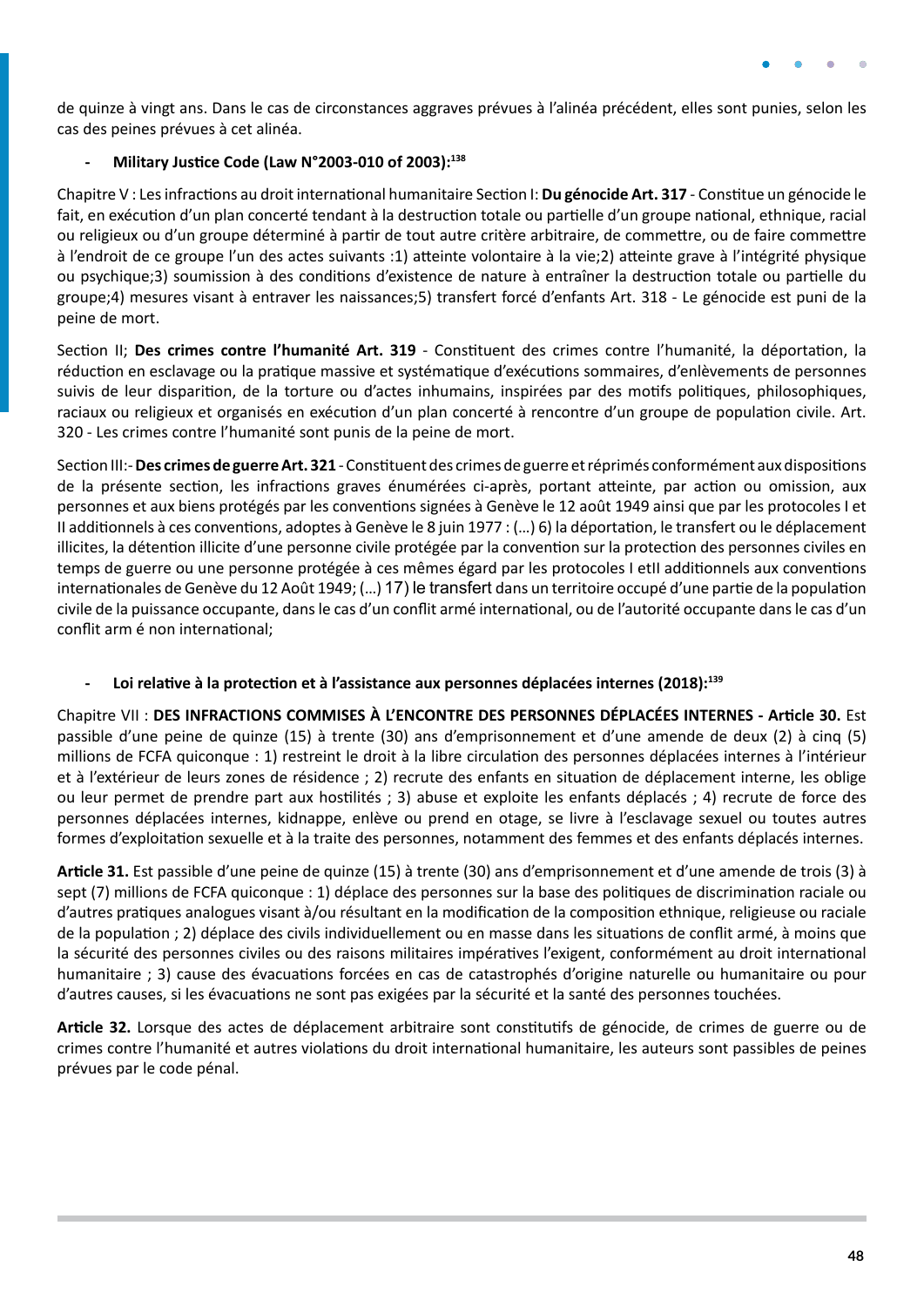de quinze à vingt ans. Dans le cas de circonstances aggraves prévues à l'alinéa précédent, elles sont punies, selon les cas des peines prévues à cet alinéa.

- **Military Justice Code (Law N°2003-010 of 2003):**[138]

Chapitre V : Les infractions au droit international humanitaire Section I: **Du génocide Art. 317** - Constitue un génocide le fait, en exécution d'un plan concerté tendant à la destruction totale ou partielle d'un groupe national, ethnique, racial ou religieux ou d'un groupe déterminé à partir de tout autre critère arbitraire, de commettre, ou de faire commettre à l'endroit de ce groupe l'un des actes suivants :1) atteinte volontaire à la vie;2) atteinte grave à l'intégrité physique ou psychique;3) soumission à des conditions d'existence de nature à entraîner la destruction totale ou partielle du groupe;4) mesures visant à entraver les naissances;5) transfert forcé d'enfants Art. 318 - Le génocide est puni de la peine de mort.

Section II; **Des crimes contre l'humanité Art. 319** - Constituent des crimes contre l'humanité, la déportation, la réduction en esclavage ou la pratique massive et systématique d'exécutions sommaires, d'enlèvements de personnes suivis de leur disparition, de la torture ou d'actes inhumains, inspirées par des motifs politiques, philosophiques, raciaux ou religieux et organisés en exécution d'un plan concerté à rencontre d'un groupe de population civile. Art. 320 - Les crimes contre l'humanité sont punis de la peine de mort.

Section III:- **Des crimes de guerre Art. 321** - Constituent des crimes de guerre et réprimés conformément aux dispositions de la présente section, les infractions graves énumérées ci-après, portant atteinte, par action ou omission, aux personnes et aux biens protégés par les conventions signées à Genève le 12 août 1949 ainsi que par les protocoles I et II additionnels à ces conventions, adoptes à Genève le 8 juin 1977 : (…) 6) la déportation, le transfert ou le déplacement illicites, la détention illicite d'une personne civile protégée par la convention sur la protection des personnes civiles en temps de guerre ou une personne protégée à ces mêmes égard par les protocoles I etII additionnels aux conventions internationales de Genève du 12 Août 1949; (…) 17) le transfert dans un territoire occupé d'une partie de la population civile de la puissance occupante, dans le cas d'un conflit armé international, ou de l'autorité occupante dans le cas d'un conflit arm é non international;

- **Loi relative à la protection et à l'assistance aux personnes déplacées internes (2018):**[139]

Chapitre VII : **DES INFRACTIONS COMMISES À L'ENCONTRE DES PERSONNES DÉPLACÉES INTERNES - Article 30.** Est passible d'une peine de quinze (15) à trente (30) ans d'emprisonnement et d'une amende de deux (2) à cinq (5) millions de FCFA quiconque : 1) restreint le droit à la libre circulation des personnes déplacées internes à l'intérieur et à l'extérieur de leurs zones de résidence ; 2) recrute des enfants en situation de déplacement interne, les oblige ou leur permet de prendre part aux hostilités ; 3) abuse et exploite les enfants déplacés ; 4) recrute de force des personnes déplacées internes, kidnappe, enlève ou prend en otage, se livre à l'esclavage sexuel ou toutes autres formes d'exploitation sexuelle et à la traite des personnes, notamment des femmes et des enfants déplacés internes.

**Article 31.** Est passible d'une peine de quinze (15) à trente (30) ans d'emprisonnement et d'une amende de trois (3) à sept (7) millions de FCFA quiconque : 1) déplace des personnes sur la base des politiques de discrimination raciale ou d'autres pratiques analogues visant à/ou résultant en la modification de la composition ethnique, religieuse ou raciale de la population ; 2) déplace des civils individuellement ou en masse dans les situations de conflit armé, à moins que la sécurité des personnes civiles ou des raisons militaires impératives l'exigent, conformément au droit international humanitaire ; 3) cause des évacuations forcées en cas de catastrophés d'origine naturelle ou humanitaire ou pour d'autres causes, si les évacuations ne sont pas exigées par la sécurité et la santé des personnes touchées.

**Article 32.** Lorsque des actes de déplacement arbitraire sont constitutifs de génocide, de crimes de guerre ou de crimes contre l'humanité et autres violations du droit international humanitaire, les auteurs sont passibles de peines prévues par le code pénal.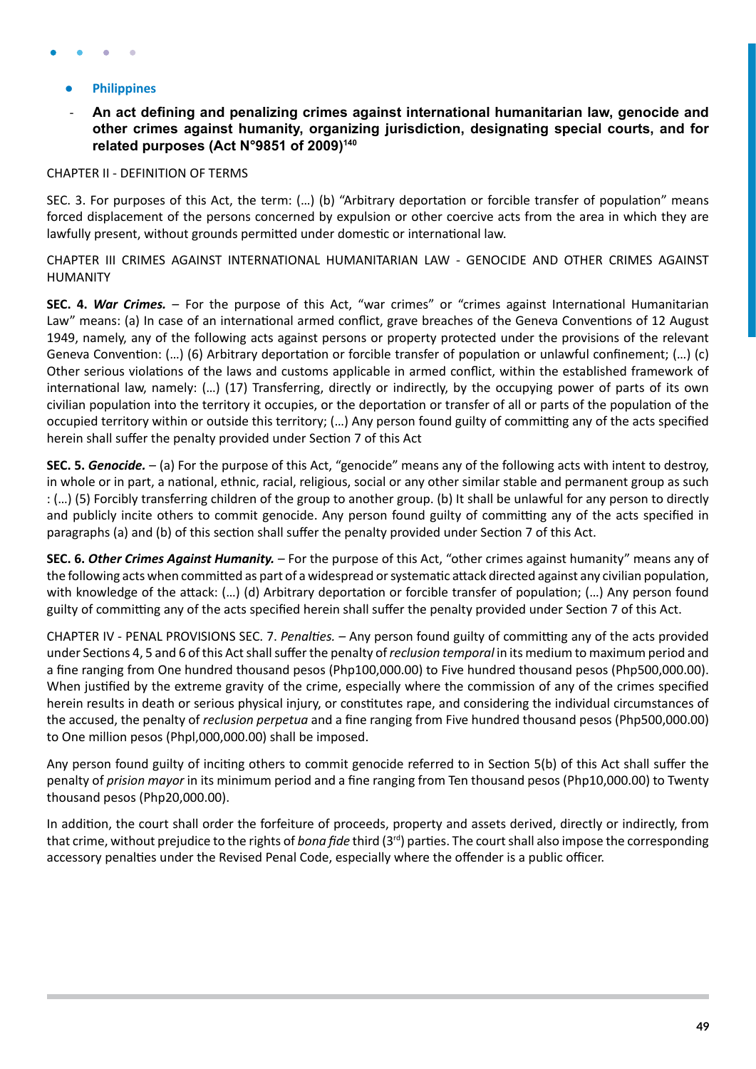- **Philippines**

  - **An act defining and penalizing crimes against international humanitarian law, genocide and other crimes against humanity, organizing jurisdiction, designating special courts, and for related purposes (Act N°9851 of 2009)[140]**

CHAPTER II - DEFINITION OF TERMS

SEC. 3. For purposes of this Act, the term: (…) (b) "Arbitrary deportation or forcible transfer of population" means forced displacement of the persons concerned by expulsion or other coercive acts from the area in which they are lawfully present, without grounds permitted under domestic or international law.

CHAPTER III CRIMES AGAINST INTERNATIONAL HUMANITARIAN LAW - GENOCIDE AND OTHER CRIMES AGAINST HUMANITY

**SEC. 4. *War Crimes.*** – For the purpose of this Act, "war crimes" or "crimes against International Humanitarian Law" means: (a) In case of an international armed conflict, grave breaches of the Geneva Conventions of 12 August 1949, namely, any of the following acts against persons or property protected under the provisions of the relevant Geneva Convention: (…) (6) Arbitrary deportation or forcible transfer of population or unlawful confinement; (…) (c) Other serious violations of the laws and customs applicable in armed conflict, within the established framework of international law, namely: (…) (17) Transferring, directly or indirectly, by the occupying power of parts of its own civilian population into the territory it occupies, or the deportation or transfer of all or parts of the population of the occupied territory within or outside this territory; (…) Any person found guilty of committing any of the acts specified herein shall suffer the penalty provided under Section 7 of this Act

**SEC. 5. *Genocide.*** – (a) For the purpose of this Act, "genocide" means any of the following acts with intent to destroy, in whole or in part, a national, ethnic, racial, religious, social or any other similar stable and permanent group as such : (…) (5) Forcibly transferring children of the group to another group. (b) It shall be unlawful for any person to directly and publicly incite others to commit genocide. Any person found guilty of committing any of the acts specified in paragraphs (a) and (b) of this section shall suffer the penalty provided under Section 7 of this Act.

**SEC. 6. *Other Crimes Against Humanity.*** – For the purpose of this Act, "other crimes against humanity" means any of the following acts when committed as part of a widespread or systematic attack directed against any civilian population, with knowledge of the attack: (…) (d) Arbitrary deportation or forcible transfer of population; (…) Any person found guilty of committing any of the acts specified herein shall suffer the penalty provided under Section 7 of this Act.

CHAPTER IV - PENAL PROVISIONS SEC. 7. *Penalties.* – Any person found guilty of committing any of the acts provided under Sections 4, 5 and 6 of this Act shall suffer the penalty of *reclusion temporal* in its medium to maximum period and a fine ranging from One hundred thousand pesos (Php100,000.00) to Five hundred thousand pesos (Php500,000.00). When justified by the extreme gravity of the crime, especially where the commission of any of the crimes specified herein results in death or serious physical injury, or constitutes rape, and considering the individual circumstances of the accused, the penalty of *reclusion perpetua* and a fine ranging from Five hundred thousand pesos (Php500,000.00) to One million pesos (Phpl,000,000.00) shall be imposed.

Any person found guilty of inciting others to commit genocide referred to in Section 5(b) of this Act shall suffer the penalty of *prision mayor* in its minimum period and a fine ranging from Ten thousand pesos (Php10,000.00) to Twenty thousand pesos (Php20,000.00).

In addition, the court shall order the forfeiture of proceeds, property and assets derived, directly or indirectly, from that crime, without prejudice to the rights of *bona fide* third (3rd) parties. The court shall also impose the corresponding accessory penalties under the Revised Penal Code, especially where the offender is a public officer.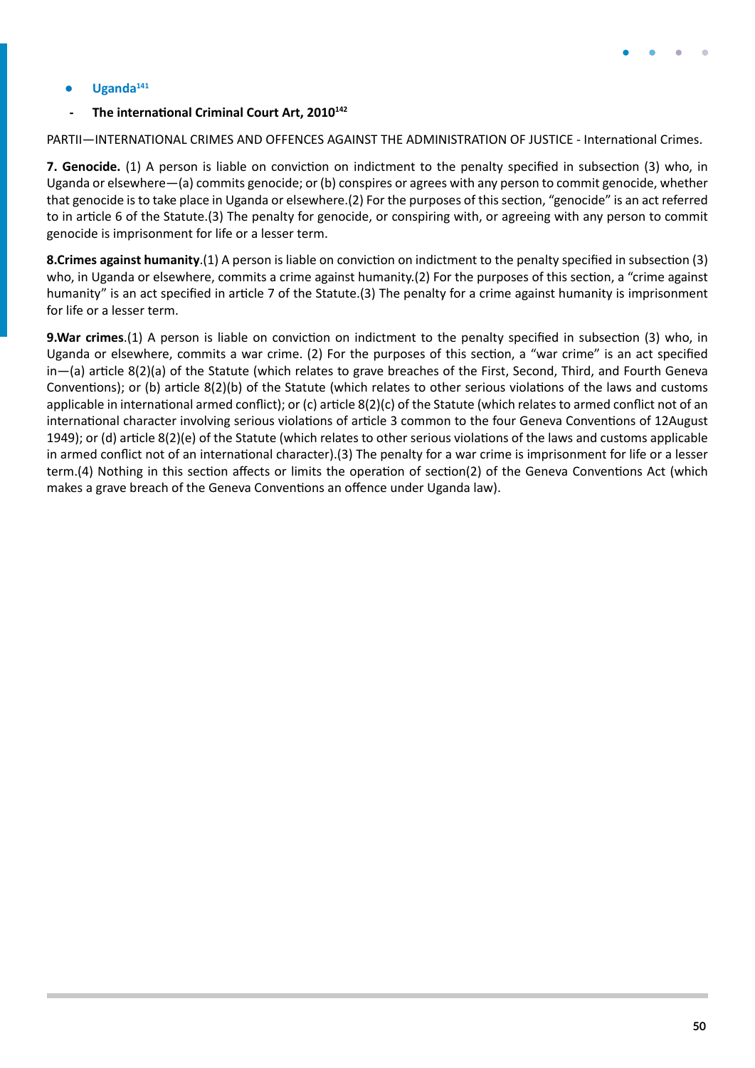- **Uganda**[141]

  - **The international Criminal Court Art, 2010**[142]

PARTII—INTERNATIONAL CRIMES AND OFFENCES AGAINST THE ADMINISTRATION OF JUSTICE - International Crimes.

**7. Genocide.** (1) A person is liable on conviction on indictment to the penalty specified in subsection (3) who, in Uganda or elsewhere—(a) commits genocide; or (b) conspires or agrees with any person to commit genocide, whether that genocide is to take place in Uganda or elsewhere.(2) For the purposes of this section, "genocide" is an act referred to in article 6 of the Statute.(3) The penalty for genocide, or conspiring with, or agreeing with any person to commit genocide is imprisonment for life or a lesser term.

**8.Crimes against humanity**.(1) A person is liable on conviction on indictment to the penalty specified in subsection (3) who, in Uganda or elsewhere, commits a crime against humanity.(2) For the purposes of this section, a "crime against humanity" is an act specified in article 7 of the Statute.(3) The penalty for a crime against humanity is imprisonment for life or a lesser term.

**9.War crimes**.(1) A person is liable on conviction on indictment to the penalty specified in subsection (3) who, in Uganda or elsewhere, commits a war crime. (2) For the purposes of this section, a "war crime" is an act specified in—(a) article 8(2)(a) of the Statute (which relates to grave breaches of the First, Second, Third, and Fourth Geneva Conventions); or (b) article 8(2)(b) of the Statute (which relates to other serious violations of the laws and customs applicable in international armed conflict); or (c) article 8(2)(c) of the Statute (which relates to armed conflict not of an international character involving serious violations of article 3 common to the four Geneva Conventions of 12August 1949); or (d) article 8(2)(e) of the Statute (which relates to other serious violations of the laws and customs applicable in armed conflict not of an international character).(3) The penalty for a war crime is imprisonment for life or a lesser term.(4) Nothing in this section affects or limits the operation of section(2) of the Geneva Conventions Act (which makes a grave breach of the Geneva Conventions an offence under Uganda law).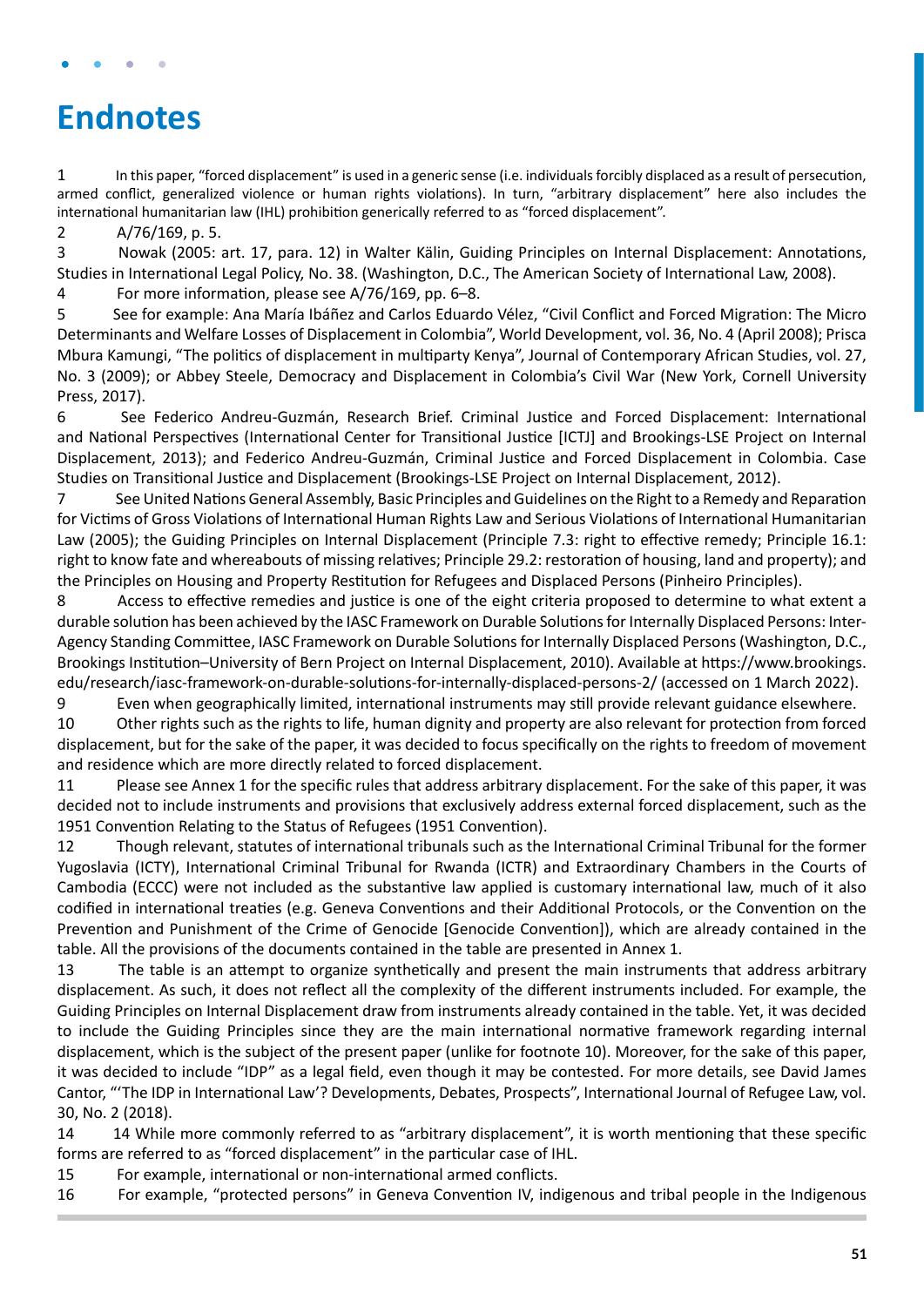# Endnotes

1 In this paper, "forced displacement" is used in a generic sense (i.e. individuals forcibly displaced as a result of persecution, armed conflict, generalized violence or human rights violations). In turn, "arbitrary displacement" here also includes the international humanitarian law (IHL) prohibition generically referred to as "forced displacement".

2 A/76/169, p. 5.

3 Nowak (2005: art. 17, para. 12) in Walter Kälin, Guiding Principles on Internal Displacement: Annotations, Studies in International Legal Policy, No. 38. (Washington, D.C., The American Society of International Law, 2008).

4 For more information, please see A/76/169, pp. 6–8.

5 See for example: Ana María Ibáñez and Carlos Eduardo Vélez, "Civil Conflict and Forced Migration: The Micro Determinants and Welfare Losses of Displacement in Colombia", World Development, vol. 36, No. 4 (April 2008); Prisca Mbura Kamungi, "The politics of displacement in multiparty Kenya", Journal of Contemporary African Studies, vol. 27, No. 3 (2009); or Abbey Steele, Democracy and Displacement in Colombia's Civil War (New York, Cornell University Press, 2017).

6 See Federico Andreu-Guzmán, Research Brief. Criminal Justice and Forced Displacement: International and National Perspectives (International Center for Transitional Justice [ICTJ] and Brookings-LSE Project on Internal Displacement, 2013); and Federico Andreu-Guzmán, Criminal Justice and Forced Displacement in Colombia. Case Studies on Transitional Justice and Displacement (Brookings-LSE Project on Internal Displacement, 2012).

7 See United Nations General Assembly, Basic Principles and Guidelines on the Right to a Remedy and Reparation for Victims of Gross Violations of International Human Rights Law and Serious Violations of International Humanitarian Law (2005); the Guiding Principles on Internal Displacement (Principle 7.3: right to effective remedy; Principle 16.1: right to know fate and whereabouts of missing relatives; Principle 29.2: restoration of housing, land and property); and the Principles on Housing and Property Restitution for Refugees and Displaced Persons (Pinheiro Principles).

8 Access to effective remedies and justice is one of the eight criteria proposed to determine to what extent a durable solution has been achieved by the IASC Framework on Durable Solutions for Internally Displaced Persons: Inter-Agency Standing Committee, IASC Framework on Durable Solutions for Internally Displaced Persons (Washington, D.C., Brookings Institution–University of Bern Project on Internal Displacement, 2010). Available at https://www.brookings.edu/research/iasc-framework-on-durable-solutions-for-internally-displaced-persons-2/ (accessed on 1 March 2022).

9 Even when geographically limited, international instruments may still provide relevant guidance elsewhere.

10 Other rights such as the rights to life, human dignity and property are also relevant for protection from forced displacement, but for the sake of the paper, it was decided to focus specifically on the rights to freedom of movement and residence which are more directly related to forced displacement.

11 Please see Annex 1 for the specific rules that address arbitrary displacement. For the sake of this paper, it was decided not to include instruments and provisions that exclusively address external forced displacement, such as the 1951 Convention Relating to the Status of Refugees (1951 Convention).

12 Though relevant, statutes of international tribunals such as the International Criminal Tribunal for the former Yugoslavia (ICTY), International Criminal Tribunal for Rwanda (ICTR) and Extraordinary Chambers in the Courts of Cambodia (ECCC) were not included as the substantive law applied is customary international law, much of it also codified in international treaties (e.g. Geneva Conventions and their Additional Protocols, or the Convention on the Prevention and Punishment of the Crime of Genocide [Genocide Convention]), which are already contained in the table. All the provisions of the documents contained in the table are presented in Annex 1.

13 The table is an attempt to organize synthetically and present the main instruments that address arbitrary displacement. As such, it does not reflect all the complexity of the different instruments included. For example, the Guiding Principles on Internal Displacement draw from instruments already contained in the table. Yet, it was decided to include the Guiding Principles since they are the main international normative framework regarding internal displacement, which is the subject of the present paper (unlike for footnote 10). Moreover, for the sake of this paper, it was decided to include "IDP" as a legal field, even though it may be contested. For more details, see David James Cantor, "'The IDP in International Law'? Developments, Debates, Prospects", International Journal of Refugee Law, vol. 30, No. 2 (2018).

14 14 While more commonly referred to as "arbitrary displacement", it is worth mentioning that these specific forms are referred to as "forced displacement" in the particular case of IHL.

15 For example, international or non-international armed conflicts.

16 For example, "protected persons" in Geneva Convention IV, indigenous and tribal people in the Indigenous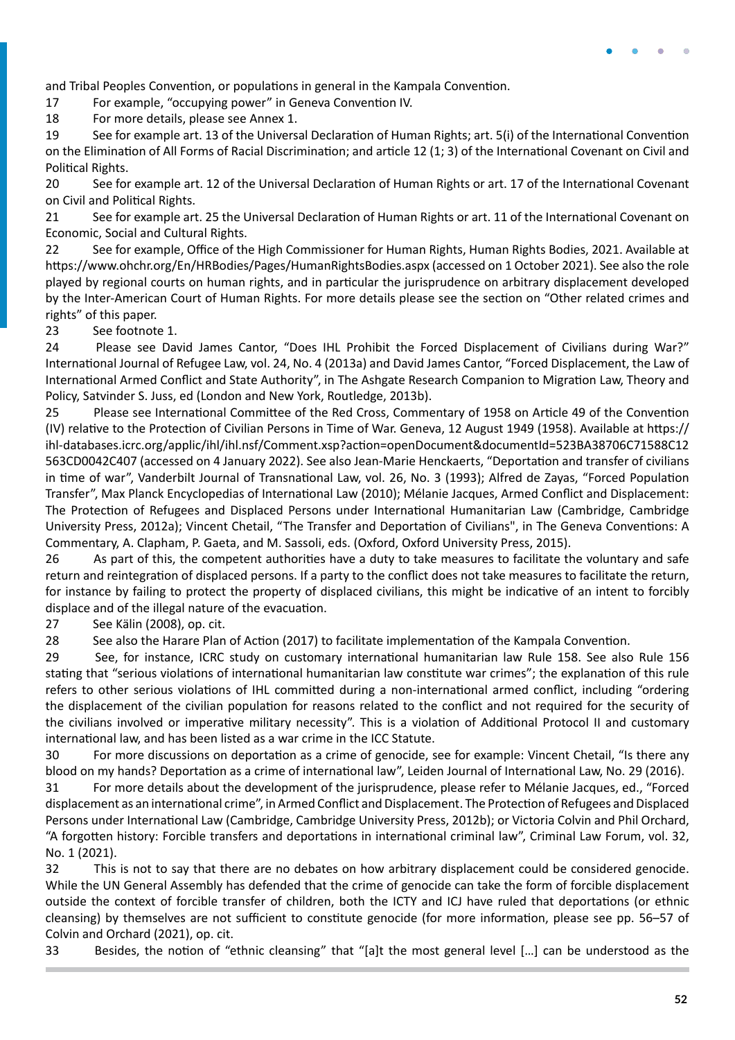and Tribal Peoples Convention, or populations in general in the Kampala Convention.

17 For example, "occupying power" in Geneva Convention IV.

18 For more details, please see Annex 1.

19 See for example art. 13 of the Universal Declaration of Human Rights; art. 5(i) of the International Convention on the Elimination of All Forms of Racial Discrimination; and article 12 (1; 3) of the International Covenant on Civil and Political Rights.

20 See for example art. 12 of the Universal Declaration of Human Rights or art. 17 of the International Covenant on Civil and Political Rights.

21 See for example art. 25 the Universal Declaration of Human Rights or art. 11 of the International Covenant on Economic, Social and Cultural Rights.

22 See for example, Office of the High Commissioner for Human Rights, Human Rights Bodies, 2021. Available at https://www.ohchr.org/En/HRBodies/Pages/HumanRightsBodies.aspx (accessed on 1 October 2021). See also the role played by regional courts on human rights, and in particular the jurisprudence on arbitrary displacement developed by the Inter-American Court of Human Rights. For more details please see the section on "Other related crimes and rights" of this paper.

23 See footnote 1.

24 Please see David James Cantor, "Does IHL Prohibit the Forced Displacement of Civilians during War?" International Journal of Refugee Law, vol. 24, No. 4 (2013a) and David James Cantor, "Forced Displacement, the Law of International Armed Conflict and State Authority", in The Ashgate Research Companion to Migration Law, Theory and Policy, Satvinder S. Juss, ed (London and New York, Routledge, 2013b).

25 Please see International Committee of the Red Cross, Commentary of 1958 on Article 49 of the Convention (IV) relative to the Protection of Civilian Persons in Time of War. Geneva, 12 August 1949 (1958). Available at https://ihl-databases.icrc.org/applic/ihl/ihl.nsf/Comment.xsp?action=openDocument&documentId=523BA38706C71588C12563CD0042C407 (accessed on 4 January 2022). See also Jean-Marie Henckaerts, "Deportation and transfer of civilians in time of war", Vanderbilt Journal of Transnational Law, vol. 26, No. 3 (1993); Alfred de Zayas, "Forced Population Transfer", Max Planck Encyclopedias of International Law (2010); Mélanie Jacques, Armed Conflict and Displacement: The Protection of Refugees and Displaced Persons under International Humanitarian Law (Cambridge, Cambridge University Press, 2012a); Vincent Chetail, "The Transfer and Deportation of Civilians", in The Geneva Conventions: A Commentary, A. Clapham, P. Gaeta, and M. Sassoli, eds. (Oxford, Oxford University Press, 2015).

26 As part of this, the competent authorities have a duty to take measures to facilitate the voluntary and safe return and reintegration of displaced persons. If a party to the conflict does not take measures to facilitate the return, for instance by failing to protect the property of displaced civilians, this might be indicative of an intent to forcibly displace and of the illegal nature of the evacuation.

27 See Kälin (2008), op. cit.

28 See also the Harare Plan of Action (2017) to facilitate implementation of the Kampala Convention.

29 See, for instance, ICRC study on customary international humanitarian law Rule 158. See also Rule 156 stating that "serious violations of international humanitarian law constitute war crimes"; the explanation of this rule refers to other serious violations of IHL committed during a non-international armed conflict, including "ordering the displacement of the civilian population for reasons related to the conflict and not required for the security of the civilians involved or imperative military necessity". This is a violation of Additional Protocol II and customary international law, and has been listed as a war crime in the ICC Statute.

30 For more discussions on deportation as a crime of genocide, see for example: Vincent Chetail, "Is there any blood on my hands? Deportation as a crime of international law", Leiden Journal of International Law, No. 29 (2016).

31 For more details about the development of the jurisprudence, please refer to Mélanie Jacques, ed., "Forced displacement as an international crime", in Armed Conflict and Displacement. The Protection of Refugees and Displaced Persons under International Law (Cambridge, Cambridge University Press, 2012b); or Victoria Colvin and Phil Orchard, "A forgotten history: Forcible transfers and deportations in international criminal law", Criminal Law Forum, vol. 32, No. 1 (2021).

32 This is not to say that there are no debates on how arbitrary displacement could be considered genocide. While the UN General Assembly has defended that the crime of genocide can take the form of forcible displacement outside the context of forcible transfer of children, both the ICTY and ICJ have ruled that deportations (or ethnic cleansing) by themselves are not sufficient to constitute genocide (for more information, please see pp. 56–57 of Colvin and Orchard (2021), op. cit.

33 Besides, the notion of "ethnic cleansing" that "[a]t the most general level […] can be understood as the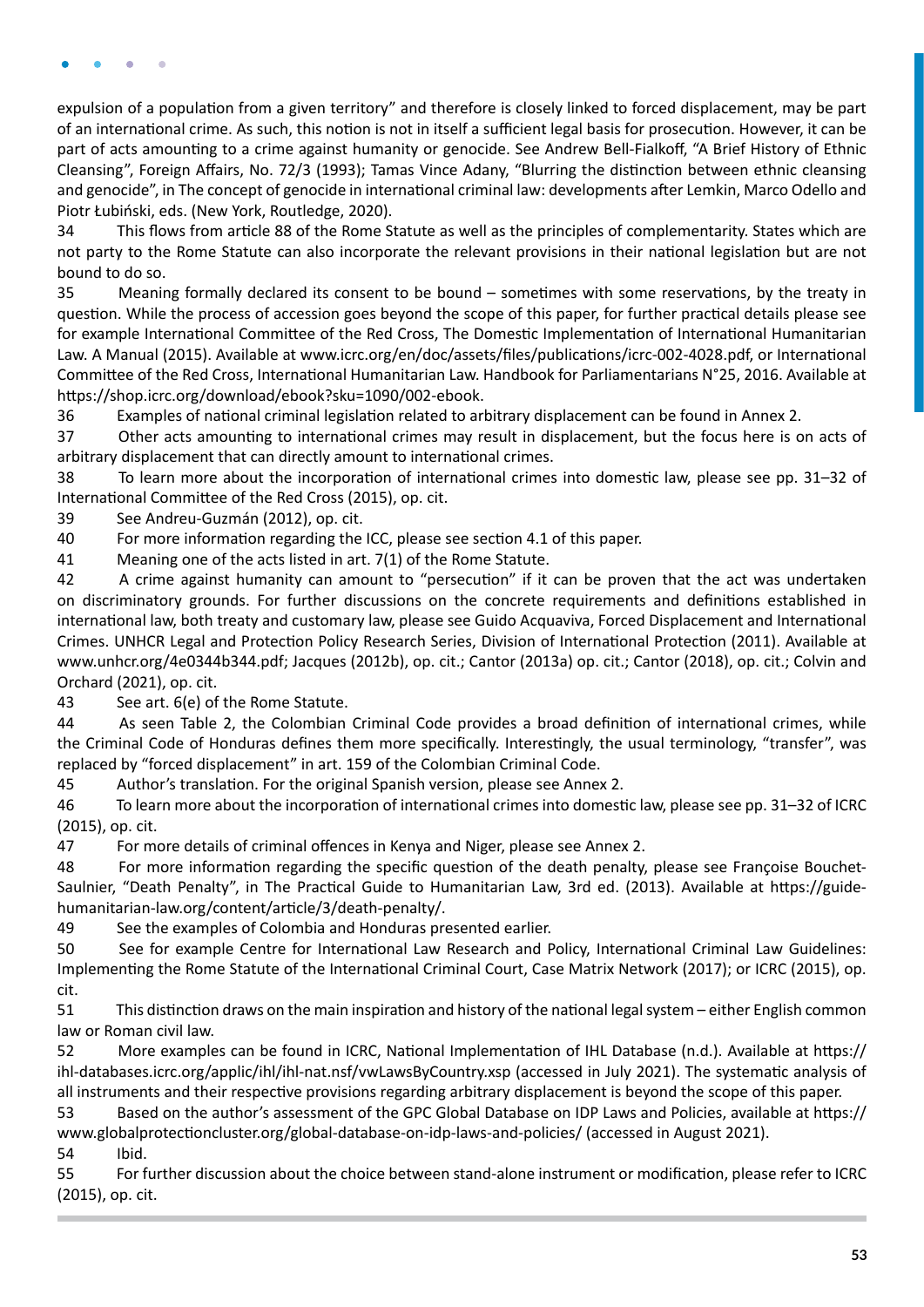expulsion of a population from a given territory" and therefore is closely linked to forced displacement, may be part of an international crime. As such, this notion is not in itself a sufficient legal basis for prosecution. However, it can be part of acts amounting to a crime against humanity or genocide. See Andrew Bell-Fialkoff, "A Brief History of Ethnic Cleansing", Foreign Affairs, No. 72/3 (1993); Tamas Vince Adany, "Blurring the distinction between ethnic cleansing and genocide", in The concept of genocide in international criminal law: developments after Lemkin, Marco Odello and Piotr Łubiński, eds. (New York, Routledge, 2020).

34 This flows from article 88 of the Rome Statute as well as the principles of complementarity. States which are not party to the Rome Statute can also incorporate the relevant provisions in their national legislation but are not bound to do so.

35 Meaning formally declared its consent to be bound – sometimes with some reservations, by the treaty in question. While the process of accession goes beyond the scope of this paper, for further practical details please see for example International Committee of the Red Cross, The Domestic Implementation of International Humanitarian Law. A Manual (2015). Available at www.icrc.org/en/doc/assets/files/publications/icrc-002-4028.pdf, or International Committee of the Red Cross, International Humanitarian Law. Handbook for Parliamentarians N°25, 2016. Available at https://shop.icrc.org/download/ebook?sku=1090/002-ebook.

36 Examples of national criminal legislation related to arbitrary displacement can be found in Annex 2.

37 Other acts amounting to international crimes may result in displacement, but the focus here is on acts of arbitrary displacement that can directly amount to international crimes.

38 To learn more about the incorporation of international crimes into domestic law, please see pp. 31–32 of International Committee of the Red Cross (2015), op. cit.

39 See Andreu-Guzmán (2012), op. cit.

40 For more information regarding the ICC, please see section 4.1 of this paper.

41 Meaning one of the acts listed in art. 7(1) of the Rome Statute.

42 A crime against humanity can amount to "persecution" if it can be proven that the act was undertaken on discriminatory grounds. For further discussions on the concrete requirements and definitions established in international law, both treaty and customary law, please see Guido Acquaviva, Forced Displacement and International Crimes. UNHCR Legal and Protection Policy Research Series, Division of International Protection (2011). Available at www.unhcr.org/4e0344b344.pdf; Jacques (2012b), op. cit.; Cantor (2013a) op. cit.; Cantor (2018), op. cit.; Colvin and Orchard (2021), op. cit.

43 See art. 6(e) of the Rome Statute.

44 As seen Table 2, the Colombian Criminal Code provides a broad definition of international crimes, while the Criminal Code of Honduras defines them more specifically. Interestingly, the usual terminology, "transfer", was replaced by "forced displacement" in art. 159 of the Colombian Criminal Code.

45 Author's translation. For the original Spanish version, please see Annex 2.

46 To learn more about the incorporation of international crimes into domestic law, please see pp. 31–32 of ICRC (2015), op. cit.

47 For more details of criminal offences in Kenya and Niger, please see Annex 2.

48 For more information regarding the specific question of the death penalty, please see Françoise Bouchet-Saulnier, "Death Penalty", in The Practical Guide to Humanitarian Law, 3rd ed. (2013). Available at https://guide-humanitarian-law.org/content/article/3/death-penalty/.

49 See the examples of Colombia and Honduras presented earlier.

50 See for example Centre for International Law Research and Policy, International Criminal Law Guidelines: Implementing the Rome Statute of the International Criminal Court, Case Matrix Network (2017); or ICRC (2015), op. cit.

51 This distinction draws on the main inspiration and history of the national legal system – either English common law or Roman civil law.

52 More examples can be found in ICRC, National Implementation of IHL Database (n.d.). Available at https://ihl-databases.icrc.org/applic/ihl/ihl-nat.nsf/vwLawsByCountry.xsp (accessed in July 2021). The systematic analysis of all instruments and their respective provisions regarding arbitrary displacement is beyond the scope of this paper.

53 Based on the author's assessment of the GPC Global Database on IDP Laws and Policies, available at https://www.globalprotectioncluster.org/global-database-on-idp-laws-and-policies/ (accessed in August 2021).

54 Ibid.

55 For further discussion about the choice between stand-alone instrument or modification, please refer to ICRC (2015), op. cit.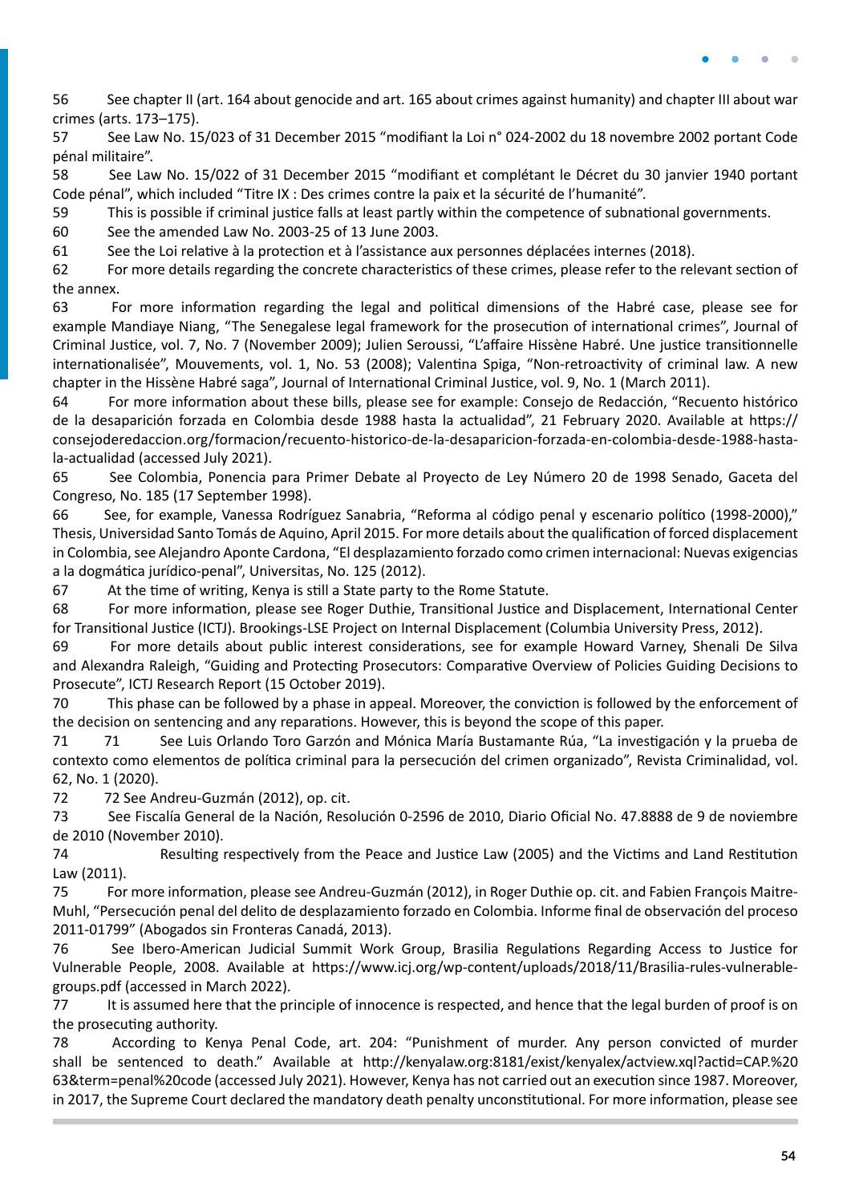56 See chapter II (art. 164 about genocide and art. 165 about crimes against humanity) and chapter III about war crimes (arts. 173–175).

57 See Law No. 15/023 of 31 December 2015 "modifiant la Loi n° 024-2002 du 18 novembre 2002 portant Code pénal militaire".

58 See Law No. 15/022 of 31 December 2015 "modifiant et complétant le Décret du 30 janvier 1940 portant Code pénal", which included "Titre IX : Des crimes contre la paix et la sécurité de l'humanité".

59 This is possible if criminal justice falls at least partly within the competence of subnational governments.

60 See the amended Law No. 2003-25 of 13 June 2003.

61 See the Loi relative à la protection et à l'assistance aux personnes déplacées internes (2018).

62 For more details regarding the concrete characteristics of these crimes, please refer to the relevant section of the annex.

63 For more information regarding the legal and political dimensions of the Habré case, please see for example Mandiaye Niang, "The Senegalese legal framework for the prosecution of international crimes", Journal of Criminal Justice, vol. 7, No. 7 (November 2009); Julien Seroussi, "L'affaire Hissène Habré. Une justice transitionnelle internationalisée", Mouvements, vol. 1, No. 53 (2008); Valentina Spiga, "Non-retroactivity of criminal law. A new chapter in the Hissène Habré saga", Journal of International Criminal Justice, vol. 9, No. 1 (March 2011).

64 For more information about these bills, please see for example: Consejo de Redacción, "Recuento histórico de la desaparición forzada en Colombia desde 1988 hasta la actualidad", 21 February 2020. Available at https://consejoderedaccion.org/formacion/recuento-historico-de-la-desaparicion-forzada-en-colombia-desde-1988-hasta-la-actualidad (accessed July 2021).

65 See Colombia, Ponencia para Primer Debate al Proyecto de Ley Número 20 de 1998 Senado, Gaceta del Congreso, No. 185 (17 September 1998).

66 See, for example, Vanessa Rodríguez Sanabria, "Reforma al código penal y escenario político (1998-2000)," Thesis, Universidad Santo Tomás de Aquino, April 2015. For more details about the qualification of forced displacement in Colombia, see Alejandro Aponte Cardona, "El desplazamiento forzado como crimen internacional: Nuevas exigencias a la dogmática jurídico-penal", Universitas, No. 125 (2012).

67 At the time of writing, Kenya is still a State party to the Rome Statute.

68 For more information, please see Roger Duthie, Transitional Justice and Displacement, International Center for Transitional Justice (ICTJ). Brookings-LSE Project on Internal Displacement (Columbia University Press, 2012).

69 For more details about public interest considerations, see for example Howard Varney, Shenali De Silva and Alexandra Raleigh, "Guiding and Protecting Prosecutors: Comparative Overview of Policies Guiding Decisions to Prosecute", ICTJ Research Report (15 October 2019).

70 This phase can be followed by a phase in appeal. Moreover, the conviction is followed by the enforcement of the decision on sentencing and any reparations. However, this is beyond the scope of this paper.

71 71 See Luis Orlando Toro Garzón and Mónica María Bustamante Rúa, "La investigación y la prueba de contexto como elementos de política criminal para la persecución del crimen organizado", Revista Criminalidad, vol. 62, No. 1 (2020).

72 72 See Andreu-Guzmán (2012), op. cit.

73 See Fiscalía General de la Nación, Resolución 0-2596 de 2010, Diario Oficial No. 47.8888 de 9 de noviembre de 2010 (November 2010).

74 Resulting respectively from the Peace and Justice Law (2005) and the Victims and Land Restitution Law (2011).

75 For more information, please see Andreu-Guzmán (2012), in Roger Duthie op. cit. and Fabien François Maitre-Muhl, "Persecución penal del delito de desplazamiento forzado en Colombia. Informe final de observación del proceso 2011-01799" (Abogados sin Fronteras Canadá, 2013).

76 See Ibero-American Judicial Summit Work Group, Brasilia Regulations Regarding Access to Justice for Vulnerable People, 2008. Available at https://www.icj.org/wp-content/uploads/2018/11/Brasilia-rules-vulnerable-groups.pdf (accessed in March 2022).

77 It is assumed here that the principle of innocence is respected, and hence that the legal burden of proof is on the prosecuting authority.

78 According to Kenya Penal Code, art. 204: "Punishment of murder. Any person convicted of murder shall be sentenced to death." Available at http://kenyalaw.org:8181/exist/kenyalex/actview.xql?actid=CAP.%2063&term=penal%20code (accessed July 2021). However, Kenya has not carried out an execution since 1987. Moreover, in 2017, the Supreme Court declared the mandatory death penalty unconstitutional. For more information, please see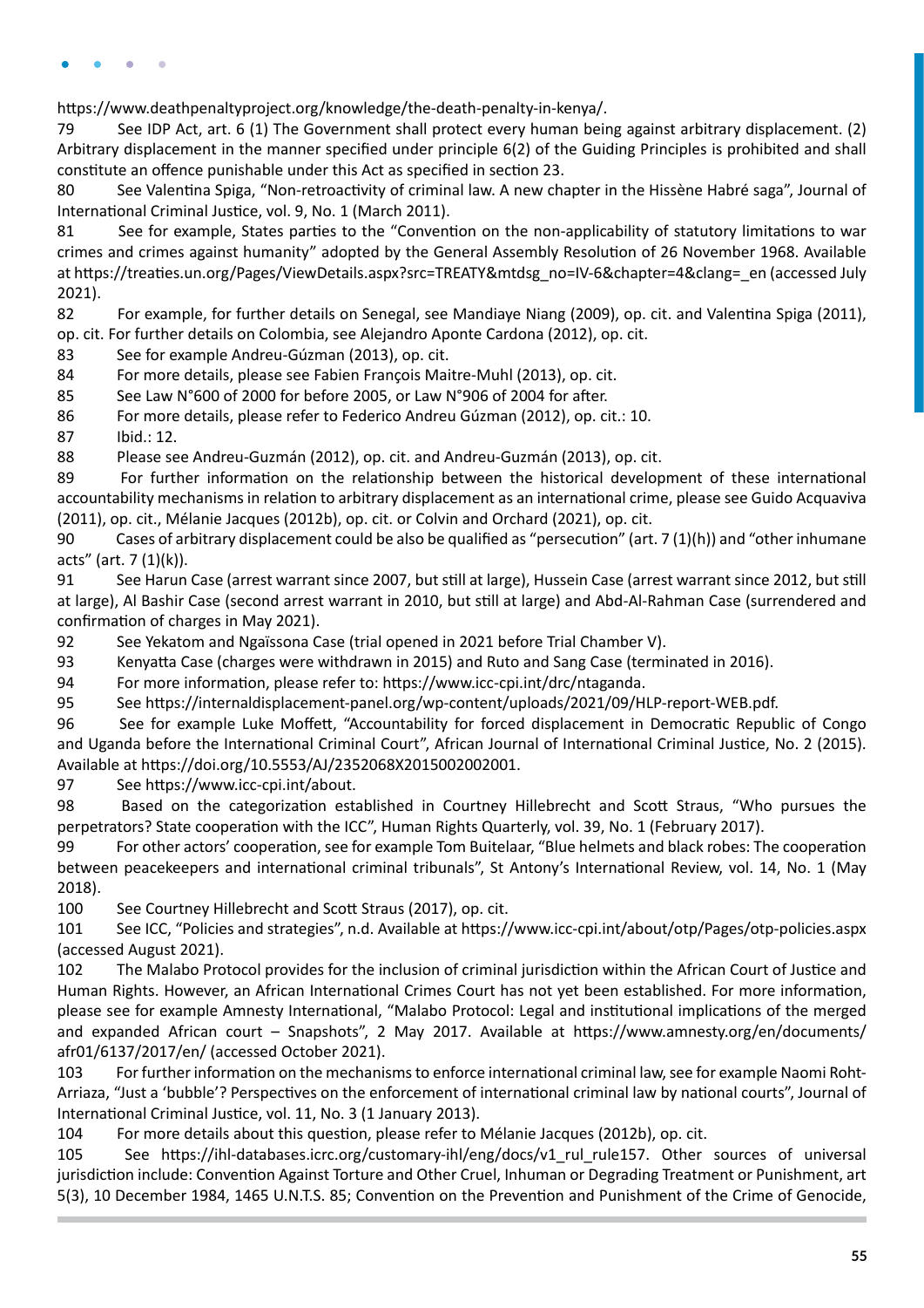https://www.deathpenaltyproject.org/knowledge/the-death-penalty-in-kenya/.

79 See IDP Act, art. 6 (1) The Government shall protect every human being against arbitrary displacement. (2) Arbitrary displacement in the manner specified under principle 6(2) of the Guiding Principles is prohibited and shall constitute an offence punishable under this Act as specified in section 23.

80 See Valentina Spiga, "Non-retroactivity of criminal law. A new chapter in the Hissène Habré saga", Journal of International Criminal Justice, vol. 9, No. 1 (March 2011).

81 See for example, States parties to the "Convention on the non-applicability of statutory limitations to war crimes and crimes against humanity" adopted by the General Assembly Resolution of 26 November 1968. Available at https://treaties.un.org/Pages/ViewDetails.aspx?src=TREATY&mtdsg_no=IV-6&chapter=4&clang=_en (accessed July 2021).

82 For example, for further details on Senegal, see Mandiaye Niang (2009), op. cit. and Valentina Spiga (2011), op. cit. For further details on Colombia, see Alejandro Aponte Cardona (2012), op. cit.

83 See for example Andreu-Gúzman (2013), op. cit.

84 For more details, please see Fabien François Maitre-Muhl (2013), op. cit.

85 See Law N°600 of 2000 for before 2005, or Law N°906 of 2004 for after.

86 For more details, please refer to Federico Andreu Gúzman (2012), op. cit.: 10.

87 Ibid.: 12.

88 Please see Andreu-Guzmán (2012), op. cit. and Andreu-Guzmán (2013), op. cit.

89 For further information on the relationship between the historical development of these international accountability mechanisms in relation to arbitrary displacement as an international crime, please see Guido Acquaviva (2011), op. cit., Mélanie Jacques (2012b), op. cit. or Colvin and Orchard (2021), op. cit.

90 Cases of arbitrary displacement could be also be qualified as "persecution" (art. 7 (1)(h)) and "other inhumane acts" (art. 7 (1)(k)).

91 See Harun Case (arrest warrant since 2007, but still at large), Hussein Case (arrest warrant since 2012, but still at large), Al Bashir Case (second arrest warrant in 2010, but still at large) and Abd-Al-Rahman Case (surrendered and confirmation of charges in May 2021).

92 See Yekatom and Ngaïssona Case (trial opened in 2021 before Trial Chamber V).

93 Kenyatta Case (charges were withdrawn in 2015) and Ruto and Sang Case (terminated in 2016).

94 For more information, please refer to: https://www.icc-cpi.int/drc/ntaganda.

95 See https://internaldisplacement-panel.org/wp-content/uploads/2021/09/HLP-report-WEB.pdf.

96 See for example Luke Moffett, "Accountability for forced displacement in Democratic Republic of Congo and Uganda before the International Criminal Court", African Journal of International Criminal Justice, No. 2 (2015). Available at https://doi.org/10.5553/AJ/2352068X2015002002001.

97 See https://www.icc-cpi.int/about.

98 Based on the categorization established in Courtney Hillebrecht and Scott Straus, "Who pursues the perpetrators? State cooperation with the ICC", Human Rights Quarterly, vol. 39, No. 1 (February 2017).

99 For other actors' cooperation, see for example Tom Buitelaar, "Blue helmets and black robes: The cooperation between peacekeepers and international criminal tribunals", St Antony's International Review, vol. 14, No. 1 (May 2018).

100 See Courtney Hillebrecht and Scott Straus (2017), op. cit.

101 See ICC, "Policies and strategies", n.d. Available at https://www.icc-cpi.int/about/otp/Pages/otp-policies.aspx (accessed August 2021).

102 The Malabo Protocol provides for the inclusion of criminal jurisdiction within the African Court of Justice and Human Rights. However, an African International Crimes Court has not yet been established. For more information, please see for example Amnesty International, "Malabo Protocol: Legal and institutional implications of the merged and expanded African court – Snapshots", 2 May 2017. Available at https://www.amnesty.org/en/documents/afr01/6137/2017/en/ (accessed October 2021).

103 For further information on the mechanisms to enforce international criminal law, see for example Naomi Roht-Arriaza, "Just a 'bubble'? Perspectives on the enforcement of international criminal law by national courts", Journal of International Criminal Justice, vol. 11, No. 3 (1 January 2013).

104 For more details about this question, please refer to Mélanie Jacques (2012b), op. cit.

105 See https://ihl-databases.icrc.org/customary-ihl/eng/docs/v1_rul_rule157. Other sources of universal jurisdiction include: Convention Against Torture and Other Cruel, Inhuman or Degrading Treatment or Punishment, art 5(3), 10 December 1984, 1465 U.N.T.S. 85; Convention on the Prevention and Punishment of the Crime of Genocide,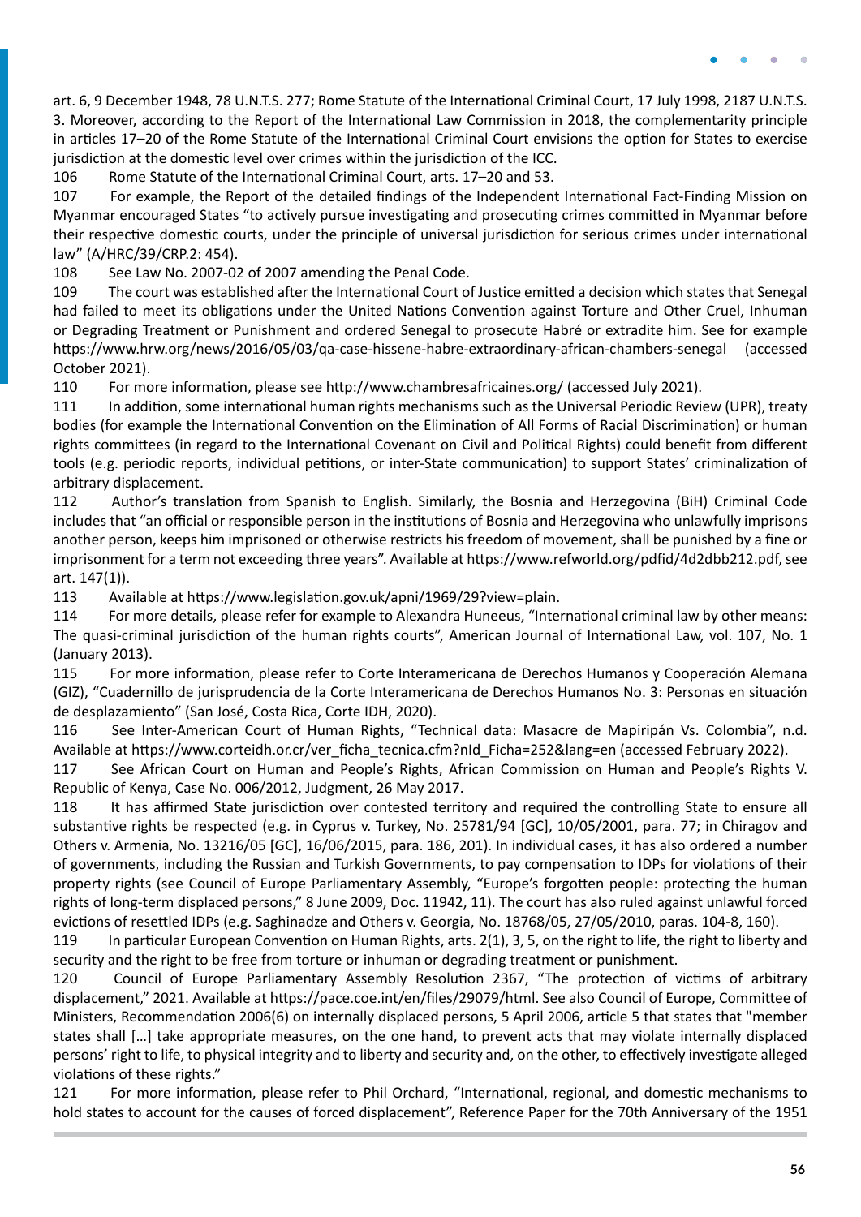art. 6, 9 December 1948, 78 U.N.T.S. 277; Rome Statute of the International Criminal Court, 17 July 1998, 2187 U.N.T.S. 3. Moreover, according to the Report of the International Law Commission in 2018, the complementarity principle in articles 17–20 of the Rome Statute of the International Criminal Court envisions the option for States to exercise jurisdiction at the domestic level over crimes within the jurisdiction of the ICC.

106 Rome Statute of the International Criminal Court, arts. 17–20 and 53.

107 For example, the Report of the detailed findings of the Independent International Fact-Finding Mission on Myanmar encouraged States "to actively pursue investigating and prosecuting crimes committed in Myanmar before their respective domestic courts, under the principle of universal jurisdiction for serious crimes under international law" (A/HRC/39/CRP.2: 454).

108 See Law No. 2007-02 of 2007 amending the Penal Code.

109 The court was established after the International Court of Justice emitted a decision which states that Senegal had failed to meet its obligations under the United Nations Convention against Torture and Other Cruel, Inhuman or Degrading Treatment or Punishment and ordered Senegal to prosecute Habré or extradite him. See for example https://www.hrw.org/news/2016/05/03/qa-case-hissene-habre-extraordinary-african-chambers-senegal (accessed October 2021).

110 For more information, please see http://www.chambresafricaines.org/ (accessed July 2021).

111 In addition, some international human rights mechanisms such as the Universal Periodic Review (UPR), treaty bodies (for example the International Convention on the Elimination of All Forms of Racial Discrimination) or human rights committees (in regard to the International Covenant on Civil and Political Rights) could benefit from different tools (e.g. periodic reports, individual petitions, or inter-State communication) to support States' criminalization of arbitrary displacement.

112 Author's translation from Spanish to English. Similarly, the Bosnia and Herzegovina (BiH) Criminal Code includes that "an official or responsible person in the institutions of Bosnia and Herzegovina who unlawfully imprisons another person, keeps him imprisoned or otherwise restricts his freedom of movement, shall be punished by a fine or imprisonment for a term not exceeding three years". Available at https://www.refworld.org/pdfid/4d2dbb212.pdf, see art. 147(1)).

113 Available at https://www.legislation.gov.uk/apni/1969/29?view=plain.

114 For more details, please refer for example to Alexandra Huneeus, "International criminal law by other means: The quasi-criminal jurisdiction of the human rights courts", American Journal of International Law, vol. 107, No. 1 (January 2013).

115 For more information, please refer to Corte Interamericana de Derechos Humanos y Cooperación Alemana (GIZ), "Cuadernillo de jurisprudencia de la Corte Interamericana de Derechos Humanos No. 3: Personas en situación de desplazamiento" (San José, Costa Rica, Corte IDH, 2020).

116 See Inter-American Court of Human Rights, "Technical data: Masacre de Mapiripán Vs. Colombia", n.d. Available at https://www.corteidh.or.cr/ver_ficha_tecnica.cfm?nId_Ficha=252&lang=en (accessed February 2022).

117 See African Court on Human and People's Rights, African Commission on Human and People's Rights V. Republic of Kenya, Case No. 006/2012, Judgment, 26 May 2017.

118 It has affirmed State jurisdiction over contested territory and required the controlling State to ensure all substantive rights be respected (e.g. in Cyprus v. Turkey, No. 25781/94 [GC], 10/05/2001, para. 77; in Chiragov and Others v. Armenia, No. 13216/05 [GC], 16/06/2015, para. 186, 201). In individual cases, it has also ordered a number of governments, including the Russian and Turkish Governments, to pay compensation to IDPs for violations of their property rights (see Council of Europe Parliamentary Assembly, "Europe's forgotten people: protecting the human rights of long-term displaced persons," 8 June 2009, Doc. 11942, 11). The court has also ruled against unlawful forced evictions of resettled IDPs (e.g. Saghinadze and Others v. Georgia, No. 18768/05, 27/05/2010, paras. 104-8, 160).

119 In particular European Convention on Human Rights, arts. 2(1), 3, 5, on the right to life, the right to liberty and security and the right to be free from torture or inhuman or degrading treatment or punishment.

120 Council of Europe Parliamentary Assembly Resolution 2367, "The protection of victims of arbitrary displacement," 2021. Available at https://pace.coe.int/en/files/29079/html. See also Council of Europe, Committee of Ministers, Recommendation 2006(6) on internally displaced persons, 5 April 2006, article 5 that states that "member states shall […] take appropriate measures, on the one hand, to prevent acts that may violate internally displaced persons' right to life, to physical integrity and to liberty and security and, on the other, to effectively investigate alleged violations of these rights."

121 For more information, please refer to Phil Orchard, "International, regional, and domestic mechanisms to hold states to account for the causes of forced displacement", Reference Paper for the 70th Anniversary of the 1951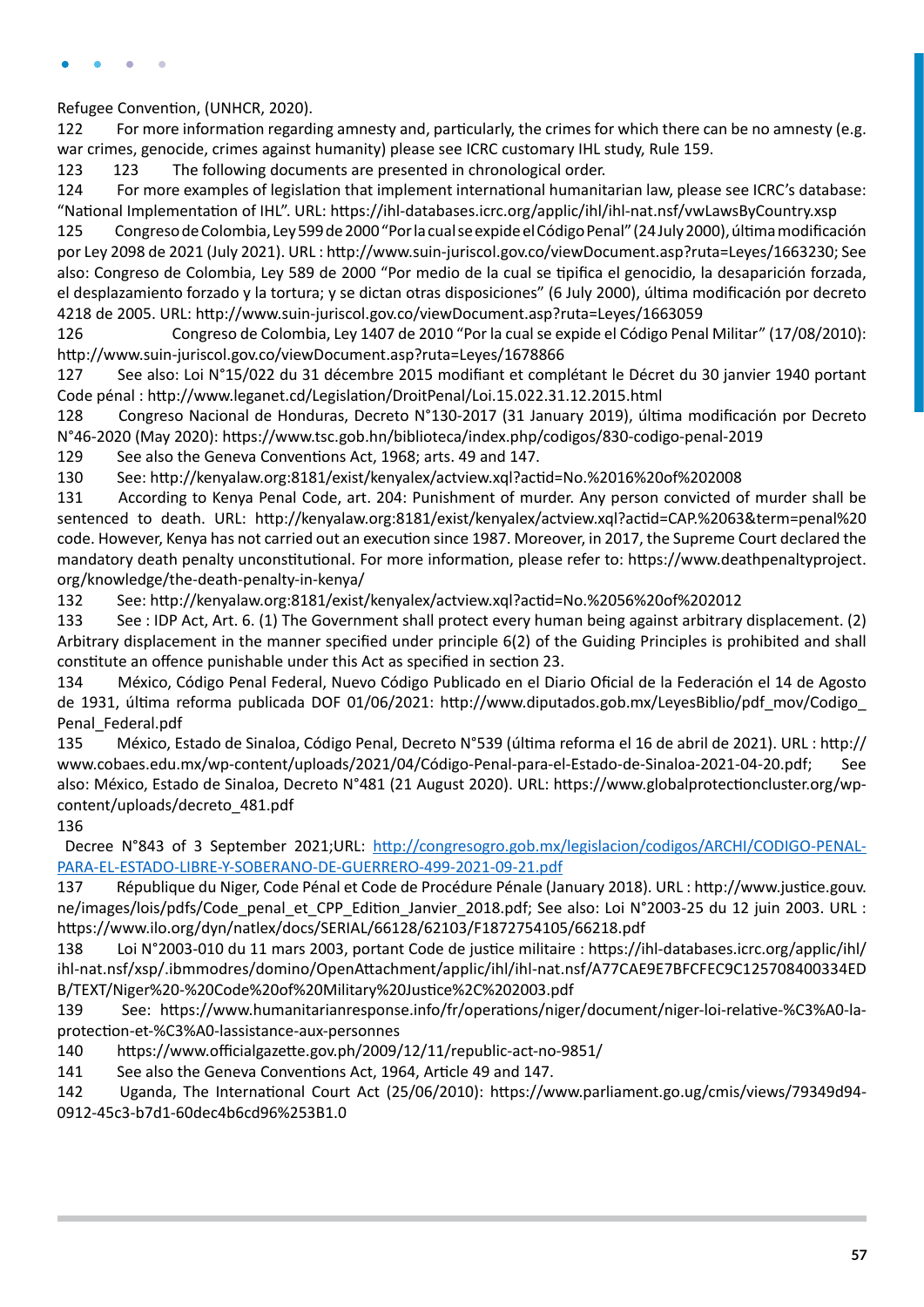Refugee Convention, (UNHCR, 2020).

122 For more information regarding amnesty and, particularly, the crimes for which there can be no amnesty (e.g. war crimes, genocide, crimes against humanity) please see ICRC customary IHL study, Rule 159.

123 123 The following documents are presented in chronological order.

124 For more examples of legislation that implement international humanitarian law, please see ICRC's database: "National Implementation of IHL". URL: https://ihl-databases.icrc.org/applic/ihl/ihl-nat.nsf/vwLawsByCountry.xsp

125 Congreso de Colombia, Ley 599 de 2000 "Por la cual se expide el Código Penal" (24 July 2000), última modificación por Ley 2098 de 2021 (July 2021). URL : http://www.suin-juriscol.gov.co/viewDocument.asp?ruta=Leyes/1663230; See also: Congreso de Colombia, Ley 589 de 2000 "Por medio de la cual se tipifica el genocidio, la desaparición forzada, el desplazamiento forzado y la tortura; y se dictan otras disposiciones" (6 July 2000), última modificación por decreto 4218 de 2005. URL: http://www.suin-juriscol.gov.co/viewDocument.asp?ruta=Leyes/1663059

126 Congreso de Colombia, Ley 1407 de 2010 "Por la cual se expide el Código Penal Militar" (17/08/2010): http://www.suin-juriscol.gov.co/viewDocument.asp?ruta=Leyes/1678866

127 See also: Loi N°15/022 du 31 décembre 2015 modifiant et complétant le Décret du 30 janvier 1940 portant Code pénal : http://www.leganet.cd/Legislation/DroitPenal/Loi.15.022.31.12.2015.html

128 Congreso Nacional de Honduras, Decreto N°130-2017 (31 January 2019), última modificación por Decreto N°46-2020 (May 2020): https://www.tsc.gob.hn/biblioteca/index.php/codigos/830-codigo-penal-2019

129 See also the Geneva Conventions Act, 1968; arts. 49 and 147.

130 See: http://kenyalaw.org:8181/exist/kenyalex/actview.xql?actid=No.%2016%20of%202008

131 According to Kenya Penal Code, art. 204: Punishment of murder. Any person convicted of murder shall be sentenced to death. URL: http://kenyalaw.org:8181/exist/kenyalex/actview.xql?actid=CAP.%2063&term=penal%20 code. However, Kenya has not carried out an execution since 1987. Moreover, in 2017, the Supreme Court declared the mandatory death penalty unconstitutional. For more information, please refer to: https://www.deathpenaltyproject.org/knowledge/the-death-penalty-in-kenya/

132 See: http://kenyalaw.org:8181/exist/kenyalex/actview.xql?actid=No.%2056%20of%202012

133 See : IDP Act, Art. 6. (1) The Government shall protect every human being against arbitrary displacement. (2) Arbitrary displacement in the manner specified under principle 6(2) of the Guiding Principles is prohibited and shall constitute an offence punishable under this Act as specified in section 23.

134 México, Código Penal Federal, Nuevo Código Publicado en el Diario Oficial de la Federación el 14 de Agosto de 1931, última reforma publicada DOF 01/06/2021: http://www.diputados.gob.mx/LeyesBiblio/pdf_mov/Codigo_Penal_Federal.pdf

135 México, Estado de Sinaloa, Código Penal, Decreto N°539 (última reforma el 16 de abril de 2021). URL : http://www.cobaes.edu.mx/wp-content/uploads/2021/04/Código-Penal-para-el-Estado-de-Sinaloa-2021-04-20.pdf; See also: México, Estado de Sinaloa, Decreto N°481 (21 August 2020). URL: https://www.globalprotectioncluster.org/wp-content/uploads/decreto_481.pdf

136

Decree N°843 of 3 September 2021;URL: [http://congresogro.gob.mx/legislacion/codigos/ARCHI/CODIGO-PENAL-PARA-EL-ESTADO-LIBRE-Y-SOBERANO-DE-GUERRERO-499-2021-09-21.pdf](http://congresogro.gob.mx/legislacion/codigos/ARCHI/CODIGO-PENAL-PARA-EL-ESTADO-LIBRE-Y-SOBERANO-DE-GUERRERO-499-2021-09-21.pdf)

137 République du Niger, Code Pénal et Code de Procédure Pénale (January 2018). URL : http://www.justice.gouv.ne/images/lois/pdfs/Code_penal_et_CPP_Edition_Janvier_2018.pdf; See also: Loi N°2003-25 du 12 juin 2003. URL : https://www.ilo.org/dyn/natlex/docs/SERIAL/66128/62103/F1872754105/66218.pdf

138 Loi N°2003-010 du 11 mars 2003, portant Code de justice militaire : https://ihl-databases.icrc.org/applic/ihl/ihl-nat.nsf/xsp/.ibmmodres/domino/OpenAttachment/applic/ihl/ihl-nat.nsf/A77CAE9E7BFCFEC9C125708400334EDB/TEXT/Niger%20-%20Code%20of%20Military%20Justice%2C%202003.pdf

139 See: https://www.humanitarianresponse.info/fr/operations/niger/document/niger-loi-relative-%C3%A0-la-protection-et-%C3%A0-lassistance-aux-personnes

140 https://www.officialgazette.gov.ph/2009/12/11/republic-act-no-9851/

141 See also the Geneva Conventions Act, 1964, Article 49 and 147.

142 Uganda, The International Court Act (25/06/2010): https://www.parliament.go.ug/cmis/views/79349d94-0912-45c3-b7d1-60dec4b6cd96%253B1.0